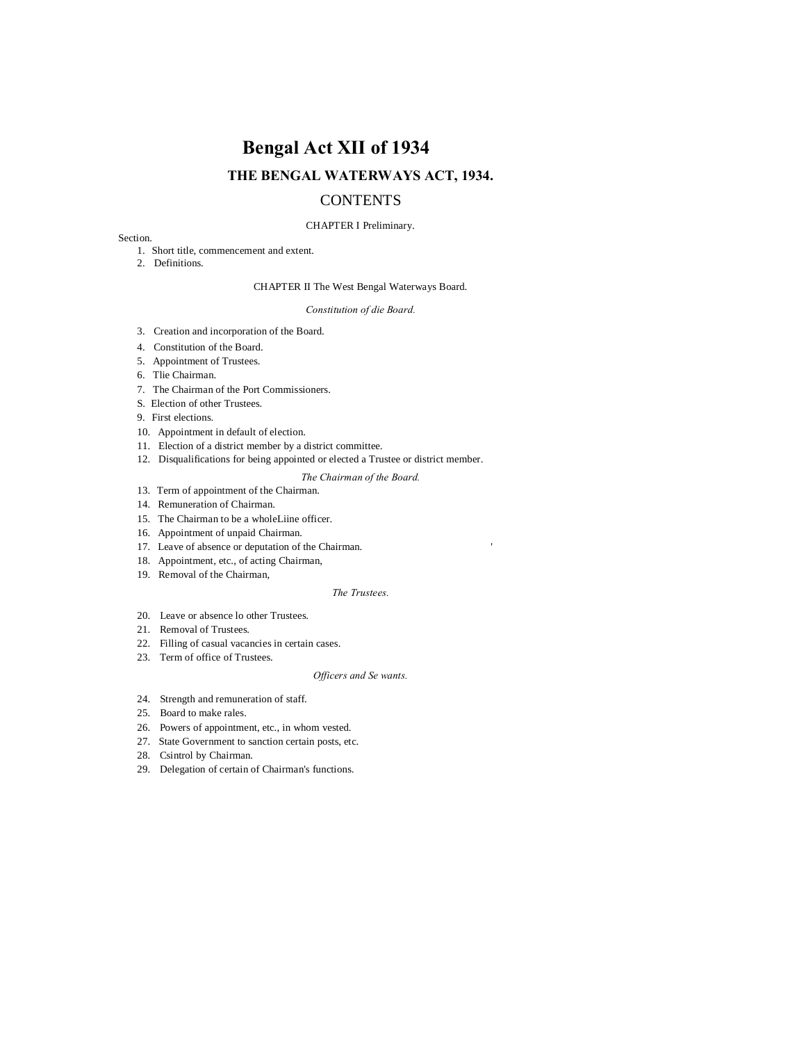# Bengal Act XII of 1934

## THE BENGAL WATERWAYS ACT, 1934.

## CONTENTS

CHAPTER I Preliminary.

Section.

1. Short title, commencement and extent.
2. Definitions.

CHAPTER II The West Bengal Waterways Board.

*Constitution of die Board.*

3. Creation and incorporation of the Board.
4. Constitution of the Board.
5. Appointment of Trustees.
6. Tlie Chairman.
7. The Chairman of the Port Commissioners.
8. Election of other Trustees.
9. First elections.
10. Appointment in default of election.
11. Election of a district member by a district committee.
12. Disqualifications for being appointed or elected a Trustee or district member.

*The Chairman of the Board.*

13. Term of appointment of the Chairman.
14. Remuneration of Chairman.
15. The Chairman to be a wholeLiine officer.
16. Appointment of unpaid Chairman.
17. Leave of absence or deputation of the Chairman.
18. Appointment, etc., of acting Chairman,
19. Removal of the Chairman,

*The Trustees.*

20. Leave or absence lo other Trustees.
21. Removal of Trustees.
22. Filling of casual vacancies in certain cases.
23. Term of office of Trustees.

*Officers and Se wants.*

24. Strength and remuneration of staff.
25. Board to make rales.
26. Powers of appointment, etc., in whom vested.
27. State Government to sanction certain posts, etc.
28. Csintrol by Chairman.
29. Delegation of certain of Chairman's functions.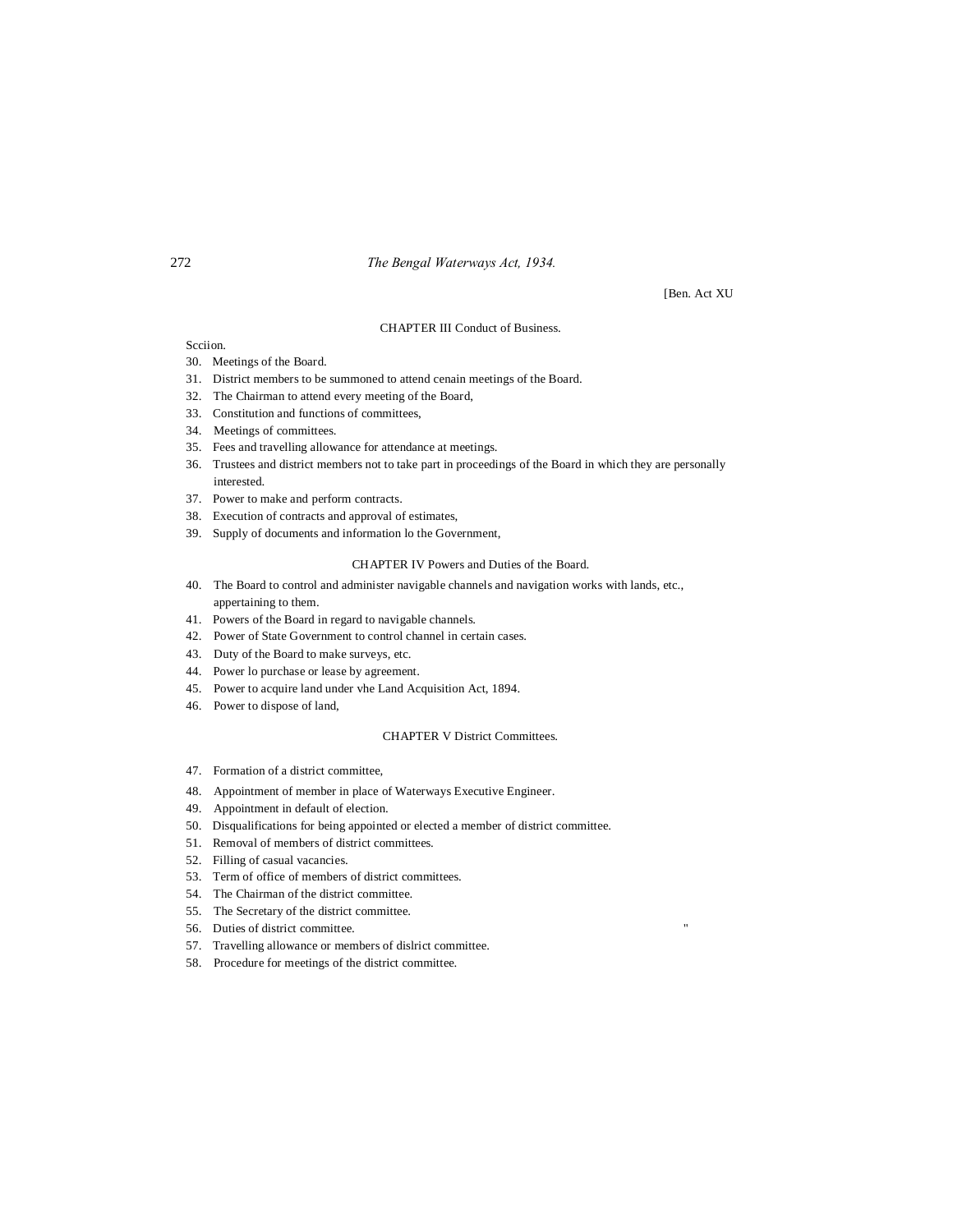[Ben. Act XU

## CHAPTER III Conduct of Business.

Scciion.

30. Meetings of the Board.
31. District members to be summoned to attend cenain meetings of the Board.
32. The Chairman to attend every meeting of the Board,
33. Constitution and functions of committees,
34. Meetings of committees.
35. Fees and travelling allowance for attendance at meetings.
36. Trustees and district members not to take part in proceedings of the Board in which they are personally interested.
37. Power to make and perform contracts.
38. Execution of contracts and approval of estimates,
39. Supply of documents and information lo the Government,

## CHAPTER IV Powers and Duties of the Board.

40. The Board to control and administer navigable channels and navigation works with lands, etc., appertaining to them.
41. Powers of the Board in regard to navigable channels.
42. Power of State Government to control channel in certain cases.
43. Duty of the Board to make surveys, etc.
44. Power lo purchase or lease by agreement.
45. Power to acquire land under vhe Land Acquisition Act, 1894.
46. Power to dispose of land,

## CHAPTER V District Committees.

47. Formation of a district committee,
48. Appointment of member in place of Waterways Executive Engineer.
49. Appointment in default of election.
50. Disqualifications for being appointed or elected a member of district committee.
51. Removal of members of district committees.
52. Filling of casual vacancies.
53. Term of office of members of district committees.
54. The Chairman of the district committee.
55. The Secretary of the district committee.
56. Duties of district committee.
57. Travelling allowance or members of dislrict committee.
58. Procedure for meetings of the district committee.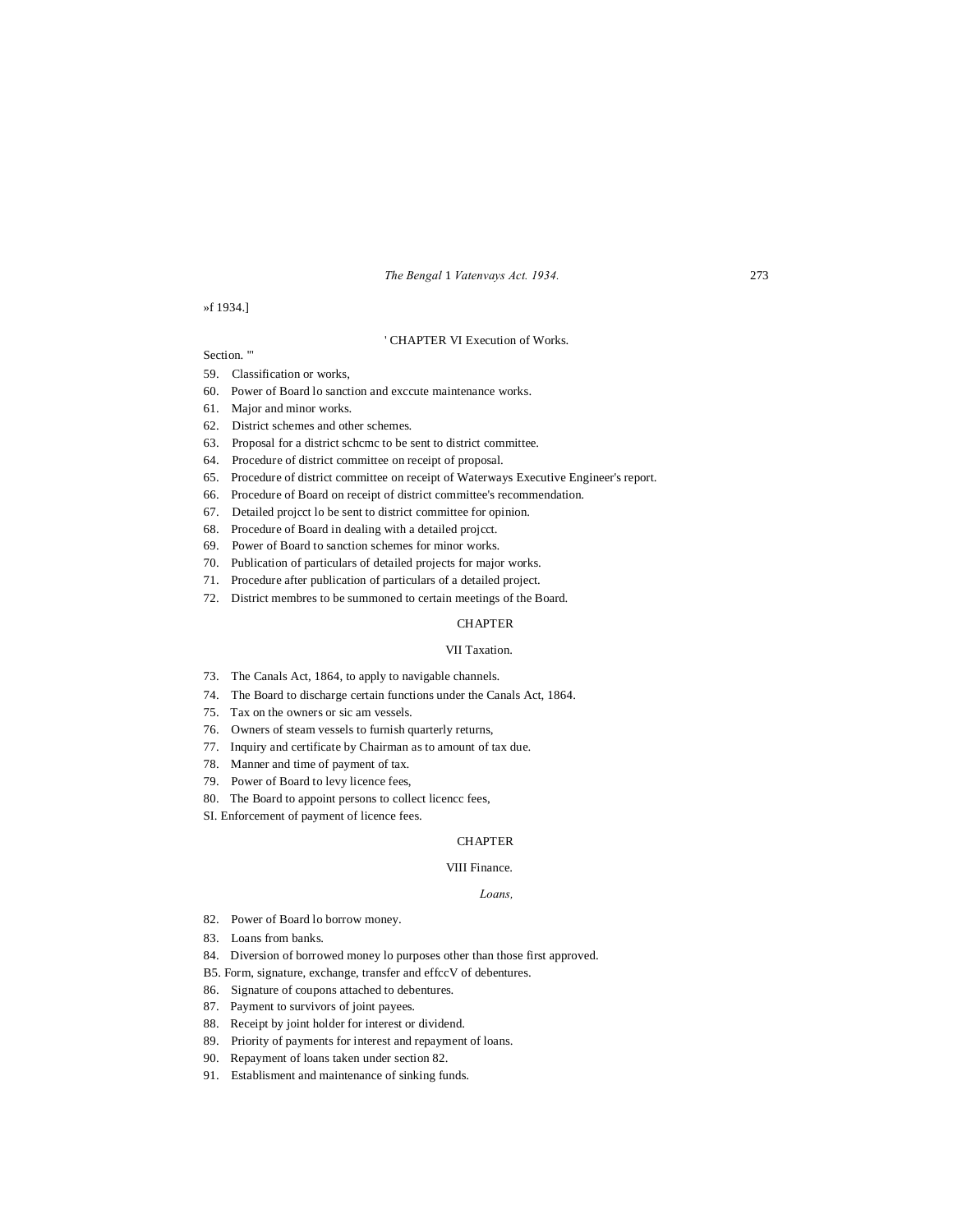»f 1934.]

## CHAPTER VI Execution of Works.

Section.

59. Classification or works,
60. Power of Board lo sanction and exccute maintenance works.
61. Major and minor works.
62. District schemes and other schemes.
63. Proposal for a district schcmc to be sent to district committee.
64. Procedure of district committee on receipt of proposal.
65. Procedure of district committee on receipt of Waterways Executive Engineer's report.
66. Procedure of Board on receipt of district committee's recommendation.
67. Detailed projcct lo be sent to district committee for opinion.
68. Procedure of Board in dealing with a detailed projcct.
69. Power of Board to sanction schemes for minor works.
70. Publication of particulars of detailed projects for major works.
71. Procedure after publication of particulars of a detailed project.
72. District membres to be summoned to certain meetings of the Board.

## CHAPTER VII Taxation.

73. The Canals Act, 1864, to apply to navigable channels.
74. The Board to discharge certain functions under the Canals Act, 1864.
75. Tax on the owners or sic am vessels.
76. Owners of steam vessels to furnish quarterly returns,
77. Inquiry and certificate by Chairman as to amount of tax due.
78. Manner and time of payment of tax.
79. Power of Board to levy licence fees,
80. The Board to appoint persons to collect licencc fees,
81. Enforcement of payment of licence fees.

## CHAPTER VIII Finance.

### *Loans,*

82. Power of Board lo borrow money.
83. Loans from banks.
84. Diversion of borrowed money lo purposes other than those first approved.
85. Form, signature, exchange, transfer and effccV of debentures.
86. Signature of coupons attached to debentures.
87. Payment to survivors of joint payees.
88. Receipt by joint holder for interest or dividend.
89. Priority of payments for interest and repayment of loans.
90. Repayment of loans taken under section 82.
91. Establisment and maintenance of sinking funds.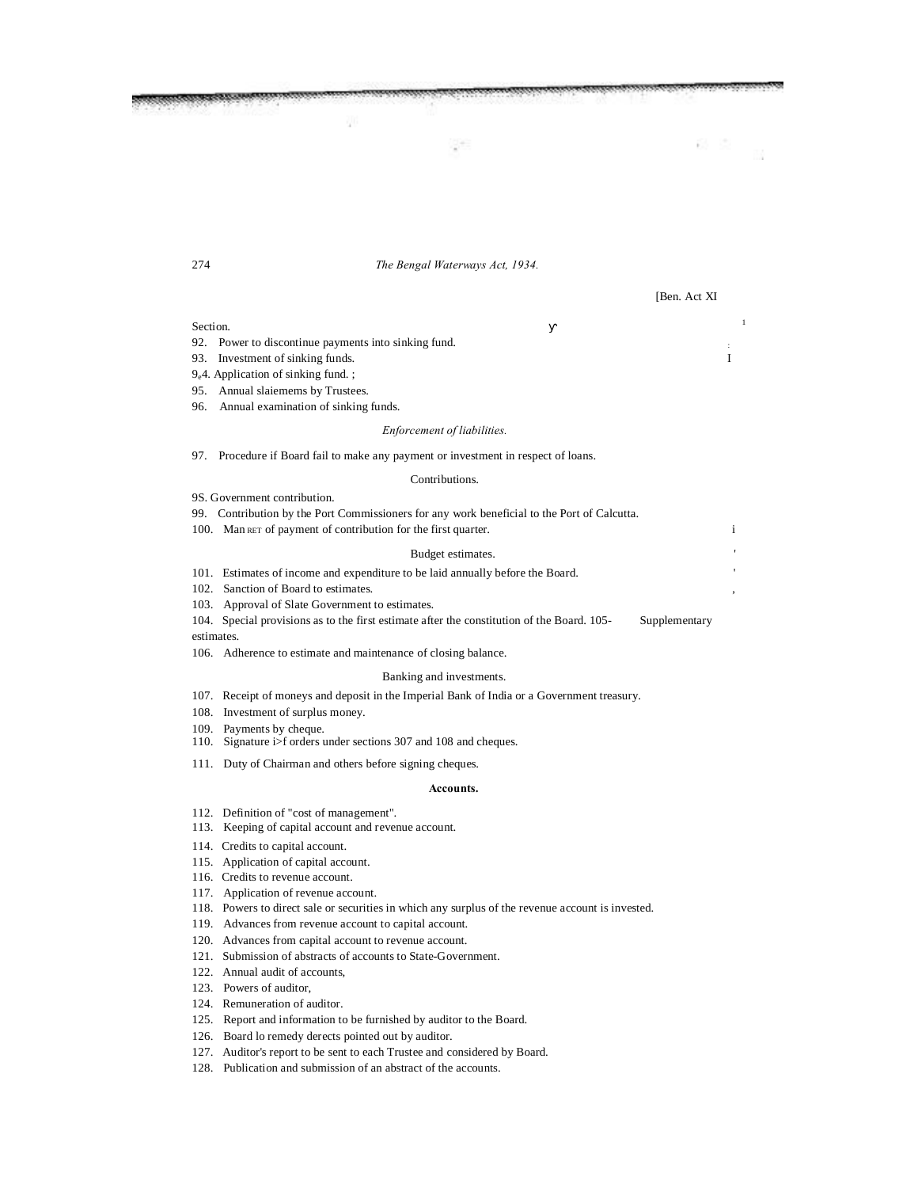[Ben. Act XI

Section.

92. Power to discontinue payments into sinking fund.
93. Investment of sinking funds.
94. Application of sinking fund.
95. Annual slaiemems by Trustees.
96. Annual examination of sinking funds.

*Enforcement of liabilities.*

97. Procedure if Board fail to make any payment or investment in respect of loans.

Contributions.

98. Government contribution.
99. Contribution by the Port Commissioners for any work beneficial to the Port of Calcutta.
100. Man RET of payment of contribution for the first quarter.

Budget estimates.

101. Estimates of income and expenditure to be laid annually before the Board.
102. Sanction of Board to estimates.
103. Approval of Slate Government to estimates.
104. Special provisions as to the first estimate after the constitution of the Board.
105. Supplementary estimates.
106. Adherence to estimate and maintenance of closing balance.

Banking and investments.

107. Receipt of moneys and deposit in the Imperial Bank of India or a Government treasury.
108. Investment of surplus money.
109. Payments by cheque.
110. Signature i>f orders under sections 307 and 108 and cheques.
111. Duty of Chairman and others before signing cheques.

**Accounts.**

112. Definition of "cost of management".
113. Keeping of capital account and revenue account.
114. Credits to capital account.
115. Application of capital account.
116. Credits to revenue account.
117. Application of revenue account.
118. Powers to direct sale or securities in which any surplus of the revenue account is invested.
119. Advances from revenue account to capital account.
120. Advances from capital account to revenue account.
121. Submission of abstracts of accounts to State-Government.
122. Annual audit of accounts,
123. Powers of auditor,
124. Remuneration of auditor.
125. Report and information to be furnished by auditor to the Board.
126. Board lo remedy derects pointed out by auditor.
127. Auditor's report to be sent to each Trustee and considered by Board.
128. Publication and submission of an abstract of the accounts.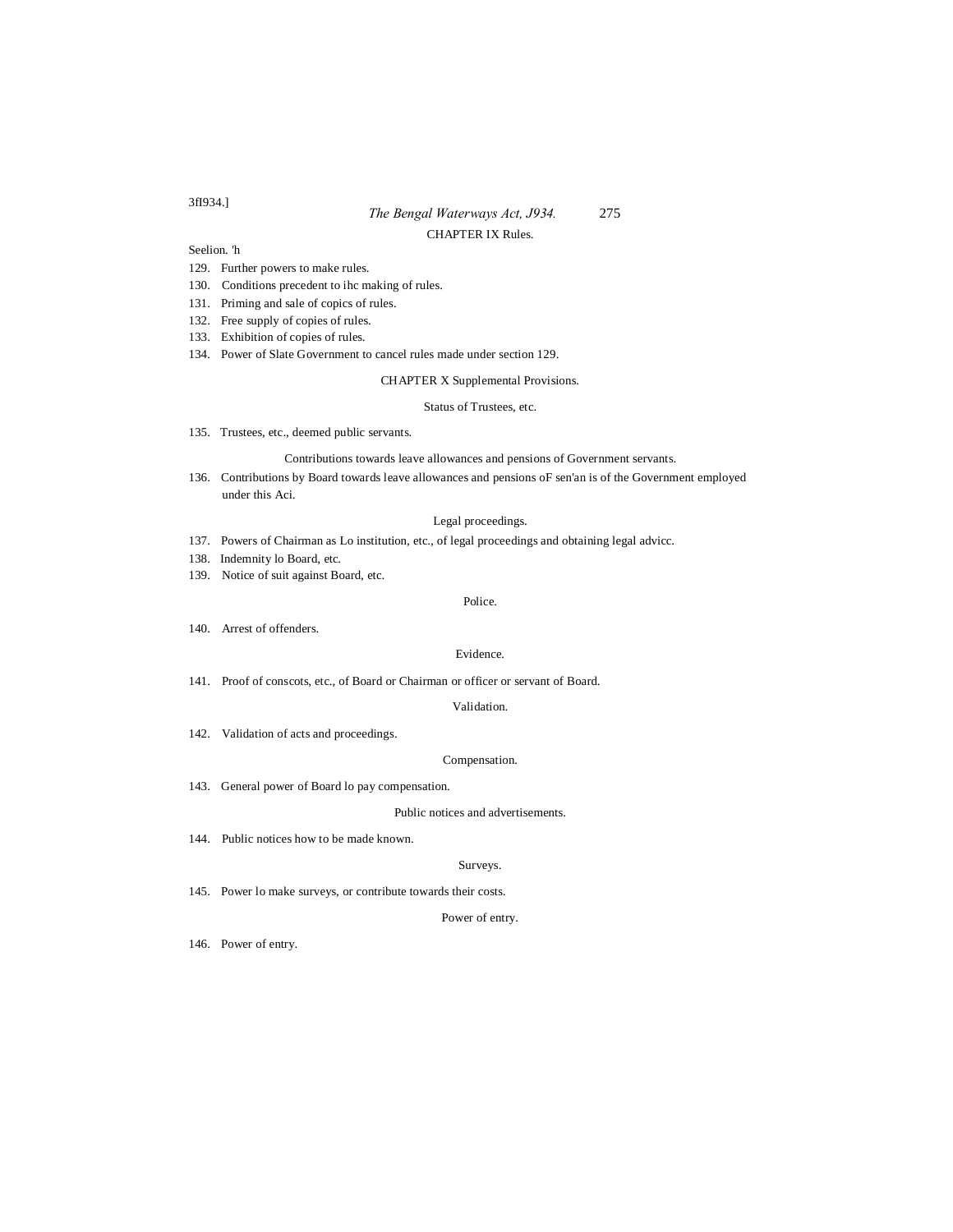## CHAPTER IX Rules.

Seelion. 'h

129. Further powers to make rules.
130. Conditions precedent to ihc making of rules.
131. Priming and sale of copics of rules.
132. Free supply of copies of rules.
133. Exhibition of copies of rules.
134. Power of Slate Government to cancel rules made under section 129.

## CHAPTER X Supplemental Provisions.

### Status of Trustees, etc.

135. Trustees, etc., deemed public servants.

### Contributions towards leave allowances and pensions of Government servants.

136. Contributions by Board towards leave allowances and pensions oF sen'an is of the Government employed under this Aci.

### Legal proceedings.

137. Powers of Chairman as Lo institution, etc., of legal proceedings and obtaining legal advicc.
138. Indemnity lo Board, etc.
139. Notice of suit against Board, etc.

### Police.

140. Arrest of offenders.

### Evidence.

141. Proof of conscots, etc., of Board or Chairman or officer or servant of Board.

### Validation.

142. Validation of acts and proceedings.

### Compensation.

143. General power of Board lo pay compensation.

### Public notices and advertisements.

144. Public notices how to be made known.

### Surveys.

145. Power lo make surveys, or contribute towards their costs.

### Power of entry.

146. Power of entry.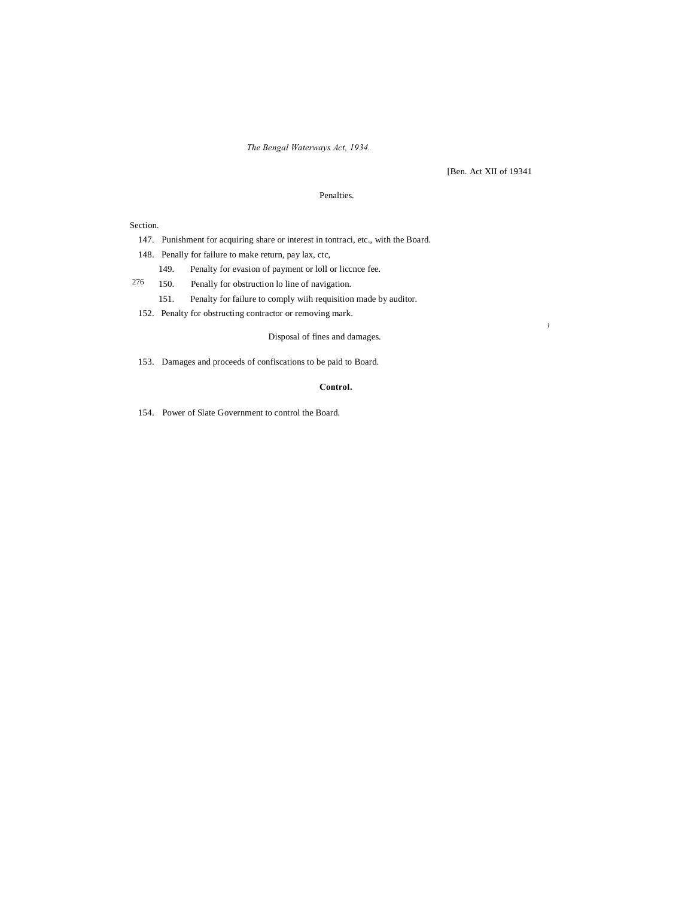Penalties.

Section.

147. Punishment for acquiring share or interest in tontraci, etc., with the Board.

148. Penally for failure to make return, pay lax, ctc,

149. Penalty for evasion of payment or loll or liccnce fee.

150. Penally for obstruction lo line of navigation.

151. Penalty for failure to comply wiih requisition made by auditor.

152. Penalty for obstructing contractor or removing mark.

Disposal of fines and damages.

153. Damages and proceeds of confiscations to be paid to Board.

**Control.**

154. Power of Slate Government to control the Board.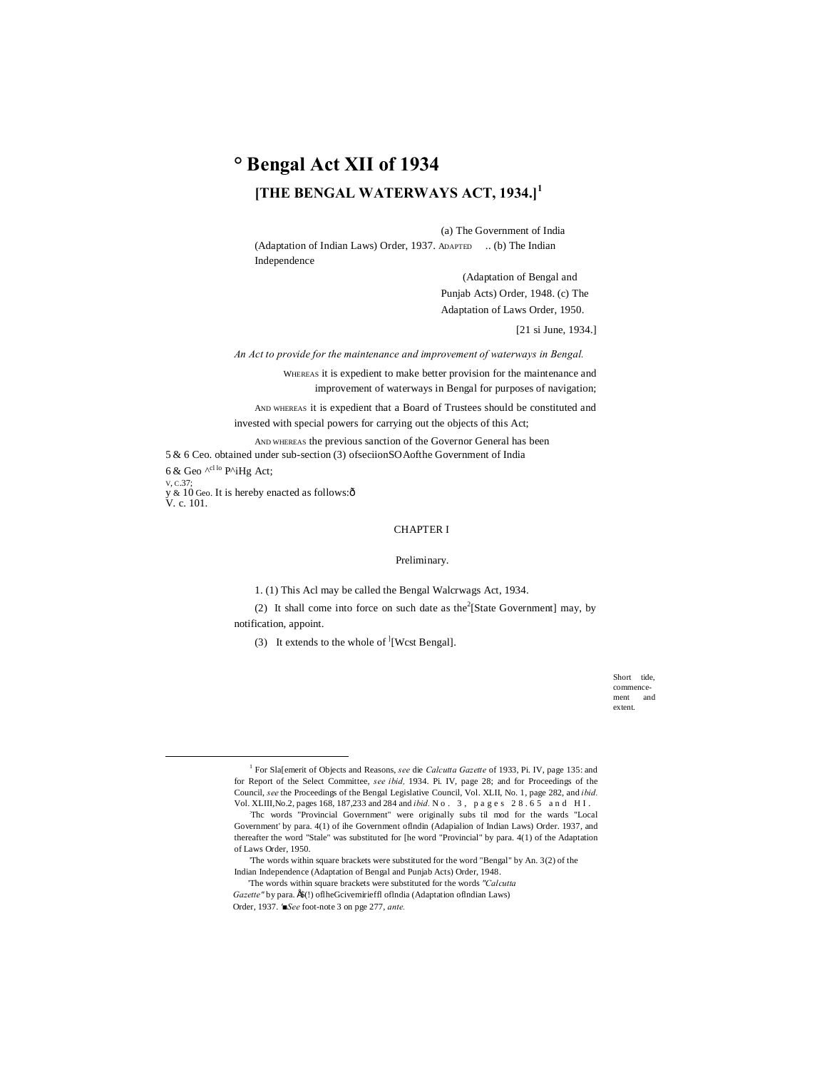# ° Bengal Act XII of 1934

## [THE BENGAL WATERWAYS ACT, 1934.][1]

(a) The Government of India (Adaptation of Indian Laws) Order, 1937. ADAPTED .. (b) The Indian Independence (Adaptation of Bengal and Punjab Acts) Order, 1948. (c) The Adaptation of Laws Order, 1950.

[21 si June, 1934.]

*An Act to provide for the maintenance and improvement of waterways in Bengal.*

WHEREAS it is expedient to make better provision for the maintenance and improvement of waterways in Bengal for purposes of navigation;

AND WHEREAS it is expedient that a Board of Trustees should be constituted and invested with special powers for carrying out the objects of this Act;

AND WHEREAS the previous sanction of the Governor General has been obtained under sub-section (3) ofseciionSOAofthe Government of India P^iHg Act;

It is hereby enacted as follows:ð

5 & 6 Ceo. 6 & Geo ^cl lo V, C.37; y & 10 Geo. V. c. 101.

CHAPTER I

Preliminary.

Short tide, commencement and extent.

1. (1) This Acl may be called the Bengal Walcrwags Act, 1934.

(2) It shall come into force on such date as the[2][State Government] may, by notification, appoint.

(3) It extends to the whole of [3][Wcst Bengal].

---

[1] For Sla[emerit of Objects and Reasons, *see* die *Calcutta Gazette* of 1933, Pi. IV, page 135: and for Report of the Select Committee, *see ibid,* 1934. Pi. IV, page 28; and for Proceedings of the Council, *see* the Proceedings of the Bengal Legislative Council, Vol. XLII, No. 1, page 282, and *ibid.* Vol. XLIII,No.2, pages 168, 187,233 and 284 and *ibid.* No. 3, pages 28.65 and HI.

[2]Thc words "Provincial Government" were originally subs til mod for the wards "Local Government' by para. 4(1) of ihe Government oflndin (Adapialion of Indian Laws) Order. 1937, and thereafter the word "Stale" was substituted for [he word "Provincial" by para. 4(1) of the Adaptation of Laws Order, 1950.

[3]The words within square brackets were substituted for the word "Bengal" by An. 3(2) of the Indian Independence (Adaptation of Bengal and Punjab Acts) Order, 1948.

'The words within square brackets were substituted for the words *"Calcutta Gazette"* by para. Å(!) oflheGcivemirieffl oflndia (Adaptation oflndian Laws) Order, 1937. '■*See* foot-note 3 on pge 277, *ante.*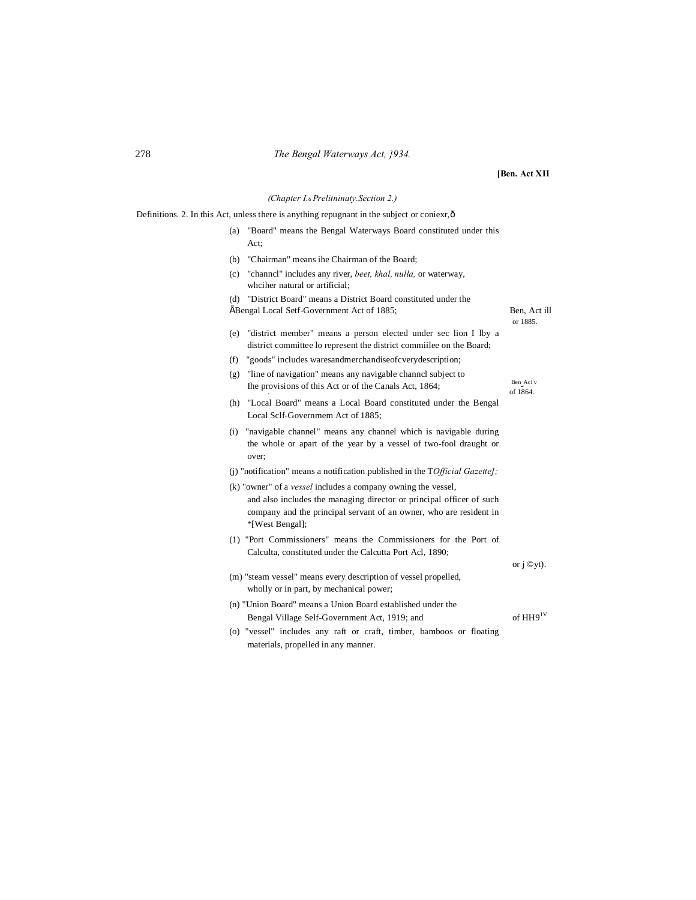**[Ben. Act XII**

*(Chapter I.*—*Preliminary.*—*Section 2.)*

Definitions. 2. In this Act, unless there is anything repugnant in the subject or coniexr,ô

(a) "Board" means the Bengal Waterways Board constituted under this Act;

(b) "Chairman" means ihe Chairman of the Board;

(c) "channcl" includes any river, *beet, khal, nulla,* or waterway, whciher natural or artificial;

(d) "District Board" means a District Board constituted under the Bengal Local Setf-Government Act of 1885; — Ben, Act ill or 1885.

(e) "district member" means a person elected under sec lion I lby a district committee lo represent the district commiilee on the Board;

(f) "goods" includes waresandmerchandiseofcverydescription;

(g) "line of navigation" means any navigable channcl subject to Ihe provisions of this Act or of the Canals Act, 1864; — Ben Acl v of 1864.

(h) "Local Board" means a Local Board constituted under the Bengal Local Sclf-Governmem Act of 1885;

(i) "navigable channel" means any channel which is navigable during the whole or apart of the year by a vessel of two-fool draught or over;

(j) "notification" means a notification published in the T*Official Gazette];*

(k) "owner" of a *vessel* includes a company owning the vessel, and also includes the managing director or principal officer of such company and the principal servant of an owner, who are resident in *[West Bengal];

(1) "Port Commissioners" means the Commissioners for the Port of Calculta, constituted under the Calcutta Port Acl, 1890; — or j ©yt).

(m) "steam vessel" means every description of vessel propelled, wholly or in part, by mechanical power;

(n) "Union Board" means a Union Board established under the Bengal Village Self-Government Act, 1919; and — of HH9[1V]

(o) "vessel" includes any raft or craft, timber, bamboos or floating materials, propelled in any manner.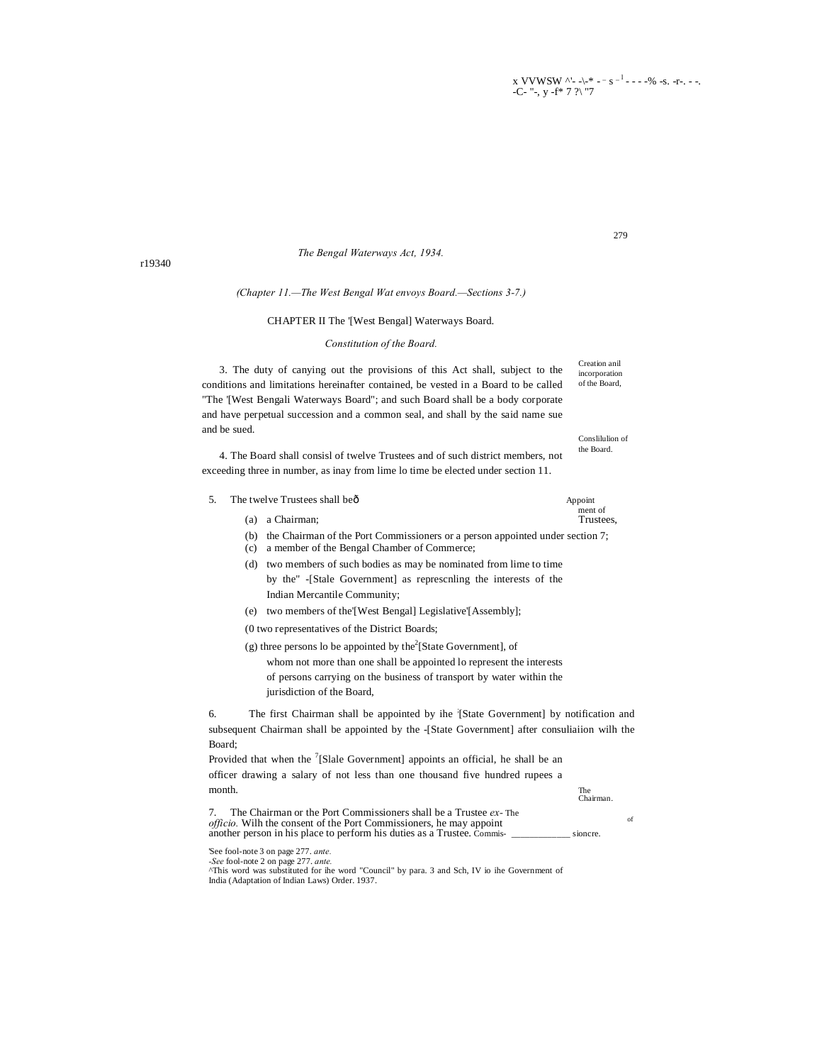## CHAPTER II The '[West Bengal] Waterways Board.

### *Constitution of the Board.*

Creation anil incorporation of the Board,

3. The duty of canying out the provisions of this Act shall, subject to the conditions and limitations hereinafter contained, be vested in a Board to be called "The '[West Bengali Waterways Board"; and such Board shall be a body corporate and have perpetual succession and a common seal, and shall by the said name sue and be sued.

Conslilulion of the Board.

4. The Board shall consisl of twelve Trustees and of such district members, not exceeding three in number, as inay from lime lo time be elected under section 11.

Appointment of Trustees,

5. The twelve Trustees shall beô

(a) a Chairman;

(b) the Chairman of the Port Commissioners or a person appointed under section 7;

(c) a member of the Bengal Chamber of Commerce;

(d) two members of such bodies as may be nominated from lime to time by the" -[Stale Government] as represcnling the interests of the Indian Mercantile Community;

(e) two members of the'[West Bengal] Legislative'[Assembly];

(0 two representatives of the District Boards;

(g) three persons lo be appointed by the[2][State Government], of whom not more than one shall be appointed lo represent the interests of persons carrying on the business of transport by water within the jurisdiction of the Board,

The Chairman.

6. The first Chairman shall be appointed by ihe '[State Government] by notification and subsequent Chairman shall be appointed by the -[State Government] after consuliaiion wilh the Board;

Provided that when the [7][Slale Government] appoints an official, he shall be an officer drawing a salary of not less than one thousand five hundred rupees a month.

The Chairman of the Port Commissioners.

7. The Chairman or the Port Commissioners shall be a Trustee *ex-officio.* Wilh the consent of the Port Commissioners, he may appoint another person in his place to perform his duties as a Trustee.

'See fool-note 3 on page 277. *ante.*
-*See* fool-note 2 on page 277. *ante.*
^This word was substituted for ihe word "Council" by para. 3 and Sch, IV io ihe Government of India (Adaptation of Indian Laws) Order. 1937.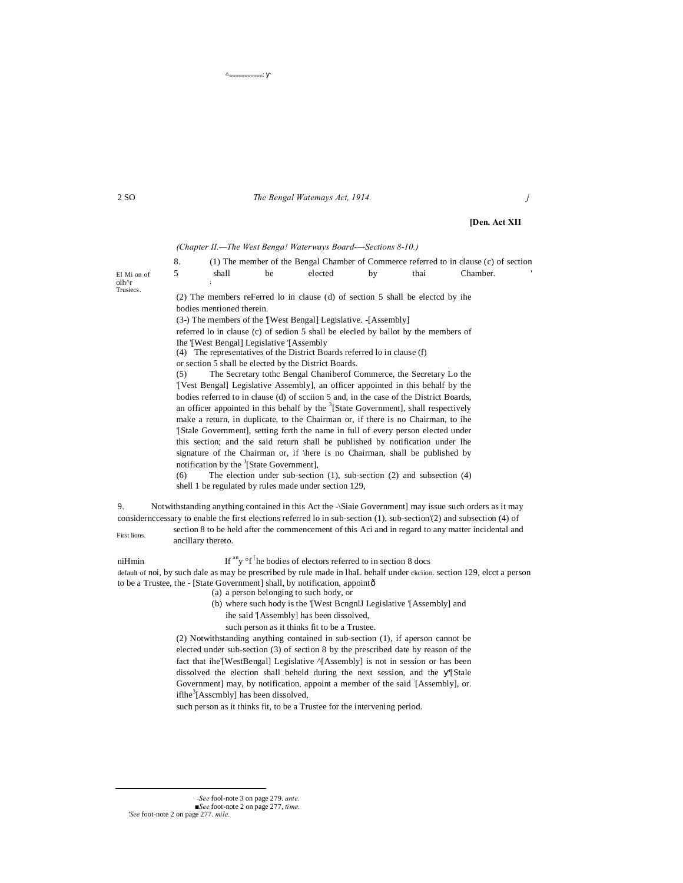[Ben. Act XII

*(Chapter II.—The West Benga! Waterways Board-—Sections 8-10.)*

El Mi on of olh^r Trusiecs.

8. (1) The member of the Bengal Chamber of Commerce referred to in clause (c) of section 5 shall be elected by thai Chamber.

(2) The members reFerred lo in clause (d) of section 5 shall be electcd by ihe bodies mentioned therein.

(3-) The members of the '[West Bengal] Legislative. -[Assembly] referred lo in clause (c) of sedion 5 shall be elecled by ballot by the members of Ihe '[West Bengal] Legislative '[Assembly

(4) The representatives of the District Boards referred lo in clause (f) or section 5 shall be elected by the District Boards.

(5) The Secretary tothc Bengal Chaniberof Commerce, the Secretary Lo the '[Vest Bengal] Legislative Assembly], an officer appointed in this behalf by the bodies referred to in clause (d) of scciion 5 and, in the case of the District Boards, an officer appointed in this behalf by the [3][State Government], shall respectively make a return, in duplicate, to the Chairman or, if there is no Chairman, to ihe '[Stale Government], setting fcrth the name in full of every person elected under this section; and the said return shall be published by notification under Ihe signature of the Chairman or, if \here is no Chairman, shall be published by notification by the [J][State Government],

(6) The election under sub-section (1), sub-section (2) and subsection (4) shell 1 be regulated by rules made under section 129,

First lions.

9. Notwithstanding anything contained in this Act the -\Siaie Government] may issue such orders as it may considernccessary to enable the first elections referred lo in sub-section (1), sub-section'(2) and subsection (4) of section 8 to be held after the commencement of this Aci and in regard to any matter incidental and ancillary thereto.

niHmin default of

If any of he bodies of electors referred to in section 8 docs noi, by such dale as may be prescribed by rule made in lhaL behalf under section 129, elcct a person to be a Trustee, the - [State Government] shall, by notification, appoint—

(a) a person belonging to such body, or

(b) where such hody is the '[West BcngnlJ Legislative '[Assembly] and ihe said '[Assembly] has been dissolved,

such person as it thinks fit to be a Trustee.

(2) Notwithstanding anything contained in sub-section (1), if aperson cannot be elected under sub-section (3) of section 8 by the prescribed date by reason of the fact that ihe'[WestBengal] Legislative ^[Assembly] is not in session or has been dissolved the election shall beheld during the next session, and the '[Stale Government] may, by notification, appoint a member of the said [Assembly], or. iflhe[3][Asscmbly] has been dissolved,

such person as it thinks fit, to be a Trustee for the intervening period.

---

-*See* fool-note 3 on page 279. *ante.*

■*See* foot-note 2 on page 277, *time.*

'*See* foot-note 2 on page 277. *mile.*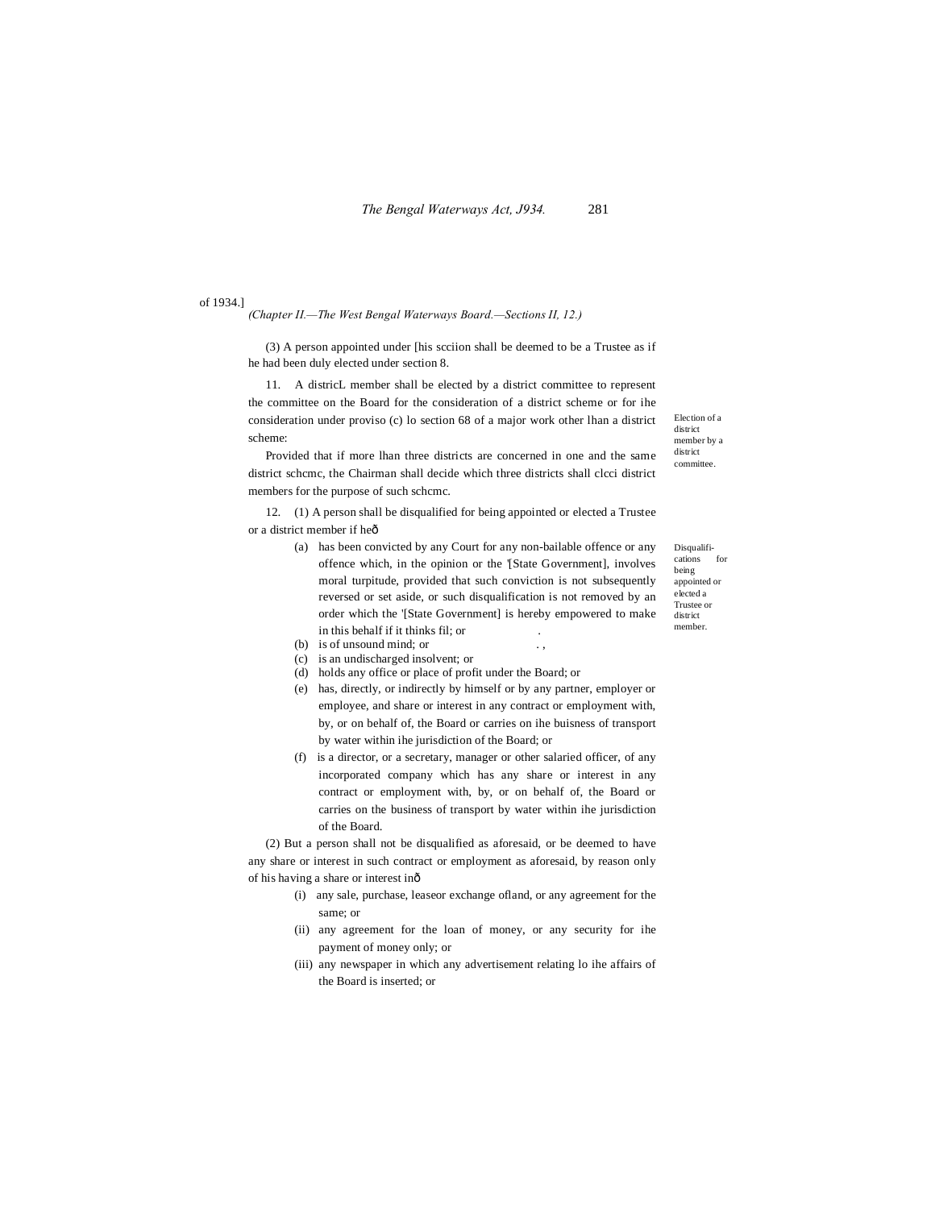of 1934.]

*(Chapter II.—The West Bengal Waterways Board.—Sections II, 12.)*

(3) A person appointed under [his scciion shall be deemed to be a Trustee as if he had been duly elected under section 8.

Election of a district member by a district committee.

11. A districL member shall be elected by a district committee to represent the committee on the Board for the consideration of a district scheme or for ihe consideration under proviso (c) lo section 68 of a major work other lhan a district scheme:

Provided that if more lhan three districts are concerned in one and the same district schcmc, the Chairman shall decide which three districts shall clcci district members for the purpose of such schcmc.

Disqualifications for being appointed or elected a Trustee or district member.

12. (1) A person shall be disqualified for being appointed or elected a Trustee or a district member if heð

(a) has been convicted by any Court for any non-bailable offence or any offence which, in the opinion or the '[State Government], involves moral turpitude, provided that such conviction is not subsequently reversed or set aside, or such disqualification is not removed by an order which the '[State Government] is hereby empowered to make in this behalf if it thinks fil; or

(b) is of unsound mind; or

(c) is an undischarged insolvent; or

(d) holds any office or place of profit under the Board; or

(e) has, directly, or indirectly by himself or by any partner, employer or employee, and share or interest in any contract or employment with, by, or on behalf of, the Board or carries on ihe buisness of transport by water within ihe jurisdiction of the Board; or

(f) is a director, or a secretary, manager or other salaried officer, of any incorporated company which has any share or interest in any contract or employment with, by, or on behalf of, the Board or carries on the business of transport by water within ihe jurisdiction of the Board.

(2) But a person shall not be disqualified as aforesaid, or be deemed to have any share or interest in such contract or employment as aforesaid, by reason only of his having a share or interest inð

(i) any sale, purchase, leaseor exchange ofland, or any agreement for the same; or

(ii) any agreement for the loan of money, or any security for ihe payment of money only; or

(iii) any newspaper in which any advertisement relating lo ihe affairs of the Board is inserted; or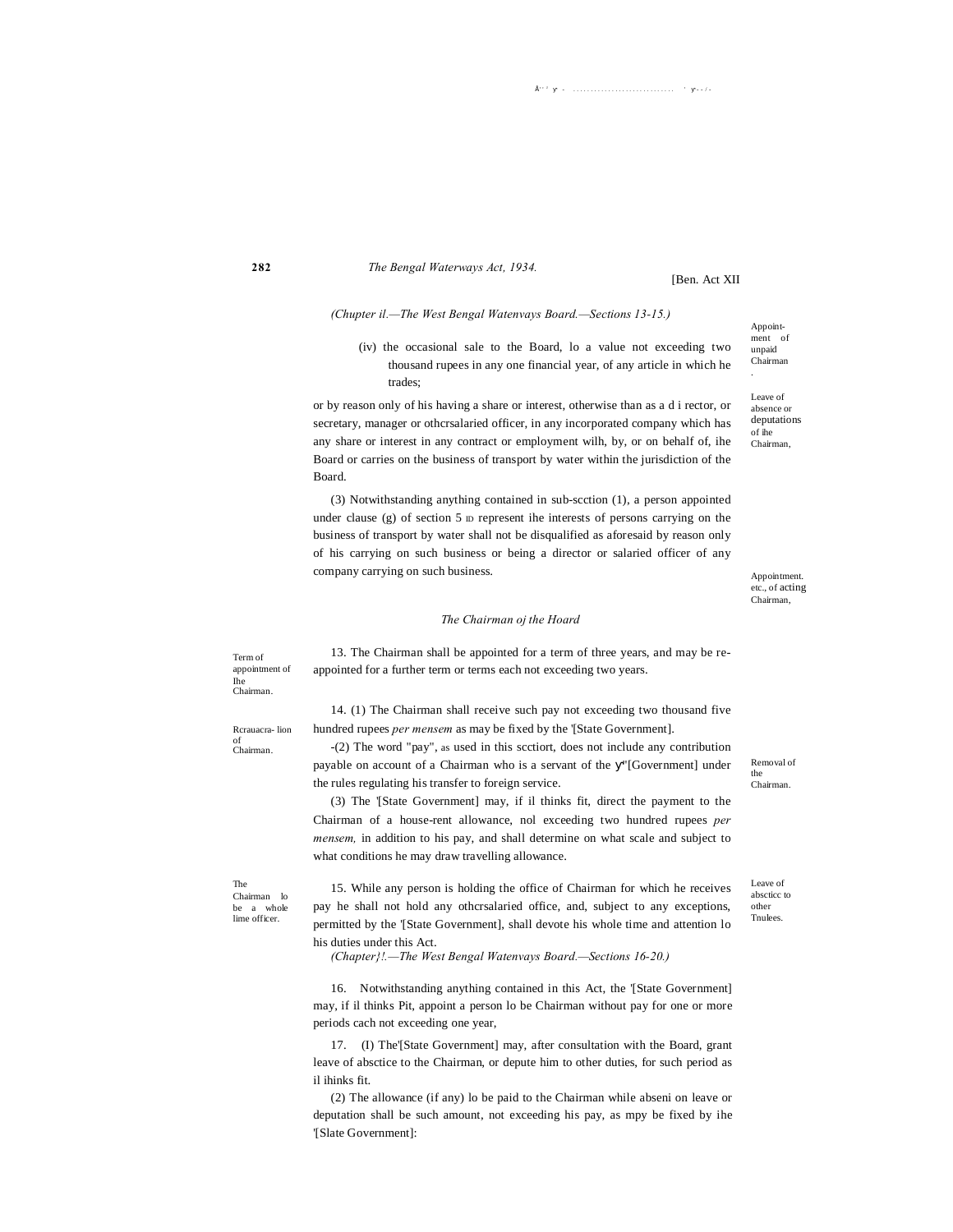(Chupter il.—The West Bengal Watenvays Board.—Sections 13-15.)

(iv) the occasional sale to the Board, lo a value not exceeding two thousand rupees in any one financial year, of any article in which he trades;

or by reason only of his having a share or interest, otherwise than as a d i rector, or secretary, manager or othcrsalaried officer, in any incorporated company which has any share or interest in any contract or employment wilh, by, or on behalf of, ihe Board or carries on the business of transport by water within the jurisdiction of the Board.

(3) Notwithstanding anything contained in sub-scction (1), a person appointed under clause (g) of section 5 ID represent ihe interests of persons carrying on the business of transport by water shall not be disqualified as aforesaid by reason only of his carrying on such business or being a director or salaried officer of any company carrying on such business.

### The Chairman oj the Hoard

Term of appointment of Ihe Chairman.

13. The Chairman shall be appointed for a term of three years, and may be re-appointed for a further term or terms each not exceeding two years.

Rcrauacra- lion of Chairman.

14. (1) The Chairman shall receive such pay not exceeding two thousand five hundred rupees *per mensem* as may be fixed by the '[State Government].

-(2) The word "pay", as used in this scctiort, does not include any contribution payable on account of a Chairman who is a servant of the y"[Government] under the rules regulating his transfer to foreign service.

(3) The '[State Government] may, if il thinks fit, direct the payment to the Chairman of a house-rent allowance, nol exceeding two hundred rupees *per mensem,* in addition to his pay, and shall determine on what scale and subject to what conditions he may draw travelling allowance.

The Chairman lo be a whole lime officer.

15. While any person is holding the office of Chairman for which he receives pay he shall not hold any othcrsalaried office, and, subject to any exceptions, permitted by the '[State Government], shall devote his whole time and attention lo his duties under this Act.

(Chapter}!.—The West Bengal Watenvays Board.—Sections 16-20.)

Appointment of unpaid Chairman.

16. Notwithstanding anything contained in this Act, the '[State Government] may, if il thinks Pit, appoint a person lo be Chairman without pay for one or more periods cach not exceeding one year,

Leave of absence or deputations of ihe Chairman,

17. (I) The'[State Government] may, after consultation with the Board, grant leave of absctice to the Chairman, or depute him to other duties, for such period as il ihinks fit.

(2) The allowance (if any) lo be paid to the Chairman while abseni on leave or deputation shall be such amount, not exceeding his pay, as mpy be fixed by ihe '[Slate Government]: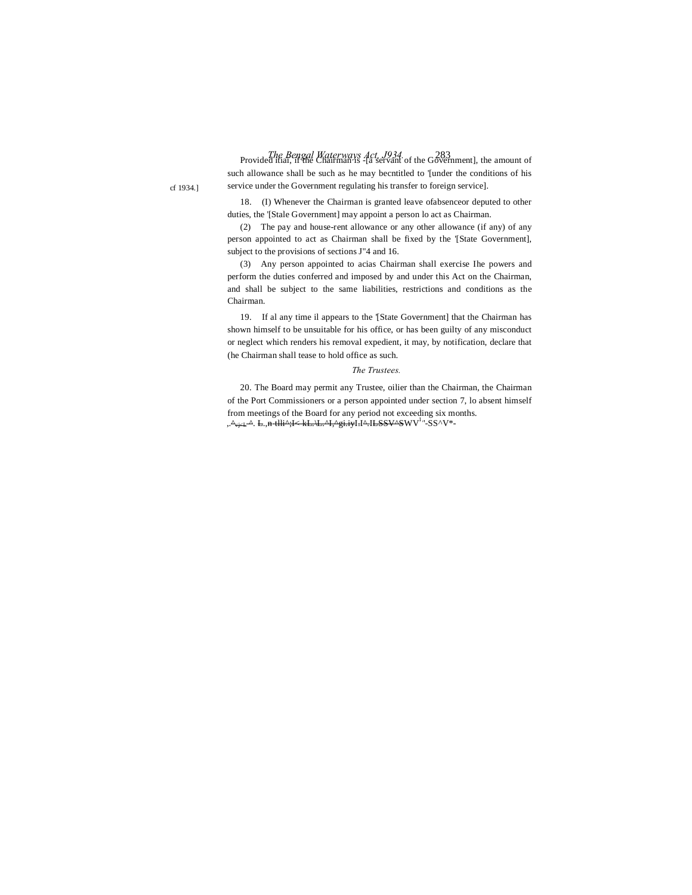Provided itiai, if the Chairman is -[a servant of the Government], the amount of such allowance shall be such as he may becntitled to '[under the conditions of his service under the Government regulating his transfer to foreign service].

cf 1934.]

18. (I) Whenever the Chairman is granted leave ofabsenceor deputed to other duties, the '[Stale Government] may appoint a person lo act as Chairman.

(2) The pay and house-rent allowance or any other allowance (if any) of any person appointed to act as Chairman shall be fixed by the '[State Government], subject to the provisions of sections J"4 and 16.

(3) Any person appointed to acias Chairman shall exercise Ihe powers and perform the duties conferred and imposed by and under this Act on the Chairman, and shall be subject to the same liabilities, restrictions and conditions as the Chairman.

19. If al any time il appears to the '[State Government] that the Chairman has shown himself to be unsuitable for his office, or has been guilty of any misconduct or neglect which renders his removal expedient, it may, by notification, declare that (he Chairman shall tease to hold office as such.

*The Trustees.*

20. The Board may permit any Trustee, oilier than the Chairman, the Chairman of the Port Commissioners or a person appointed under section 7, lo absent himself from meetings of the Board for any period not exceeding six months.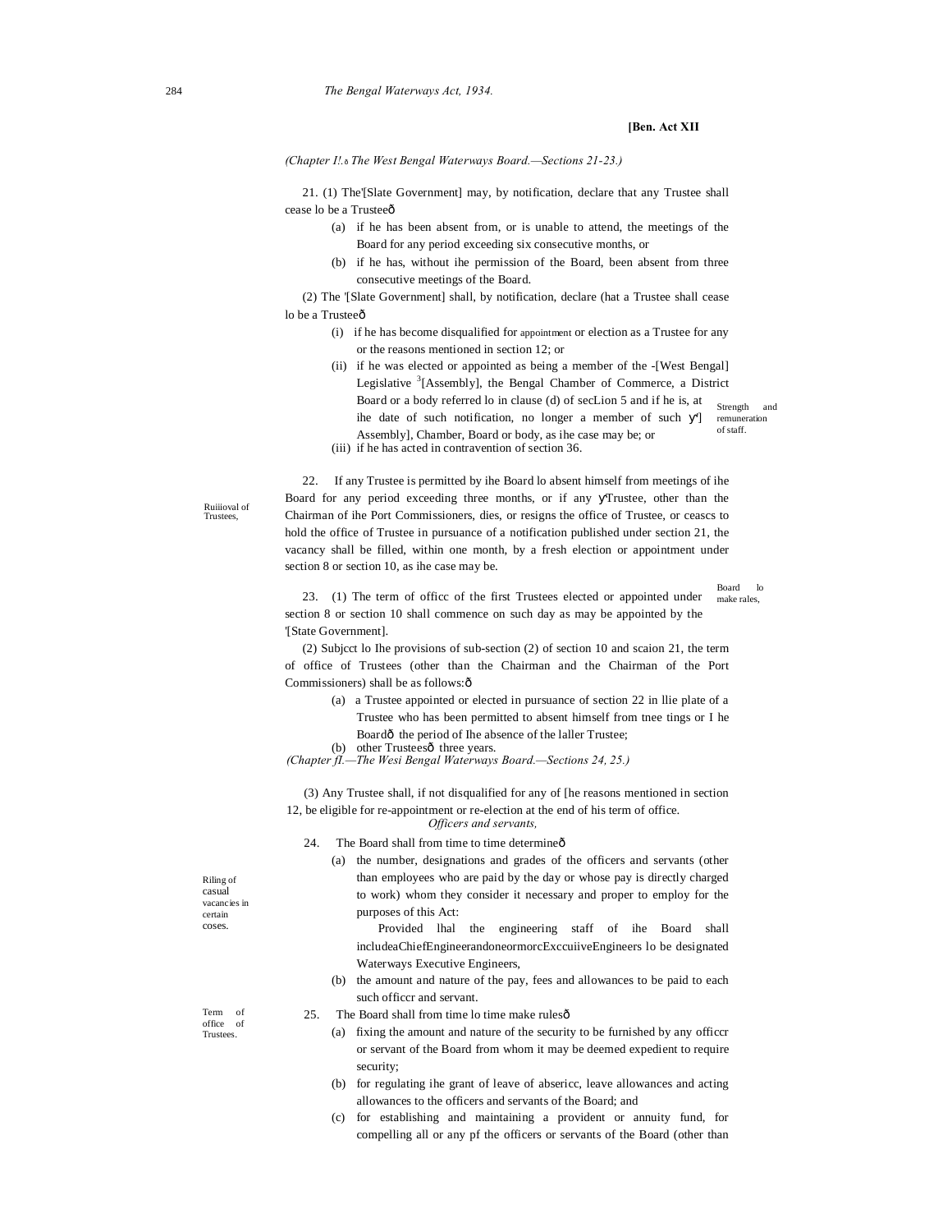[Ben. Act XII

*(Chapter I!.ô The West Bengal Waterways Board.—Sections 21-23.)*

21. (1) The'[Slate Government] may, by notification, declare that any Trustee shall cease lo be a Trusteeô

(a) if he has been absent from, or is unable to attend, the meetings of the Board for any period exceeding six consecutive months, or

(b) if he has, without ihe permission of the Board, been absent from three consecutive meetings of the Board.

(2) The '[Slate Government] shall, by notification, declare (hat a Trustee shall cease lo be a Trusteeô

(i) if he has become disqualified for appointment or election as a Trustee for any or the reasons mentioned in section 12; or

(ii) if he was elected or appointed as being a member of the -[West Bengal] Legislative [3][Assembly], the Bengal Chamber of Commerce, a District Board or a body referred lo in clause (d) of secLion 5 and if he is, at ihe date of such notification, no longer a member of such ý'] Assembly], Chamber, Board or body, as ihe case may be; or

(iii) if he has acted in contravention of section 36.

Ruiiioval of Trustees,

22. If any Trustee is permitted by ihe Board lo absent himself from meetings of ihe Board for any period exceeding three months, or if any ýTrustee, other than the Chairman of ihe Port Commissioners, dies, or resigns the office of Trustee, or ceascs to hold the office of Trustee in pursuance of a notification published under section 21, the vacancy shall be filled, within one month, by a fresh election or appointment under section 8 or section 10, as ihe case may be.

23. (1) The term of officc of the first Trustees elected or appointed under section 8 or section 10 shall commence on such day as may be appointed by the '[State Government].

(2) Subjcct lo Ihe provisions of sub-section (2) of section 10 and scaion 21, the term of office of Trustees (other than the Chairman and the Chairman of the Port Commissioners) shall be as follows:ô

(a) a Trustee appointed or elected in pursuance of section 22 in llie plate of a Trustee who has been permitted to absent himself from tnee tings or I he Boardô the period of Ihe absence of the laller Trustee;

(b) other Trusteesô three years.

*(Chapter fI.—The Wesi Bengal Waterways Board.—Sections 24, 25.)*

(3) Any Trustee shall, if not disqualified for any of [he reasons mentioned in section 12, be eligible for re-appointment or re-election at the end of his term of office.

*Officers and servants,*

Strength and remuneration of staff.

24. The Board shall from time to time determineô

(a) the number, designations and grades of the officers and servants (other than employees who are paid by the day or whose pay is directly charged to work) whom they consider it necessary and proper to employ for the purposes of this Act:

Provided lhal the engineering staff of ihe Board shall includeaChiefEngineerandoneormorcExccuiiveEngineers lo be designated Waterways Executive Engineers,

(b) the amount and nature of the pay, fees and allowances to be paid to each such officcr and servant.

Board lo make rales,

25. The Board shall from time lo time make rulesô

(a) fixing the amount and nature of the security to be furnished by any officcr or servant of the Board from whom it may be deemed expedient to require security;

(b) for regulating ihe grant of leave of absericc, leave allowances and acting allowances to the officers and servants of the Board; and

(c) for establishing and maintaining a provident or annuity fund, for compelling all or any pf the officers or servants of the Board (other than

Riling of casual vacancies in certain coses.

Term of office of Trustees.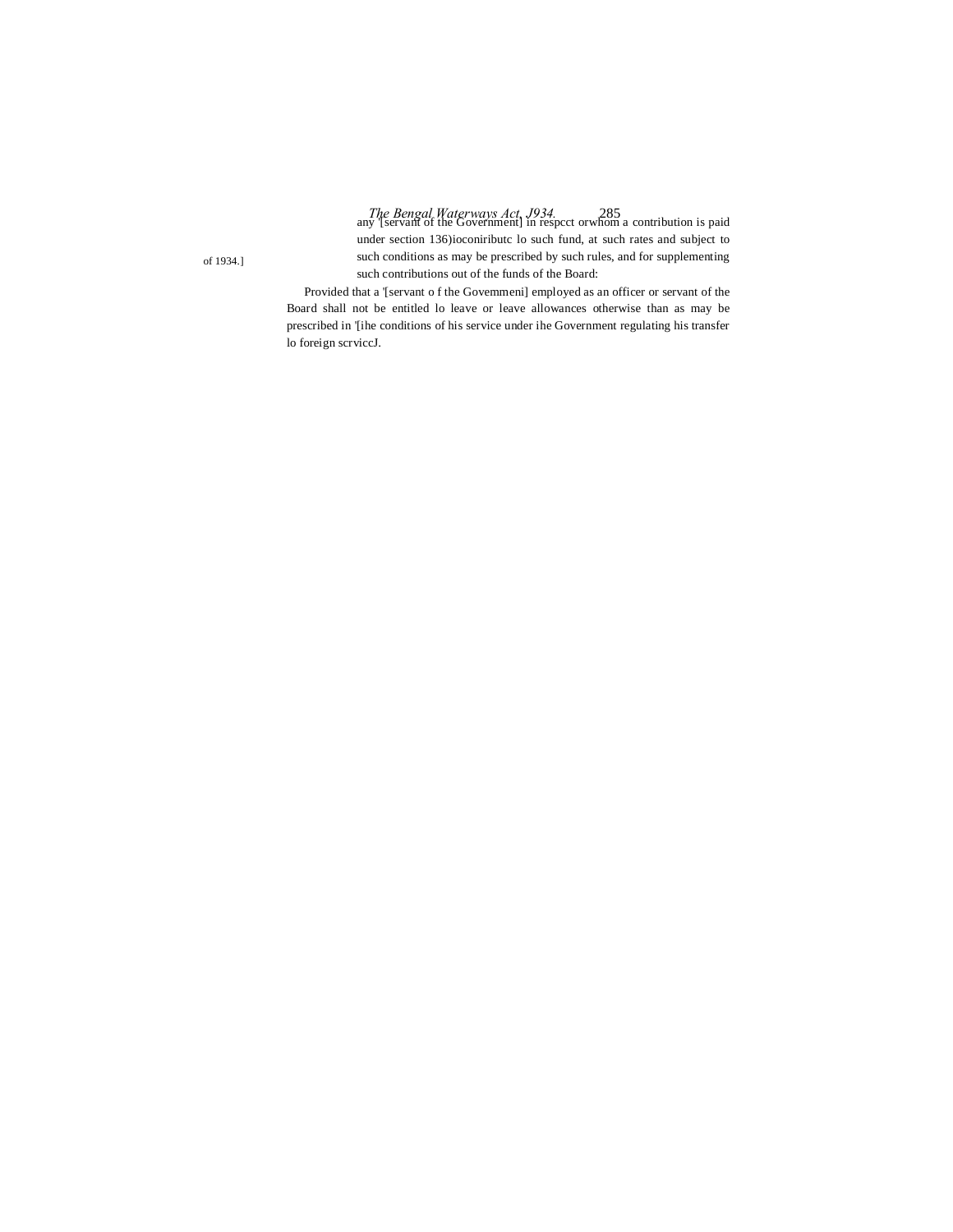any '[servant of the Government] in respcct orwhom a contribution is paid under section 136)ioconiributc lo such fund, at such rates and subject to such conditions as may be prescribed by such rules, and for supplementing such contributions out of the funds of the Board:

of 1934.]

Provided that a '[servant o f the Govemmeni] employed as an officer or servant of the Board shall not be entitled lo leave or leave allowances otherwise than as may be prescribed in '[ihe conditions of his service under ihe Government regulating his transfer lo foreign scrviccJ.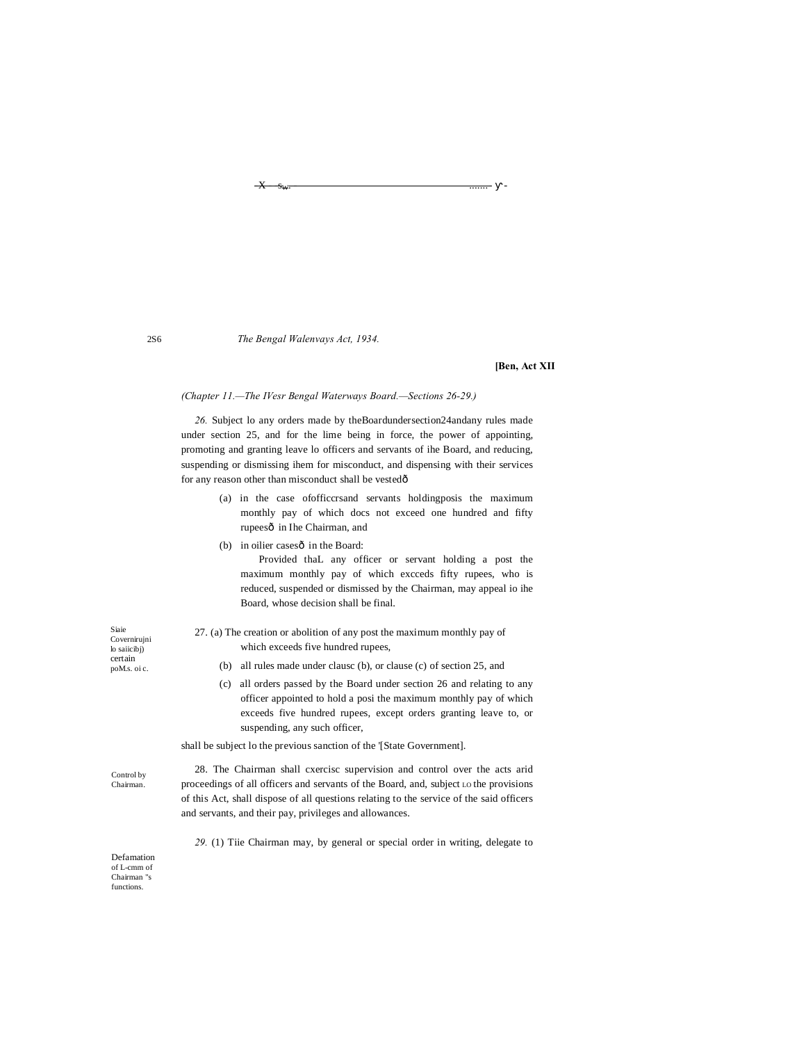(Chapter 11.—The IVesr Bengal Waterways Board.—Sections 26-29.)

*26.* Subject lo any orders made by theBoardundersection24andany rules made under section 25, and for the lime being in force, the power of appointing, promoting and granting leave lo officers and servants of ihe Board, and reducing, suspending or dismissing ihem for misconduct, and dispensing with their services for any reason other than misconduct shall be vestedô

(a) in the case ofofficcrsand servants holdingposis the maximum monthly pay of which docs not exceed one hundred and fifty rupeesô in Ihe Chairman, and

(b) in oilier casesô in the Board:

Provided thaL any officer or servant holding a post the maximum monthly pay of which excceds fifty rupees, who is reduced, suspended or dismissed by the Chairman, may appeal io ihe Board, whose decision shall be final.

Siaie Covernirujni lo saiicibj) certain poM.s. oi c.

27. (a) The creation or abolition of any post the maximum monthly pay of which exceeds five hundred rupees,

(b) all rules made under clausc (b), or clause (c) of section 25, and

(c) all orders passed by the Board under section 26 and relating to any officer appointed to hold a posi the maximum monthly pay of which exceeds five hundred rupees, except orders granting leave to, or suspending, any such officer,

shall be subject lo the previous sanction of the '[State Government].

Control by Chairman.

28. The Chairman shall cxercisc supervision and control over the acts arid proceedings of all officers and servants of the Board, and, subject LO the provisions of this Act, shall dispose of all questions relating to the service of the said officers and servants, and their pay, privileges and allowances.

Defamation of L-cmm of Chairman "s functions.

*29.* (1) Tiie Chairman may, by general or special order in writing, delegate to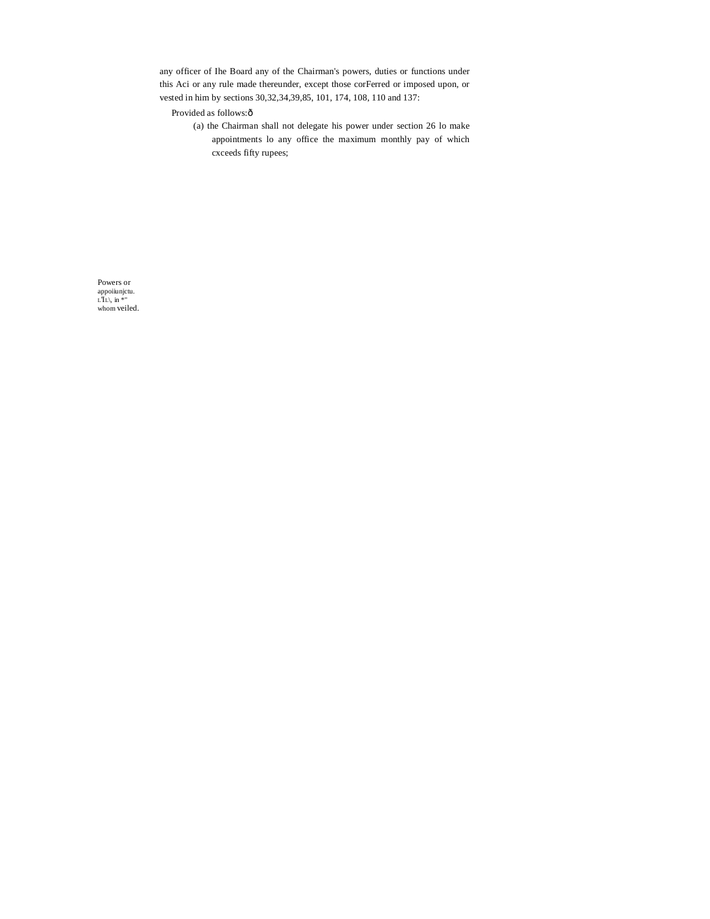any officer of Ihe Board any of the Chairman's powers, duties or functions under this Aci or any rule made thereunder, except those corFerred or imposed upon, or vested in him by sections 30,32,34,39,85, 101, 174, 108, 110 and 137:

Provided as follows:ð

(a) the Chairman shall not delegate his power under section 26 lo make appointments lo any office the maximum monthly pay of which cxceeds fifty rupees;

Powers or appoiiunjctu. L'I L\, in *" whom veiled.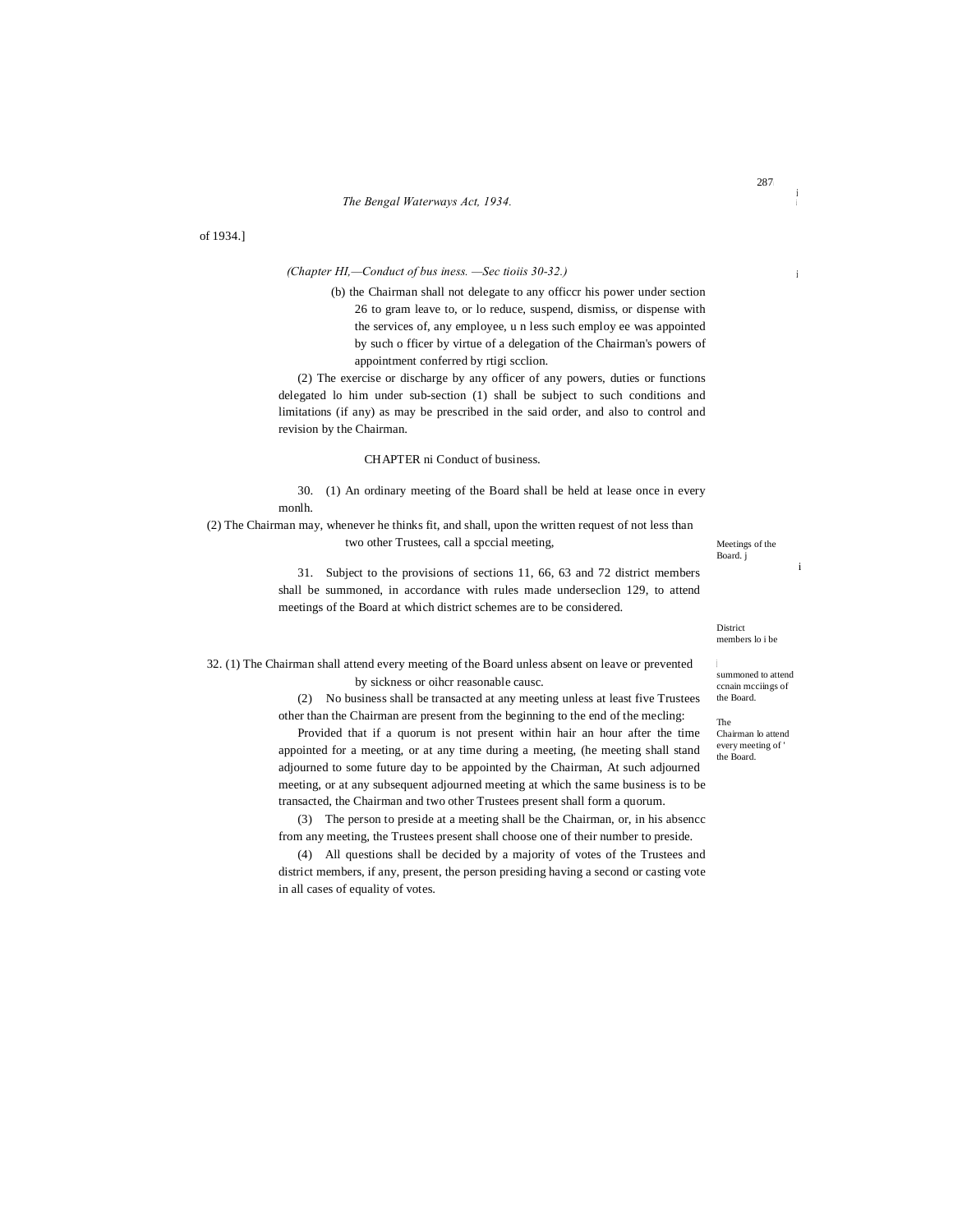of 1934.]

(b) the Chairman shall not delegate to any officcr his power under section 26 to gram leave to, or lo reduce, suspend, dismiss, or dispense with the services of, any employee, u n less such employ ee was appointed by such o fficer by virtue of a delegation of the Chairman's powers of appointment conferred by rtigi scclion.

(2) The exercise or discharge by any officer of any powers, duties or functions delegated lo him under sub-section (1) shall be subject to such conditions and limitations (if any) as may be prescribed in the said order, and also to control and revision by the Chairman.

## CHAPTER ni Conduct of business.

Meetings of the Board.

30. (1) An ordinary meeting of the Board shall be held at lease once in every monlh.

(2) The Chairman may, whenever he thinks fit, and shall, upon the written request of not less than two other Trustees, call a spccial meeting,

District members lo be summoned to attend ccnain mcciings of the Board.

31. Subject to the provisions of sections 11, 66, 63 and 72 district members shall be summoned, in accordance with rules made underseclion 129, to attend meetings of the Board at which district schemes are to be considered.

The Chairman lo attend every meeting of the Board.

32. (1) The Chairman shall attend every meeting of the Board unless absent on leave or prevented by sickness or oihcr reasonable causc.

(2) No business shall be transacted at any meeting unless at least five Trustees other than the Chairman are present from the beginning to the end of the mecling:

Provided that if a quorum is not present within hair an hour after the time appointed for a meeting, or at any time during a meeting, (he meeting shall stand adjourned to some future day to be appointed by the Chairman, At such adjourned meeting, or at any subsequent adjourned meeting at which the same business is to be transacted, the Chairman and two other Trustees present shall form a quorum.

(3) The person to preside at a meeting shall be the Chairman, or, in his absencc from any meeting, the Trustees present shall choose one of their number to preside.

(4) All questions shall be decided by a majority of votes of the Trustees and district members, if any, present, the person presiding having a second or casting vote in all cases of equality of votes.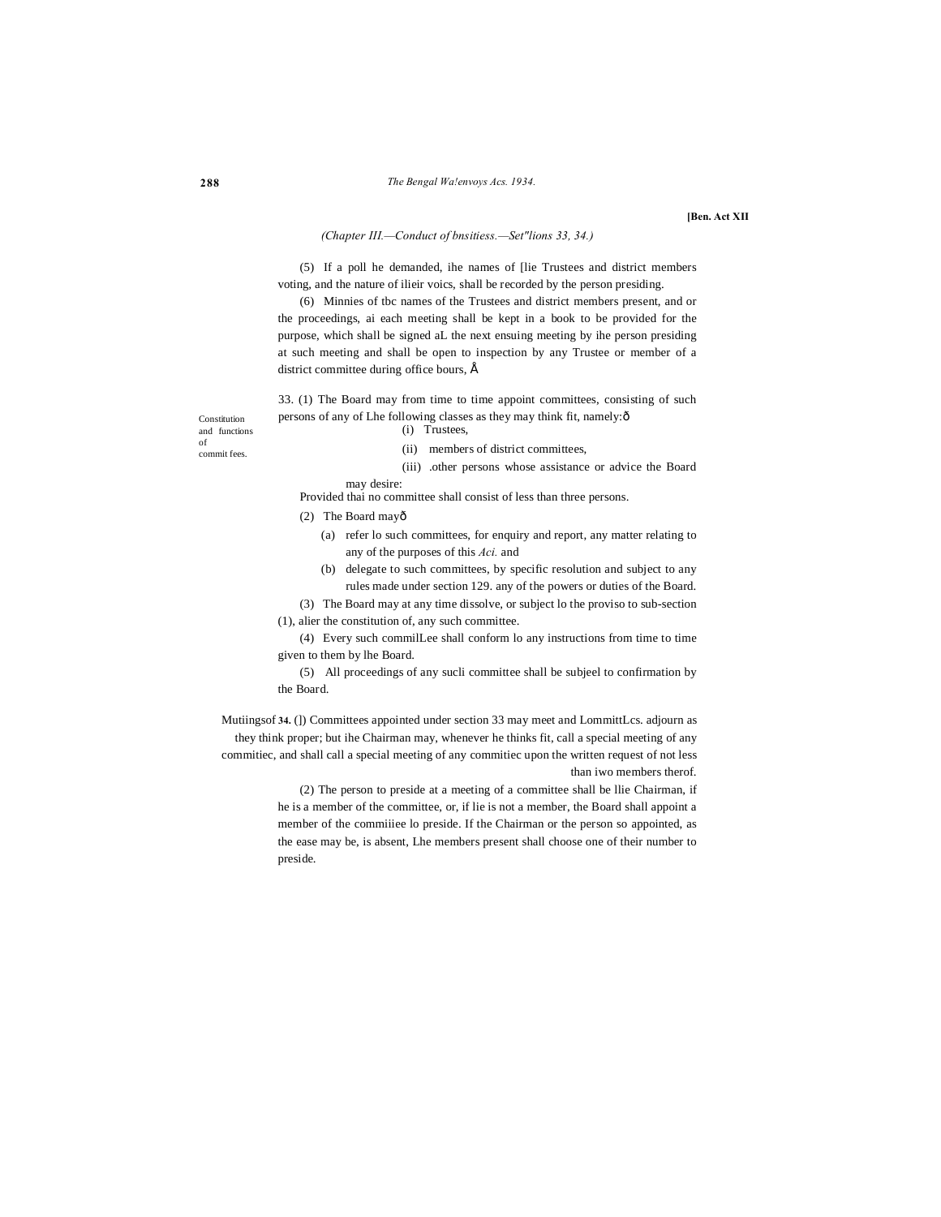[Ben. Act XII

*(Chapter III.—Conduct of bnsitiess.—Set"lions 33, 34.)*

(5) If a poll he demanded, ihe names of [lie Trustees and district members voting, and the nature of ilieir voics, shall be recorded by the person presiding.

(6) Minnies of tbc names of the Trustees and district members present, and or the proceedings, ai each meeting shall be kept in a book to be provided for the purpose, which shall be signed aL the next ensuing meeting by ihe person presiding at such meeting and shall be open to inspection by any Trustee or member of a district committee during office bours, Å

Constitution and functions of commit fees.

33. (1) The Board may from time to time appoint committees, consisting of such persons of any of Lhe following classes as they may think fit, namely:ð

(i) Trustees,

(ii) members of district committees,

(iii) .other persons whose assistance or advice the Board may desire:

Provided thai no committee shall consist of less than three persons.

(2) The Board mayð

(a) refer lo such committees, for enquiry and report, any matter relating to any of the purposes of this *Aci.* and

(b) delegate to such committees, by specific resolution and subject to any rules made under section 129. any of the powers or duties of the Board.

(3) The Board may at any time dissolve, or subject lo the proviso to sub-section (1), alier the constitution of, any such committee.

(4) Every such commilLee shall conform lo any instructions from time to time given to them by lhe Board.

(5) All proceedings of any sucli committee shall be subjeel to confirmation by the Board.

Mutiingsof LommittLcs.

**34.** (]) Committees appointed under section 33 may meet and adjourn as they think proper; but ihe Chairman may, whenever he thinks fit, call a special meeting of any commitiec, and shall call a special meeting of any commitiec upon the written request of not less than iwo members therof.

(2) The person to preside at a meeting of a committee shall be llie Chairman, if he is a member of the committee, or, if lie is not a member, the Board shall appoint a member of the commiiiee lo preside. If the Chairman or the person so appointed, as the ease may be, is absent, Lhe members present shall choose one of their number to preside.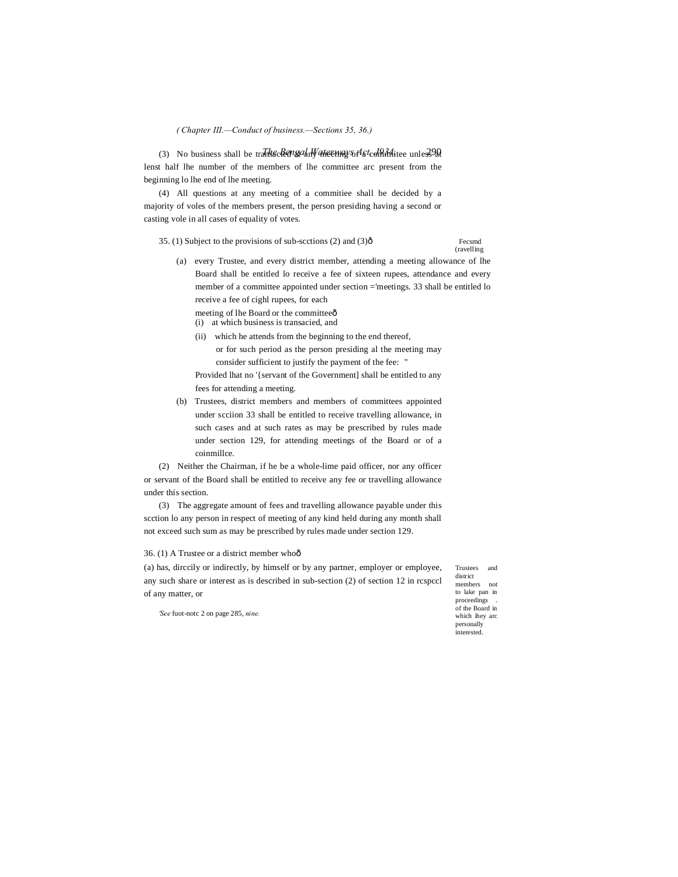*( Chapter III.—Conduct of business.—Sections 35, 36.)*

(3) No business shall be transacted at any meeting of a committee unless at lenst half lhe number of the members of lhe committee arc present from the beginning lo lhe end of lhe meeting.

(4) All questions at any meeting of a commitiee shall be decided by a majority of voles of the members present, the person presiding having a second or casting vole in all cases of equality of votes.

Fecsmd (ravelling allowance of lhe attendance meetings.

35. (1) Subject to the provisions of sub-scctions (2) and (3)ð

(a) every Trustee, and every district member, attending a meeting of lhe Board shall be entitled lo receive a fee of sixteen rupees, and every member of a committee appointed under section 33 shall be entitled lo receive a fee of cighl rupees, for each meeting of lhe Board or the committeeð

(i) at which business is transacied, and

(ii) which he attends from the beginning to the end thereof, or for such period as the person presiding al the meeting may consider sufficient to justify the payment of the fee: "

Provided lhat no '{servant of the Government] shall be entitled to any fees for attending a meeting.

(b) Trustees, district members and members of committees appointed under scciion 33 shall be entitled to receive travelling allowance, in such cases and at such rates as may be prescribed by rules made under section 129, for attending meetings of the Board or of a coinmillce.

(2) Neither the Chairman, if he be a whole-lime paid officer, nor any officer or servant of the Board shall be entitled to receive any fee or travelling allowance under this section.

(3) The aggregate amount of fees and travelling allowance payable under this scction lo any person in respect of meeting of any kind held during any month shall not exceed such sum as may be prescribed by rules made under section 129.

Trustees and district members not to lake pan in proceedings of the Board in which ihey arc personally interested.

36. (1) A Trustee or a district member whoð

(a) has, dirccily or indirectly, by himself or by any partner, employer or employee, any such share or interest as is described in sub-section (2) of section 12 in rcspccl of any matter, or

'*See* fuot-notc 2 on page 285, *nine.*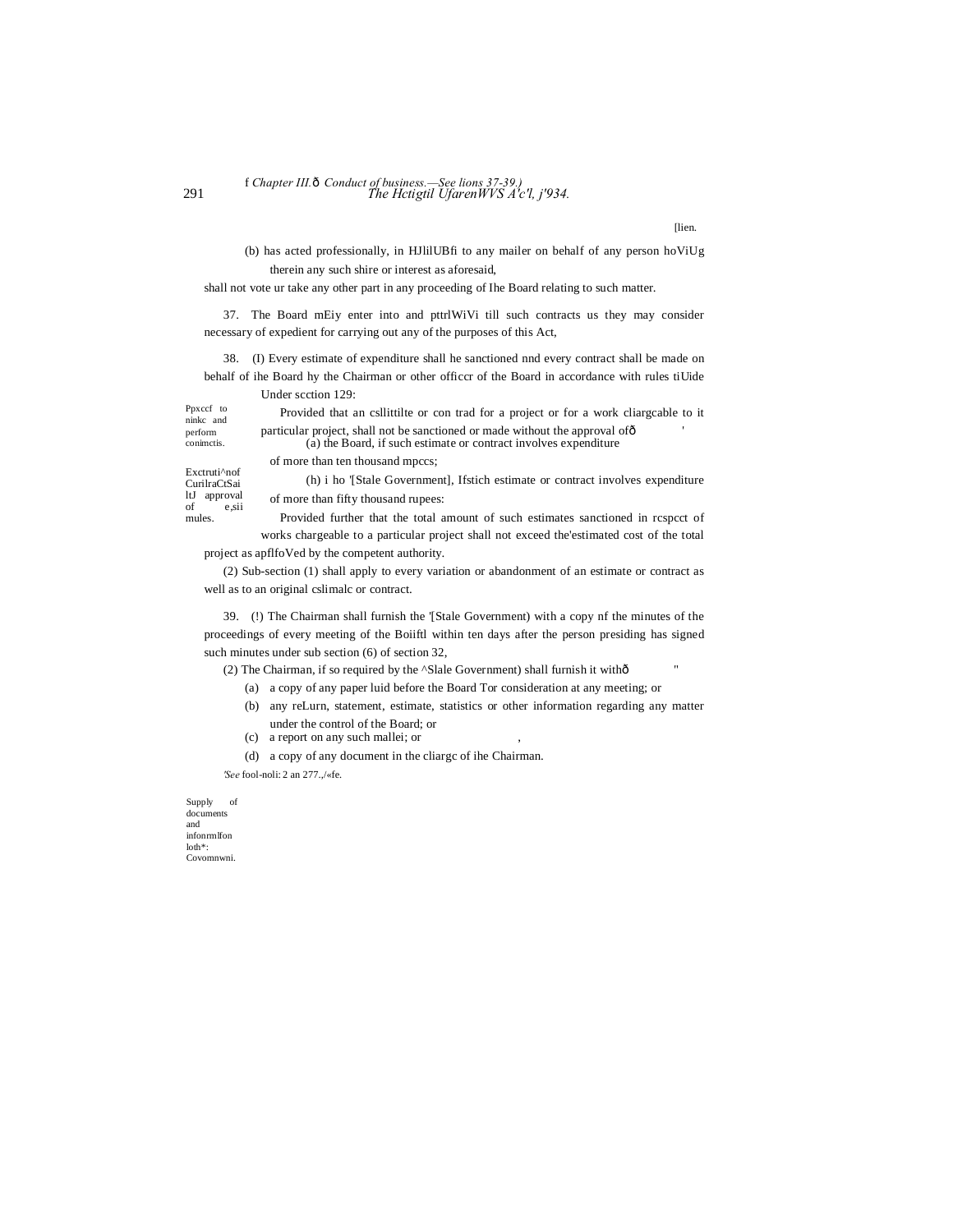[lien.

(b) has acted professionally, in HJlilUBfi to any mailer on behalf of any person hoViUg therein any such shire or interest as aforesaid,

shall not vote ur take any other part in any proceeding of Ihe Board relating to such matter.

37. The Board mEiy enter into and pttrlWiVi till such contracts us they may consider necessary of expedient for carrying out any of the purposes of this Act,

Ppxccf to ninkc and perform conimctis.

38. (I) Every estimate of expenditure shall he sanctioned nnd every contract shall be made on behalf of ihe Board hy the Chairman or other officcr of the Board in accordance with rules tiUide Under scction 129:

Exctruti^nof CurilraCtSai ltJ approval of e,sii mules.

Provided that an csllittilte or con trad for a project or for a work cliargcable to it particular project, shall not be sanctioned or made without the approval ofð '

(a) the Board, if such estimate or contract involves expenditure of more than ten thousand mpccs;

(h) i ho '[Stale Government], Ifstich estimate or contract involves expenditure of more than fifty thousand rupees:

Provided further that the total amount of such estimates sanctioned in rcspcct of works chargeable to a particular project shall not exceed the'estimated cost of the total project as apflfoVed by the competent authority.

(2) Sub-section (1) shall apply to every variation or abandonment of an estimate or contract as well as to an original cslimalc or contract.

Supply of documents and infonrmlfon loth*: Covomnwni.

39. (!) The Chairman shall furnish the '[Stale Government) with a copy nf the minutes of the proceedings of every meeting of the Boiiftl within ten days after the person presiding has signed such minutes under sub section (6) of section 32,

(2) The Chairman, if so required by the ^Slale Government) shall furnish it withð "

(a) a copy of any paper luid before the Board Tor consideration at any meeting; or

(b) any reLurn, statement, estimate, statistics or other information regarding any matter under the control of the Board; or

(c) a report on any such mallei; or ,

(d) a copy of any document in the cliargc of ihe Chairman.

*'See* fool-noli: 2 an 277.,/«fe.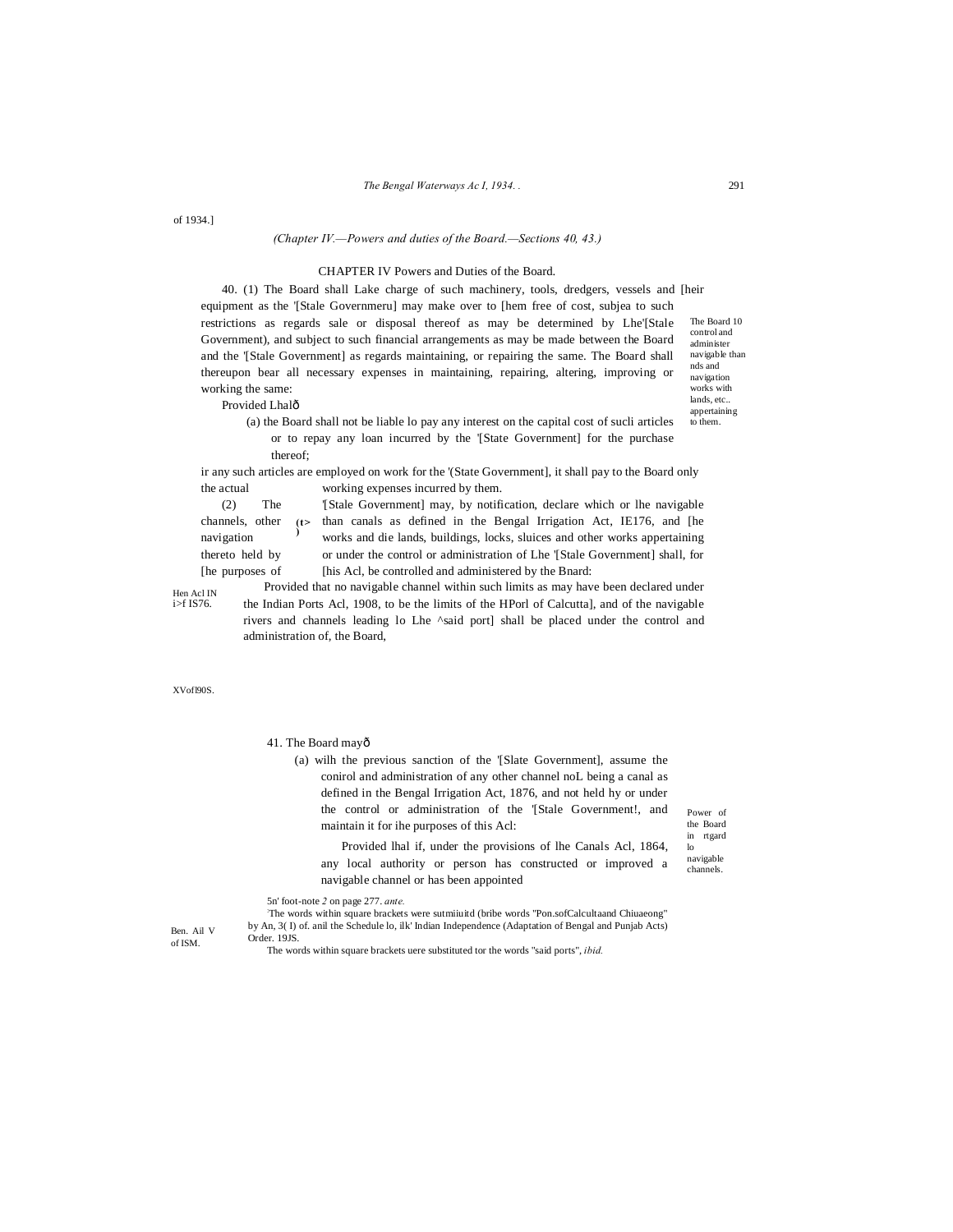of 1934.]

*(Chapter IV.—Powers and duties of the Board.—Sections 40, 43.)*

## CHAPTER IV Powers and Duties of the Board.

The Board 10 control and administer navigable than nds and navigation works with lands, etc.. appertaining to them.

40. (1) The Board shall Lake charge of such machinery, tools, dredgers, vessels and [heir equipment as the '[Stale Governmeru] may make over to [hem free of cost, subjea to such restrictions as regards sale or disposal thereof as may be determined by Lhe'[Stale Government), and subject to such financial arrangements as may be made between the Board and the '[Stale Government] as regards maintaining, or repairing the same. The Board shall thereupon bear all necessary expenses in maintaining, repairing, altering, improving or working the same:

Provided Lhalô

(a) the Board shall not be liable lo pay any interest on the capital cost of sucli articles or to repay any loan incurred by the '[State Government] for the purchase thereof;

(t>) ir any such articles are employed on work for the '(State Government], it shall pay to the Board only the actual working expenses incurred by them.

(2) The '[Stale Government] may, by notification, declare which or lhe navigable channels, other than canals as defined in the Bengal Irrigation Act, IE176, and [he navigation works and die lands, buildings, locks, sluices and other works appertaining thereto held by or under the control or administration of Lhe '[Stale Government] shall, for [he purposes of [his Acl, be controlled and administered by the Bnard:

Hen Acl IN i>f IS76.

Provided that no navigable channel within such limits as may have been declared under the Indian Ports Acl, 1908, to be the limits of the HPorl of Calcutta], and of the navigable rivers and channels leading lo Lhe ^said port] shall be placed under the control and administration of, the Board,

XVofl90S.

Power of the Board in rtgard lo navigable channels.

41. The Board mayô

(a) wilh the previous sanction of the '[Slate Government], assume the conirol and administration of any other channel noL being a canal as defined in the Bengal Irrigation Act, 1876, and not held hy or under the control or administration of the '[Stale Government!, and maintain it for ihe purposes of this Acl:

Provided lhal if, under the provisions of lhe Canals Acl, 1864, any local authority or person has constructed or improved a navigable channel or has been appointed

Ben. Ail V of ISM.

5n' foot-note *2* on page 277. *ante.*

[2]The words within square brackets were sutmiiuitd (bribe words "Pon.sofCalcultaand Chiuaeong" by An, 3( I) of. anil the Schedule lo, ilk' Indian Independence (Adaptation of Bengal and Punjab Acts) Order. 19JS.

The words within square brackets uere substituted tor the words "said ports", *ibid.*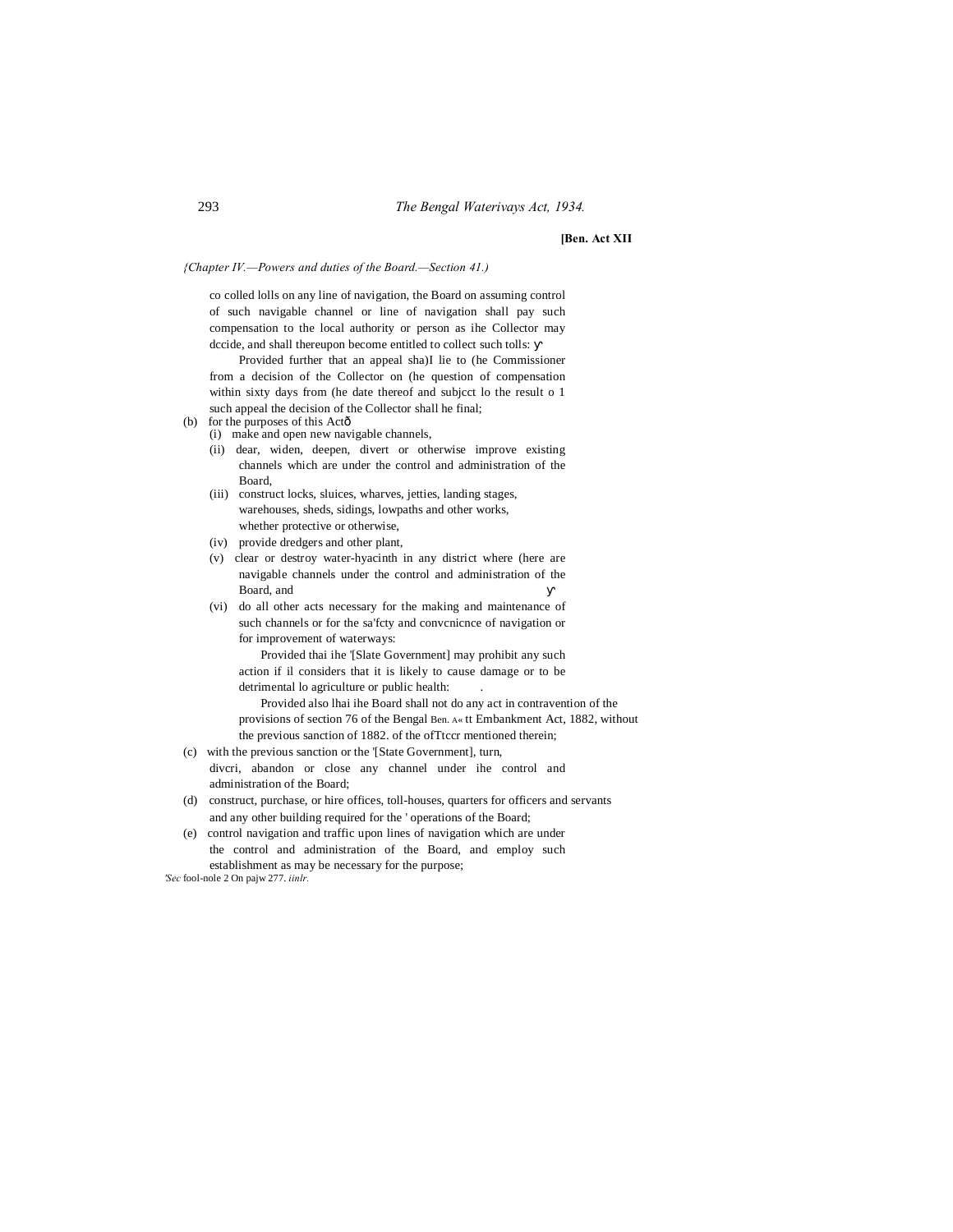*{Chapter IV.—Powers and duties of the Board.—Section 41.)*

co colled lolls on any line of navigation, the Board on assuming control of such navigable channel or line of navigation shall pay such compensation to the local authority or person as ihe Collector may dccide, and shall thereupon become entitled to collect such tolls:

Provided further that an appeal sha)I lie to (he Commissioner from a decision of the Collector on (he question of compensation within sixty days from (he date thereof and subjcct lo the result o 1 such appeal the decision of the Collector shall he final;

(b) for the purposes of this Actð

(i) make and open new navigable channels,

(ii) dear, widen, deepen, divert or otherwise improve existing channels which are under the control and administration of the Board,

(iii) construct locks, sluices, wharves, jetties, landing stages, warehouses, sheds, sidings, lowpaths and other works, whether protective or otherwise,

(iv) provide dredgers and other plant,

(v) clear or destroy water-hyacinth in any district where (here are navigable channels under the control and administration of the Board, and

(vi) do all other acts necessary for the making and maintenance of such channels or for the sa'fcty and convcnicnce of navigation or for improvement of waterways:

Provided thai ihe '[Slate Government] may prohibit any such action if il considers that it is likely to cause damage or to be detrimental lo agriculture or public health:

Provided also lhai ihe Board shall not do any act in contravention of the provisions of section 76 of the Bengal Embankment Act, 1882, without the previous sanction of the ofTtccr mentioned therein;

Ben. A« tt of 1882.

(c) with the previous sanction or the '[State Government], turn, divcri, abandon or close any channel under ihe control and administration of the Board;

(d) construct, purchase, or hire offices, toll-houses, quarters for officers and servants and any other building required for the ' operations of the Board;

(e) control navigation and traffic upon lines of navigation which are under the control and administration of the Board, and employ such establishment as may be necessary for the purpose;

*'Sec* fool-nole 2 On pajw 277. *iinlr.*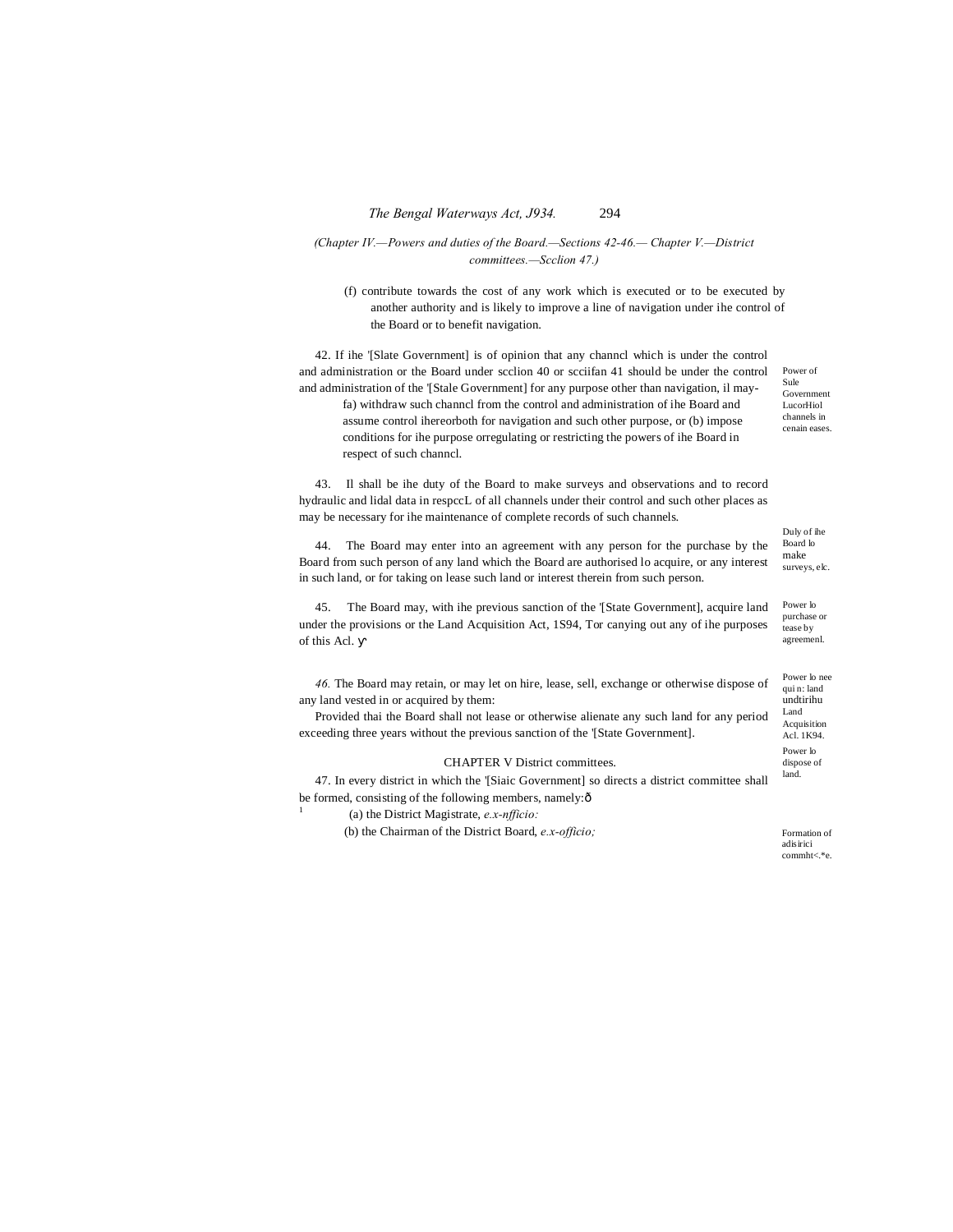(Chapter IV.—Powers and duties of the Board.—Sections 42-46.— Chapter V.—District committees.—Scclion 47.)

(f) contribute towards the cost of any work which is executed or to be executed by another authority and is likely to improve a line of navigation under ihe control of the Board or to benefit navigation.

Power of Sule Government LucorHiol channels in cenain eases.

42. If ihe '[Slate Government] is of opinion that any channcl which is under the control and administration or the Board under scclion 40 or scciifan 41 should be under the control and administration of the '[Stale Government] for any purpose other than navigation, il may-

fa) withdraw such channcl from the control and administration of ihe Board and assume control ihereorboth for navigation and such other purpose, or (b) impose conditions for ihe purpose orregulating or restricting the powers of ihe Board in respect of such channcl.

Duly of ihe Board lo make surveys, elc.

43. Il shall be ihe duty of the Board to make surveys and observations and to record hydraulic and lidal data in respccL of all channels under their control and such other places as may be necessary for ihe maintenance of complete records of such channels.

Power lo purchase or tease by agreemenl.

44. The Board may enter into an agreement with any person for the purchase by the Board from such person of any land which the Board are authorised lo acquire, or any interest in such land, or for taking on lease such land or interest therein from such person.

Power lo nee qui n: land undtirihu Land Acquisition Acl. 1K94.

45. The Board may, with ihe previous sanction of the '[State Government], acquire land under the provisions or the Land Acquisition Act, 1S94, Tor canying out any of ihe purposes of this Acl. ƴ

Power lo dispose of land.

*46.* The Board may retain, or may let on hire, lease, sell, exchange or otherwise dispose of any land vested in or acquired by them:

Provided thai the Board shall not lease or otherwise alienate any such land for any period exceeding three years without the previous sanction of the '[State Government].

## CHAPTER V District committees.

Formation of adisirici commht<.*e.

47. In every district in which the '[Siaic Government] so directs a district committee shall be formed, consisting of the following members, namely:ð

[1] (a) the District Magistrate, *e.x-nfficio:*

(b) the Chairman of the District Board, *e.x-officio;*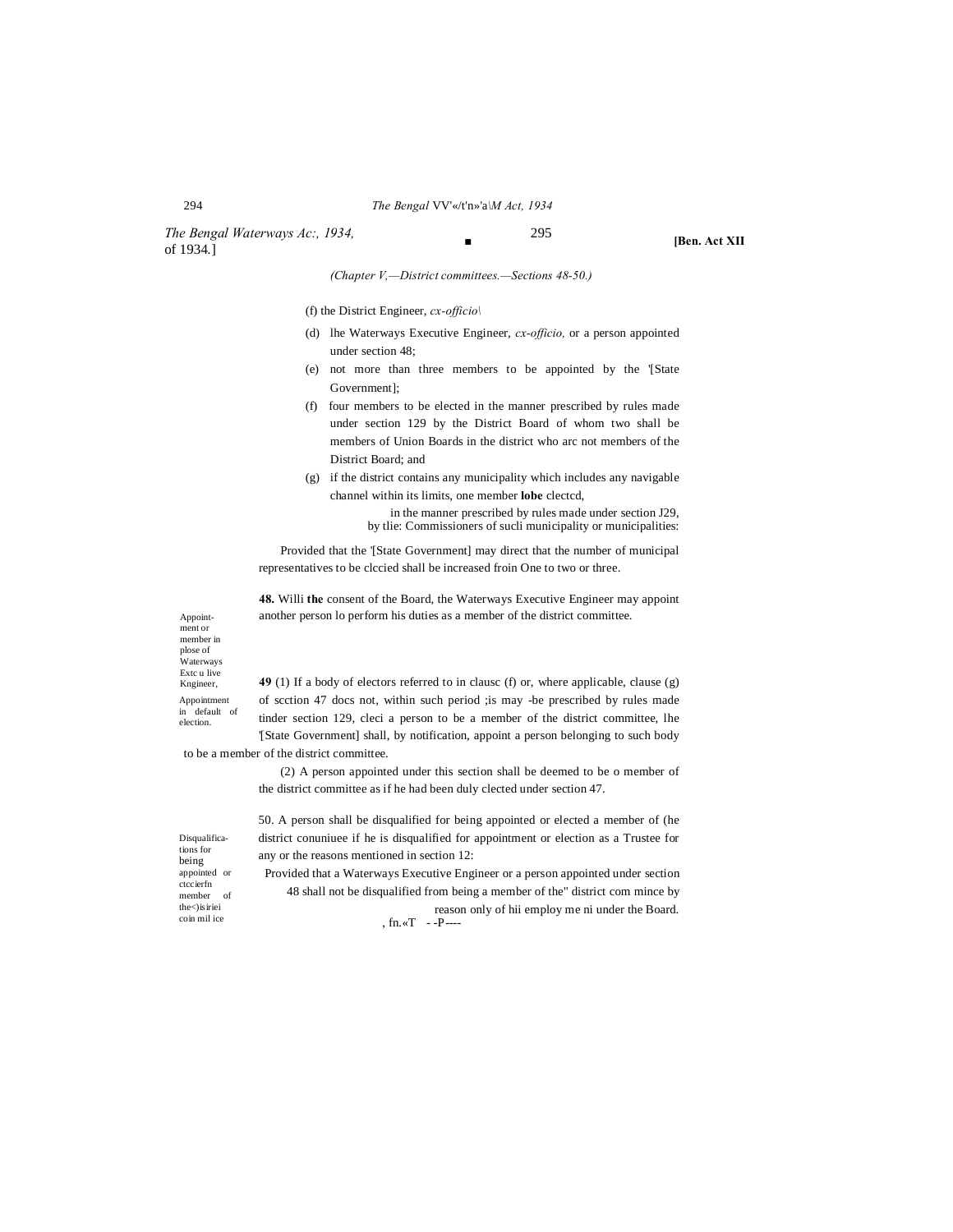(Chapter V,—District committees.—Sections 48-50.)

(f) the District Engineer, *cx-officio\*

(d) lhe Waterways Executive Engineer, *cx-officio,* or a person appointed under section 48;

(e) not more than three members to be appointed by the '[State Government];

(f) four members to be elected in the manner prescribed by rules made under section 129 by the District Board of whom two shall be members of Union Boards in the district who arc not members of the District Board; and

(g) if the district contains any municipality which includes any navigable channel within its limits, one member **lobe** clectcd, in the manner prescribed by rules made under section J29, by tlie: Commissioners of sucli municipality or municipalities:

Provided that the '[State Government] may direct that the number of municipal representatives to be clccied shall be increased froin One to two or three.

Appointment or member in plose of Waterways Extc u live Kngineer,

**48.** Willi **the** consent of the Board, the Waterways Executive Engineer may appoint another person lo perform his duties as a member of the district committee.

Appointment in default of election.

**49** (1) If a body of electors referred to in clausc (f) or, where applicable, clause (g) of scction 47 docs not, within such period ;is may -be prescribed by rules made tinder section 129, cleci a person to be a member of the district committee, lhe '[State Government] shall, by notification, appoint a person belonging to such body to be a member of the district committee.

(2) A person appointed under this section shall be deemed to be o member of the district committee as if he had been duly clected under section 47.

Disqualifications for being appointed or ctccierfn member of the<)isiriei coin mil ice

50. A person shall be disqualified for being appointed or elected a member of (he district conuniuee if he is disqualified for appointment or election as a Trustee for any or the reasons mentioned in section 12:

Provided that a Waterways Executive Engineer or a person appointed under section 48 shall not be disqualified from being a member of the" district com mince by reason only of hii employ me ni under the Board.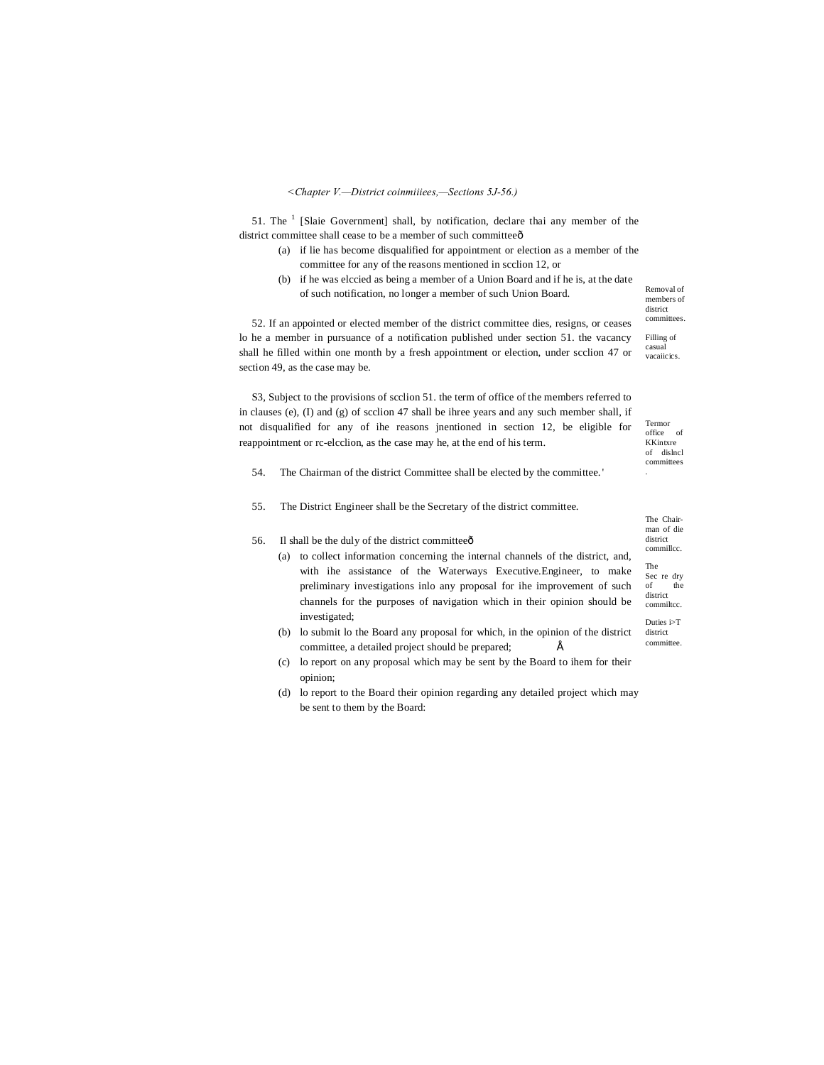*(Chapter V.—District coinmiiiees,—Sections 5J-56.)*

51. The [1] [Slaie Government] shall, by notification, declare thai any member of the district committee shall cease to be a member of such committeeð

(a) if lie has become disqualified for appointment or election as a member of the committee for any of the reasons mentioned in scclion 12, or

(b) if he was elccied as being a member of a Union Board and if he is, at the date of such notification, no longer a member of such Union Board.

Removal of members of district committees.

52. If an appointed or elected member of the district committee dies, resigns, or ceases lo he a member in pursuance of a notification published under section 51. the vacancy shall he filled within one month by a fresh appointment or election, under scclion 47 or section 49, as the case may be.

Filling of casual vacaiicics.

S3, Subject to the provisions of scclion 51. the term of office of the members referred to in clauses (e), (I) and (g) of scclion 47 shall be ihree years and any such member shall, if not disqualified for any of ihe reasons jnentioned in section 12, be eligible for reappointment or rc-elcclion, as the case may he, at the end of his term.

Termor office of KKintxre of dislncl committees.

54. The Chairman of the district Committee shall be elected by the committee.'

55. The District Engineer shall be the Secretary of the district committee.

The Chair-man of die district commillcc.

56. Il shall be the duly of the district committeeð

The Sec re dry of the district commiltcc.

Duties i>T district committee.

(a) to collect information concerning the internal channels of the district, and, with ihe assistance of the Waterways Executive.Engineer, to make preliminary investigations inlo any proposal for ihe improvement of such channels for the purposes of navigation which in their opinion should be investigated;

(b) lo submit lo the Board any proposal for which, in the opinion of the district committee, a detailed project should be prepared;

(c) lo report on any proposal which may be sent by the Board to ihem for their opinion;

(d) lo report to the Board their opinion regarding any detailed project which may be sent to them by the Board: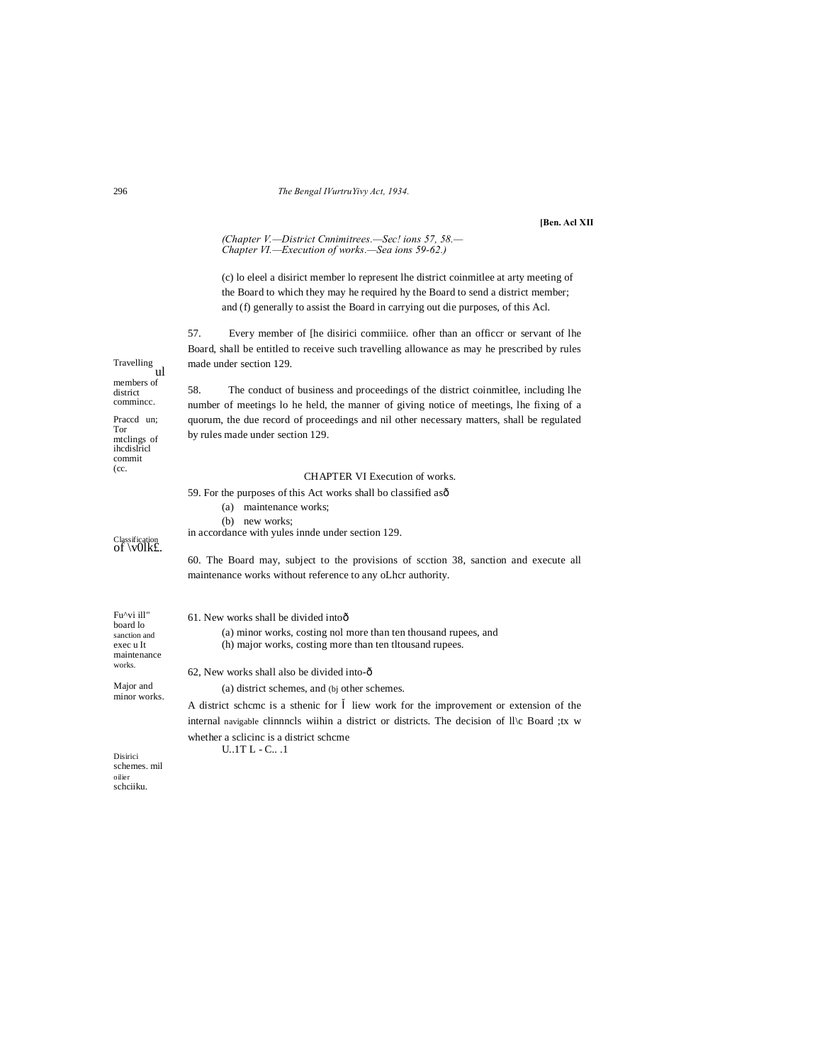[Ben. Acl XII

*(Chapter V.—District Cnnimitrees.—Sec! ions 57, 58.—*
*Chapter VI.—Execution of works.—Sea ions 59-62.)*

(c) lo eleel a disirict member lo represent lhe district coinmitlee at arty meeting of the Board to which they may he required hy the Board to send a district member; and (f) generally to assist the Board in carrying out die purposes, of this Acl.

Travelling ul members of district commincc.

57. Every member of [he disirici commiiice. ofher than an officcr or servant of lhe Board, shall be entitled to receive such travelling allowance as may he prescribed by rules made under section 129.

Praccd un; Tor mtclings of ihcdislricl commit (cc.

58. The conduct of business and proceedings of the district coinmitlee, including lhe number of meetings lo he held, the manner of giving notice of meetings, lhe fixing of a quorum, the due record of proceedings and nil other necessary matters, shall be regulated by rules made under section 129.

## CHAPTER VI Execution of works.

Classification of \v0lk£.

59. For the purposes of this Act works shall bo classified asð

(a) maintenance works;

(b) new works;

in accordance with yules innde under section 129.

Fu^vi ill" board lo sanction and exec u It maintenance works.

60. The Board may, subject to the provisions of scction 38, sanction and execute all maintenance works without reference to any oLhcr authority.

Major and minor works.

61. New works shall be divided intoð

(a) minor works, costing nol more than ten thousand rupees, and

(h) major works, costing more than ten tltousand rupees.

Disirici schemes. mil oilier schciiku.

62, New works shall also be divided into-ð

(a) district schemes, and (bj other schemes.

A district schcmc is a sthenic for Ĭ liew work for the improvement or extension of the internal navigable clinnncls wiihin a district or districts. The decision of ll\c Board ;tx w whether a sclicinc is a district schcme

U..1T L - C.. .1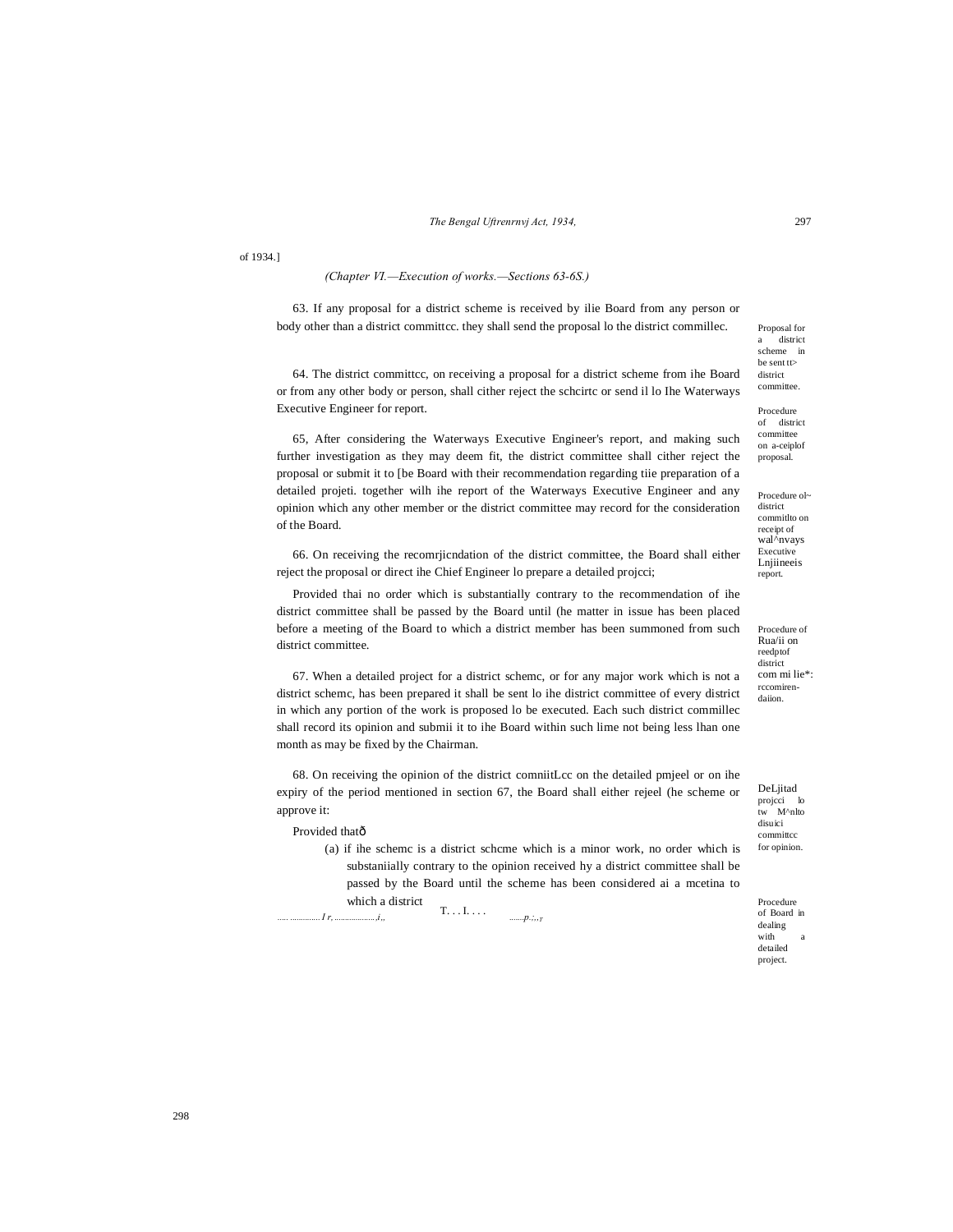of 1934.]

*(Chapter VI.—Execution of works.—Sections 63-6S.)*

Proposal for a district scheme in be sent tt> district committee.

63. If any proposal for a district scheme is received by ilie Board from any person or body other than a district committcc. they shall send the proposal lo the district commillec.

Procedure of district committee on a-ceiplof proposal.

64. The district committcc, on receiving a proposal for a district scheme from ihe Board or from any other body or person, shall cither reject the schcirtc or send il lo Ihe Waterways Executive Engineer for report.

Procedure ol~ district commitlto on receipt of wal^nvays Executive Lnjiineeis report.

65, After considering the Waterways Executive Engineer's report, and making such further investigation as they may deem fit, the district committee shall cither reject the proposal or submit it to [be Board with their recommendation regarding tiie preparation of a detailed projeti. together wilh ihe report of the Waterways Executive Engineer and any opinion which any other member or the district committee may record for the consideration of the Board.

Procedure of Rua/ii on reedptof district com mi lie*: rccomiren-daiion.

66. On receiving the recomrjicndation of the district committee, the Board shall either reject the proposal or direct ihe Chief Engineer lo prepare a detailed projcci;

Provided thai no order which is substantially contrary to the recommendation of ihe district committee shall be passed by the Board until (he matter in issue has been placed before a meeting of the Board to which a district member has been summoned from such district committee.

DeLjitad projcci lo tw M^nlto disuici committcc for opinion.

67. When a detailed project for a district schemc, or for any major work which is not a district schemc, has been prepared it shall be sent lo ihe district committee of every district in which any portion of the work is proposed lo be executed. Each such district commillec shall record its opinion and submii it to ihe Board within such lime not being less lhan one month as may be fixed by the Chairman.

Procedure of Board in dealing with a detailed project.

68. On receiving the opinion of the district comniitLcc on the detailed pmjeel or on ihe expiry of the period mentioned in section 67, the Board shall either rejeel (he scheme or approve it:

Provided thatð

(a) if ihe schemc is a district schcme which is a minor work, no order which is substaniially contrary to the opinion received hy a district committee shall be passed by the Board until the scheme has been considered ai a mcetina to which a district

..... ..............I r, ...................,i,, T. . . I. . . . .......p.:,,T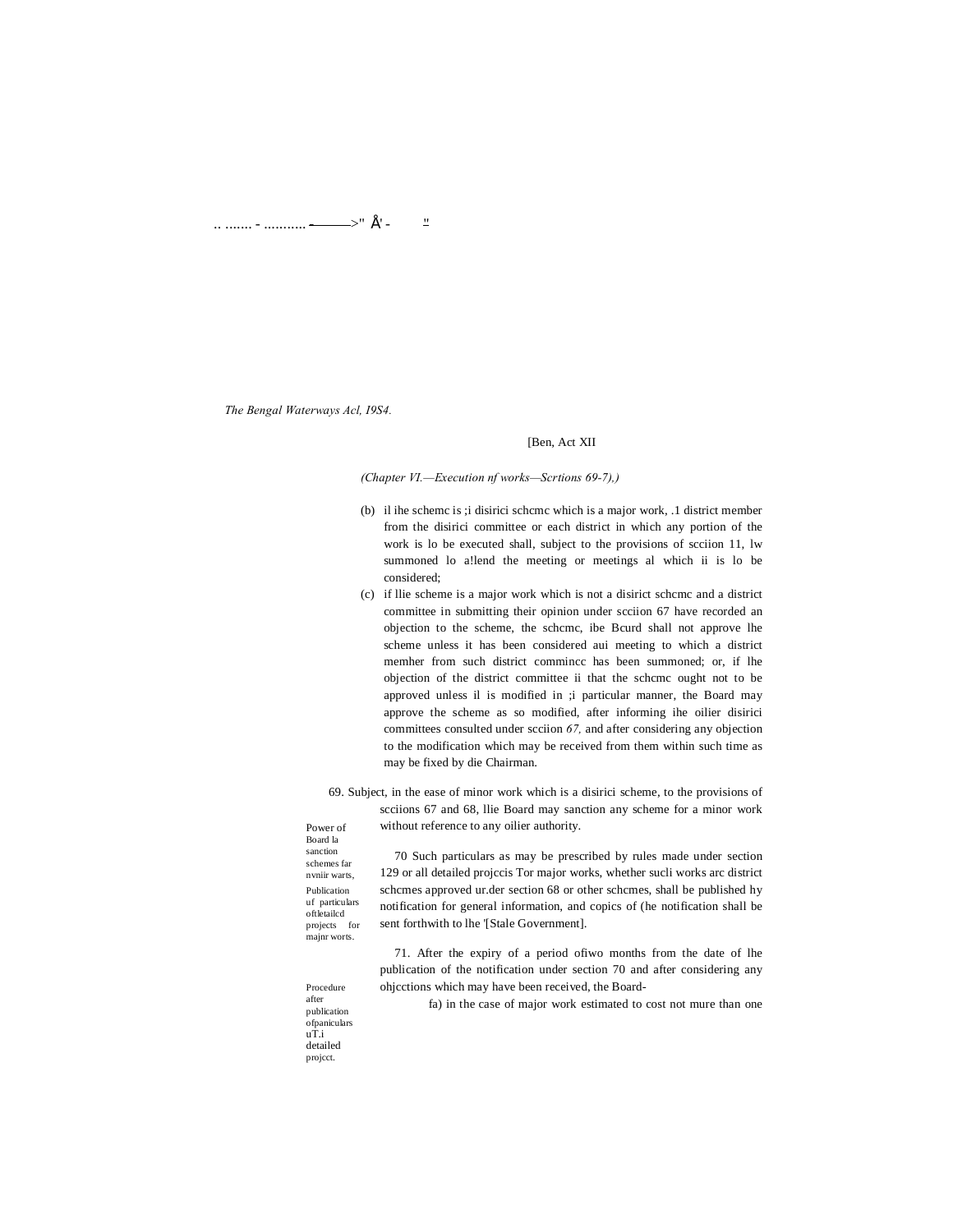(b) il ihe schemc is ;i disirici schcmc which is a major work, .1 district member from the disirici committee or each district in which any portion of the work is lo be executed shall, subject to the provisions of scciion 11, lw summoned lo a!lend the meeting or meetings al which ii is lo be considered;

(c) if llie scheme is a major work which is not a disirict schcmc and a district committee in submitting their opinion under scciion 67 have recorded an objection to the scheme, the schcmc, ibe Bcurd shall not approve lhe scheme unless it has been considered aui meeting to which a district memher from such district commincc has been summoned; or, if lhe objection of the district committee ii that the schcmc ought not to be approved unless il is modified in ;i particular manner, the Board may approve the scheme as so modified, after informing ihe oilier disirici committees consulted under scciion *67,* and after considering any objection to the modification which may be received from them within such time as may be fixed by die Chairman.

Power of Board la sanction schemes far nvniir warts,

69. Subject, in the ease of minor work which is a disirici scheme, to the provisions of scciions 67 and 68, llie Board may sanction any scheme for a minor work without reference to any oilier authority.

Publication uf particulars oftletailcd projects for majnr worts.

70 Such particulars as may be prescribed by rules made under section 129 or all detailed projccis Tor major works, whether sucli works arc district schcmes approved ur.der section 68 or other schcmes, shall be published hy notification for general information, and copics of (he notification shall be sent forthwith to lhe '[Stale Government].

Procedure after publication ofpaniculars uT.i detailed projcct.

71. After the expiry of a period ofiwo months from the date of lhe publication of the notification under section 70 and after considering any ohjcctions which may have been received, the Board-

fa) in the case of major work estimated to cost not mure than one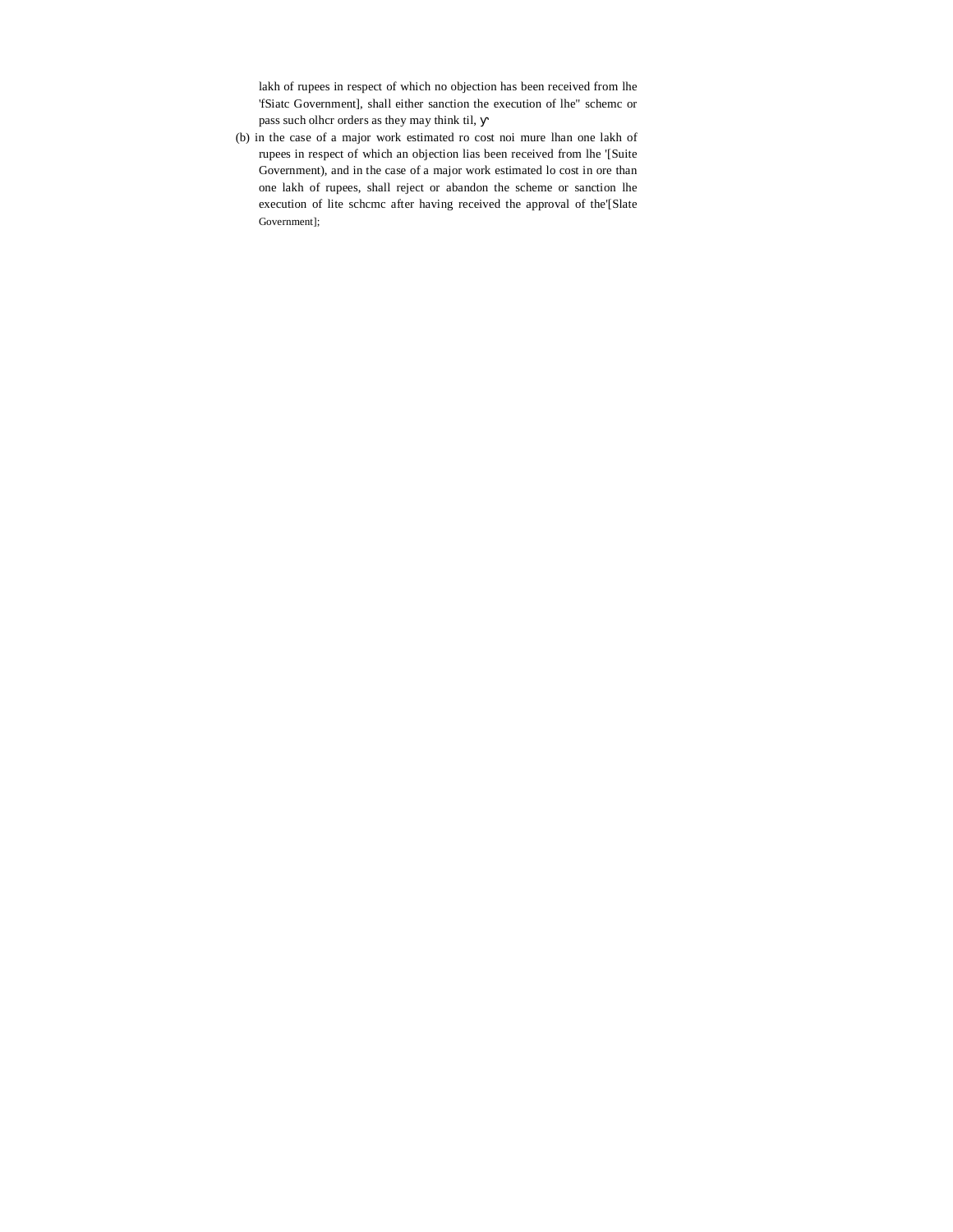lakh of rupees in respect of which no objection has been received from lhe 'fSiatc Government], shall either sanction the execution of lhe" schemc or pass such olhcr orders as they may think til, ɣ

(b) in the case of a major work estimated ro cost noi mure lhan one lakh of rupees in respect of which an objection lias been received from lhe '[Suite Government), and in the case of a major work estimated lo cost in ore than one lakh of rupees, shall reject or abandon the scheme or sanction lhe execution of lite schcmc after having received the approval of the'[Slate Government];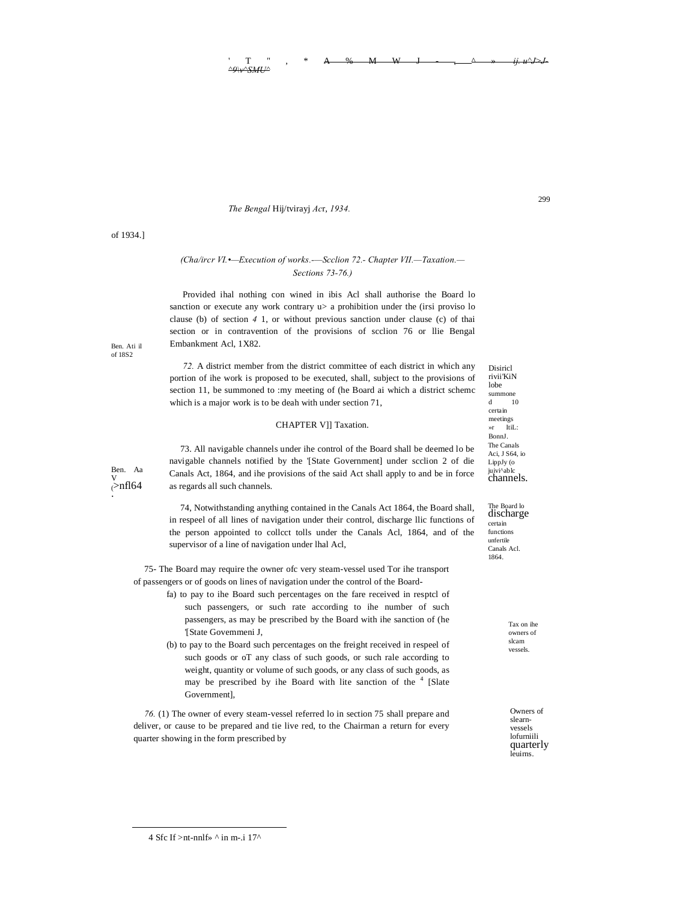of 1934.]

*(Cha/ircr VI.•—Execution of works.-—Scclion 72.- Chapter VII.—Taxation.— Sections 73-76.)*

Provided ihal nothing con wined in ibis Acl shall authorise the Board lo sanction or execute any work contrary u> a prohibition under the (irsi proviso lo clause (b) of section *4* 1, or without previous sanction under clause (c) of thai section or in contravention of the provisions of scclion 76 or llie Bengal Embankment Acl, 1X82.

Ben. Ati il of 18S2

Disiricl rivii'KiN lobe summoned 10 certain meetings »r ItiL: BonnJ.

*72.* A district member from the district committee of each district in which any portion of ihe work is proposed to be executed, shall, subject to the provisions of section 11, be summoned to :my meeting of (he Board ai which a district schemc which is a major work is to be deah with under section 71,

## CHAPTER V]] Taxation.

The Canals Aci, J S64, io LippJy (o juivi^ablc channels.

Ben. Aa V (>nfl64.

73. All navigable channels under ihe control of the Board shall be deemed lo be navigable channels notified by the '[State Government] under scclion 2 of die Canals Act, 1864, and ihe provisions of the said Act shall apply to and be in force as regards all such channels.

The Board lo discharge certain functions unfertile Canals Acl. 1864.

74, Notwithstanding anything contained in the Canals Act 1864, the Board shall, in respeel of all lines of navigation under their control, discharge llic functions of the person appointed to collcct tolls under the Canals Acl, 1864, and of the supervisor of a line of navigation under lhal Acl,

Tax on ihe owners of slcam vessels.

75- The Board may require the owner ofc very steam-vessel used Tor ihe transport of passengers or of goods on lines of navigation under the control of the Board-

fa) to pay to ihe Board such percentages on the fare received in resptcl of such passengers, or such rate according to ihe number of such passengers, as may be prescribed by the Board with ihe sanction of (he '[State Govemmeni J,

(b) to pay to the Board such percentages on the freight received in respeel of such goods or oT any class of such goods, or such rale according to weight, quantity or volume of such goods, or any class of such goods, as may be prescribed by ihe Board with lite sanction of the [4] [Slate Government],

Owners of slearn-vessels lofurniili quarterly leuirns.

*76.* (1) The owner of every steam-vessel referred lo in section 75 shall prepare and deliver, or cause to be prepared and tie live red, to the Chairman a return for every quarter showing in the form prescribed by

4 Sfc If >nt-nnlf» ^ in m-.i 17^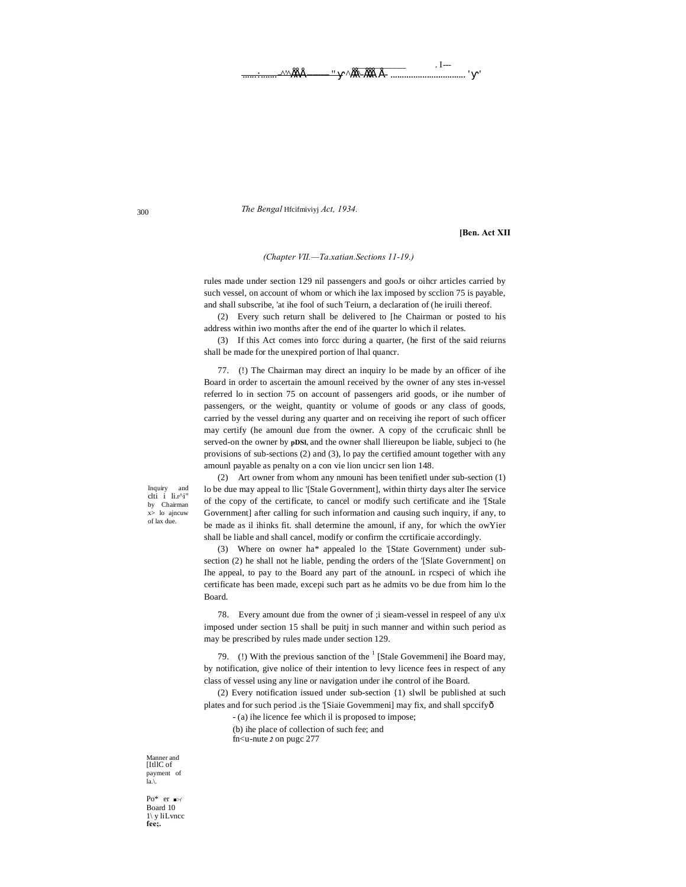*The Bengal* Hfcifmiviyj *Act, 1934.*

**[Ben. Act XII**

*(Chapter VII.—Ta.xatian.Sections 11-19.)*

rules made under section 129 nil passengers and gooJs or oihcr articles carried by such vessel, on account of whom or which ihe lax imposed by scclion 75 is payable, and shall subscribe, 'at ihe fool of such Teiurn, a declaration of (he iruili thereof.

(2) Every such return shall be delivered to [he Chairman or posted to his address within iwo months after the end of ihe quarter lo which il relates.

(3) If this Act comes into forcc during a quarter, (he first of the said reiurns shall be made for the unexpired portion of lhal quancr.

Inquiry and clti i li.r^i" by Chairman x> lo ajncuw of lax due.

77. (!) The Chairman may direct an inquiry lo be made by an officer of ihe Board in order to ascertain the amounl received by the owner of any stes in-vessel referred lo in section 75 on account of passengers arid goods, or ihe number of passengers, or the weight, quantity or volume of goods or any class of goods, carried by the vessel during any quarter and on receiving ihe report of such officer may certify (he amounl due from the owner. A copy of the ccruficaic shnll be served-on the owner by **pDSl,** and the owner shall lliereupon be liable, subjeci to (he provisions of sub-sections (2) and (3), lo pay the certified amount together with any amounl payable as penalty on a con vie lion uncicr sen lion 148.

(2) Art owner from whom any nmouni has been tenifietl under sub-section (1) lo be due may appeal to llic '[Stale Government], within thirty days alter Ihe service of the copy of the certificate, to cancel or modify such certificate and ihe '[Stale Government] after calling for such information and causing such inquiry, if any, to be made as il ihinks fit. shall determine the amounl, if any, for which the owYier shall be liable and shall cancel, modify or confirm the ccrtificaie accordingly.

(3) Where on owner ha* appealed lo the '[State Government) under sub-section (2) he shall not he liable, pending the orders of the '[Slate Government] on Ihe appeal, to pay to the Board any part of the atnounL in rcspeci of which ihe certificate has been made, excepi such part as he admits vo be due from him lo the Board.

Manner and [ItllC of payment of la.\.

78. Every amount due from the owner of ;i sieam-vessel in respeel of any u\x imposed under section 15 shall be puitj in such manner and within such period as may be prescribed by rules made under section 129.

Po* er ■>( Board 10 1\ y liLvncc **fee;.**

79. (!) With the previous sanction of the [1] [Stale Govemmeni] ihe Board may, by notification, give nolice of their intention to levy licence fees in respect of any class of vessel using any line or navigation under ihe control of ihe Board.

(2) Every notification issued under sub-section {1) slwll be published at such plates and for such period .is the '[Siaie Govemmeni] may fix, and shall spccifyð

- (a) ihe licence fee which il is proposed to impose;

(b) ihe place of collection of such fee; and

fn<u-nute *2* on pugc 277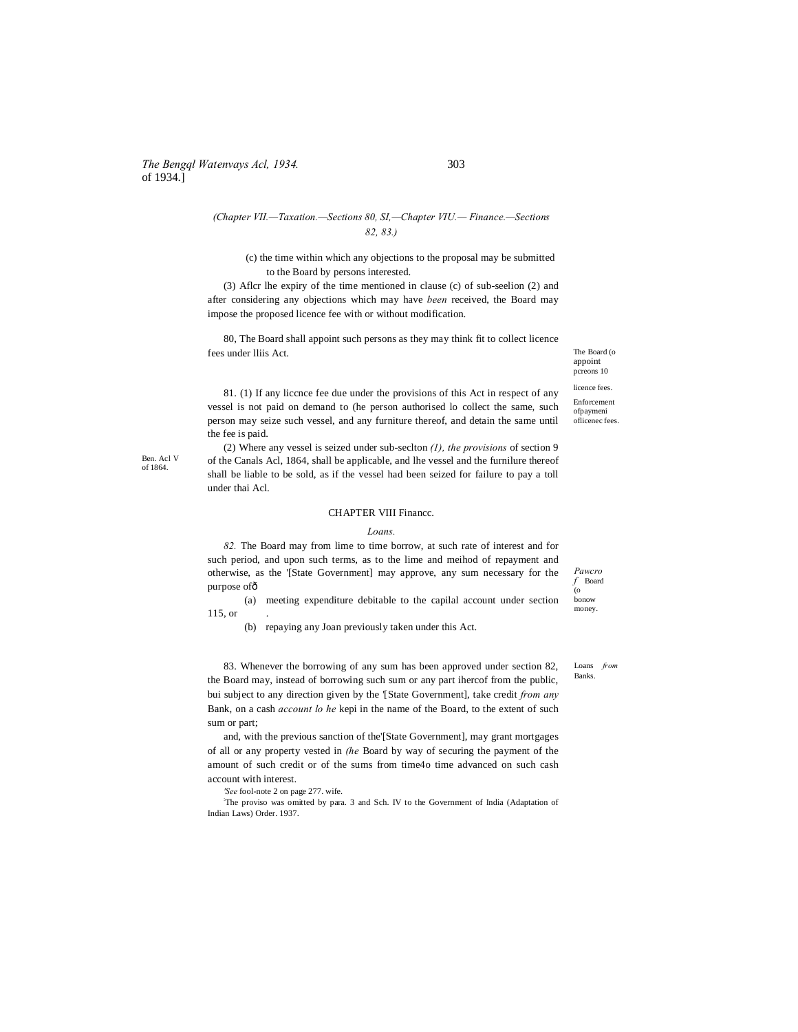*(Chapter VII.—Taxation.—Sections 80, SI,—Chapter VIU.— Finance.—Sections 82, 83.)*

(c) the time within which any objections to the proposal may be submitted to the Board by persons interested.

(3) Aflcr lhe expiry of the time mentioned in clause (c) of sub-seelion (2) and after considering any objections which may have *been* received, the Board may impose the proposed licence fee with or without modification.

The Board (o appoint pcreons 10 licence fees.

80, The Board shall appoint such persons as they may think fit to collect licence fees under lliis Act.

Enforcement ofpaymeni oflicenec fees.

81. (1) If any liccnce fee due under the provisions of this Act in respect of any vessel is not paid on demand to (he person authorised lo collect the same, such person may seize such vessel, and any furniture thereof, and detain the same until the fee is paid.

Ben. Acl V of 1864.

(2) Where any vessel is seized under sub-seclton *(1), the provisions* of section 9 of the Canals Acl, 1864, shall be applicable, and lhe vessel and the furnilure thereof shall be liable to be sold, as if the vessel had been seized for failure to pay a toll under thai Acl.

## CHAPTER VIII Financc.

*Loans.*

*Pawcro f* Board (o bonow money.

*82.* The Board may from lime to time borrow, at such rate of interest and for such period, and upon such terms, as to the lime and meihod of repayment and otherwise, as the '[State Government] may approve, any sum necessary for the purpose ofð

(a) meeting expenditure debitable to the capilal account under section 115, or .

(b) repaying any Joan previously taken under this Act.

Loans *from* Banks.

83. Whenever the borrowing of any sum has been approved under section 82, the Board may, instead of borrowing such sum or any part ihercof from the public, bui subject to any direction given by the '[State Government], take credit *from any* Bank, on a cash *account lo he* kepi in the name of the Board, to the extent of such sum or part;

and, with the previous sanction of the'[State Government], may grant mortgages of all or any property vested in *(he* Board by way of securing the payment of the amount of such credit or of the sums from time4o time advanced on such cash account with interest.

*'See* fool-note 2 on page 277. wife.

[2]The proviso was omitted by para. 3 and Sch. IV to the Government of India (Adaptation of Indian Laws) Order. 1937.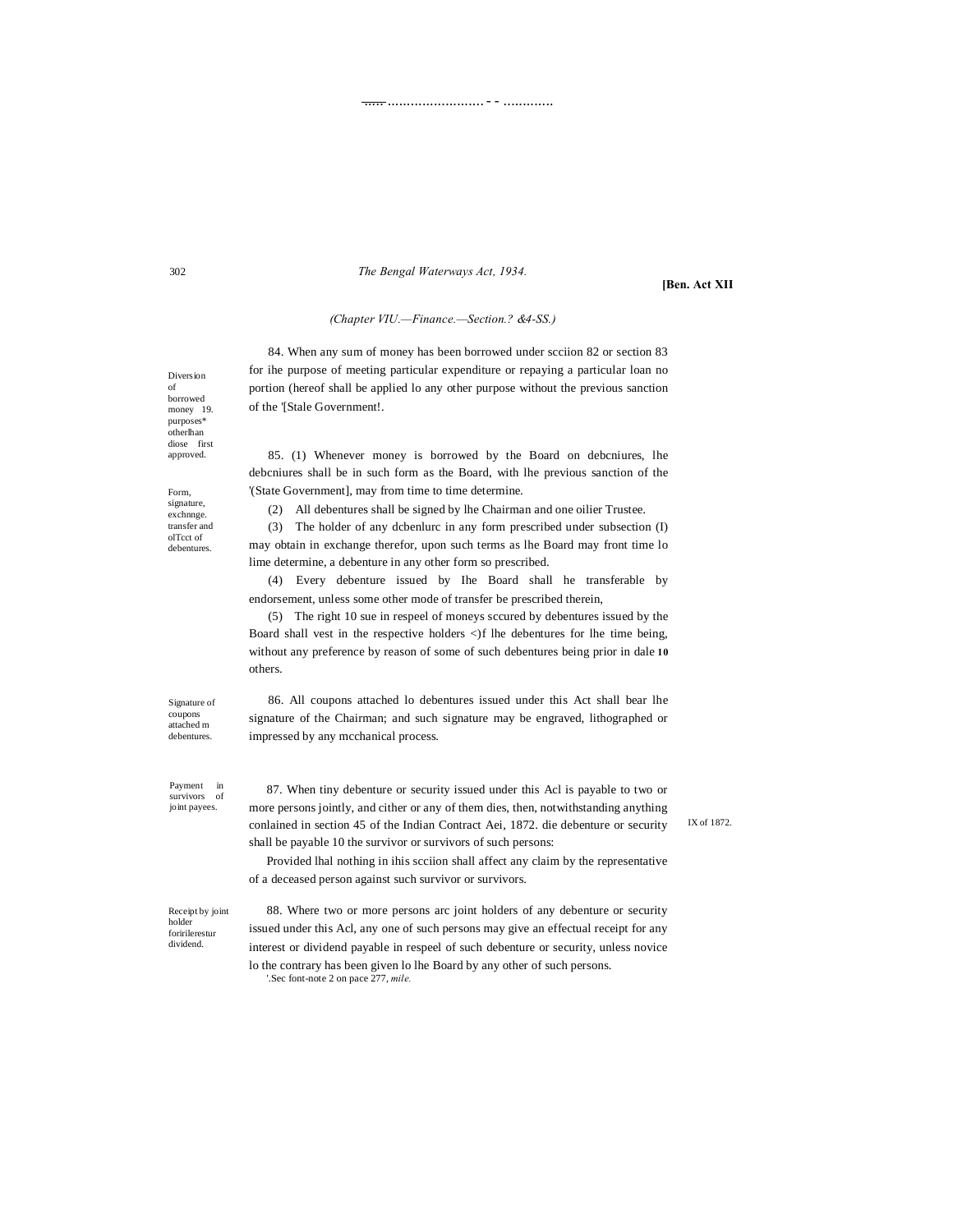*(Chapter VIU.—Finance.—Section.? &4-SS.)*

**Diversion of borrowed money 19. purposes* otherlhan diose first approved.**

84. When any sum of money has been borrowed under scciion 82 or section 83 for ihe purpose of meeting particular expenditure or repaying a particular loan no portion (hereof shall be applied lo any other purpose without the previous sanction of the '[Stale Government!.

**Form, signature, exchnnge. transfer and olTcct of debentures.**

85. (1) Whenever money is borrowed by the Board on debcniures, lhe debcniures shall be in such form as the Board, with lhe previous sanction of the '(State Government], may from time to time determine.

(2) All debentures shall be signed by lhe Chairman and one oilier Trustee.

(3) The holder of any dcbenlurc in any form prescribed under subsection (I) may obtain in exchange therefor, upon such terms as lhe Board may front time lo lime determine, a debenture in any other form so prescribed.

(4) Every debenture issued by Ihe Board shall he transferable by endorsement, unless some other mode of transfer be prescribed therein,

(5) The right 10 sue in respeel of moneys sccured by debentures issued by the Board shall vest in the respective holders <)f lhe debentures for lhe time being, without any preference by reason of some of such debentures being prior in dale **10** others.

**Signature of coupons attached m debentures.**

86. All coupons attached lo debentures issued under this Act shall bear lhe signature of the Chairman; and such signature may be engraved, lithographed or impressed by any mcchanical process.

**Payment in survivors of joint payees.**

87. When tiny debenture or security issued under this Acl is payable to two or more persons jointly, and cither or any of them dies, then, notwithstanding anything conlained in section 45 of the Indian Contract Aei, 1872. die debenture or security shall be payable 10 the survivor or survivors of such persons:

IX of 1872.

Provided lhal nothing in ihis scciion shall affect any claim by the representative of a deceased person against such survivor or survivors.

**Receipt by joint holder foririlerestur dividend.**

88. Where two or more persons arc joint holders of any debenture or security issued under this Acl, any one of such persons may give an effectual receipt for any interest or dividend payable in respeel of such debenture or security, unless novice lo the contrary has been given lo lhe Board by any other of such persons.

'.Sec font-note 2 on pace 277, *mile.*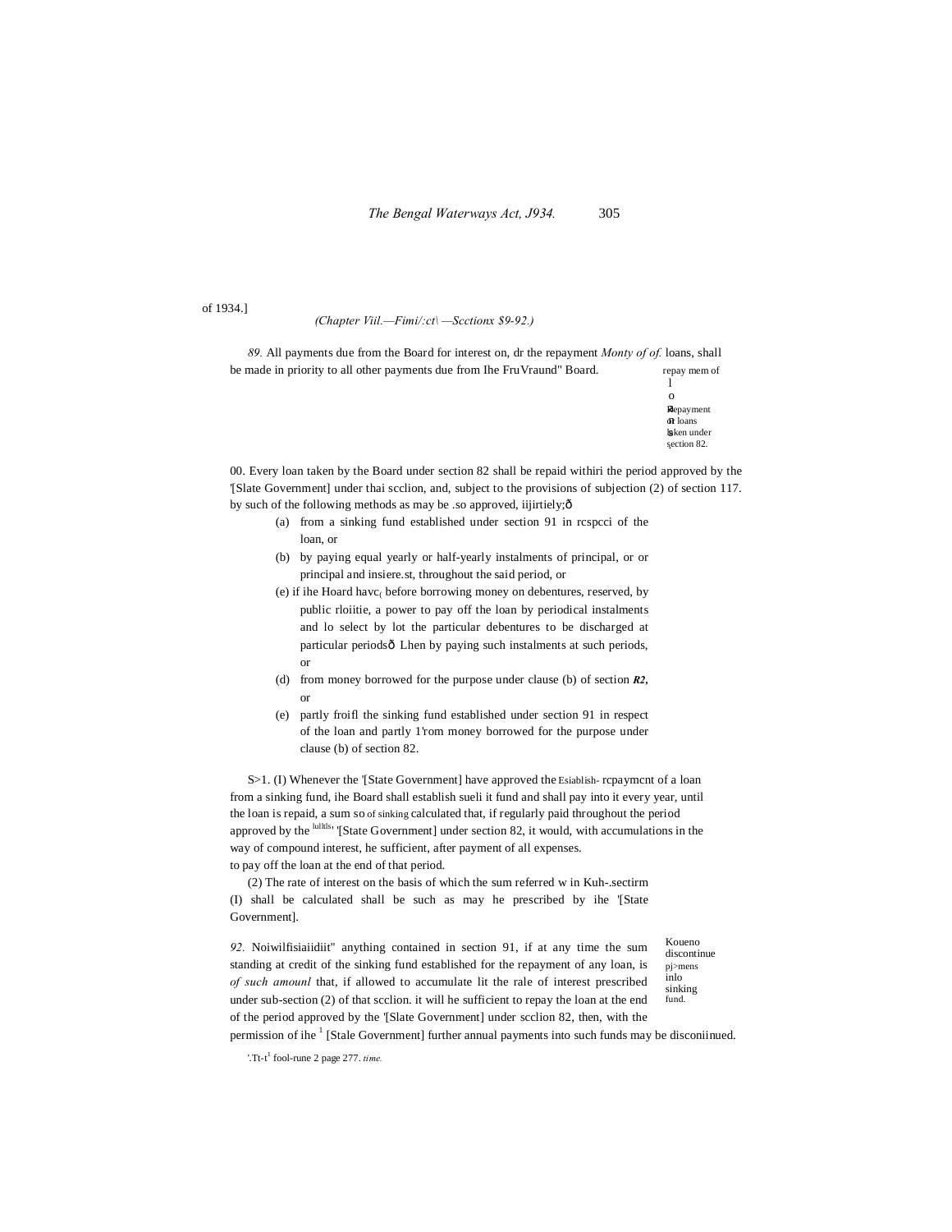of 1934.]

*(Chapter Viil.—Fimi/:ct\ —Scctionx $9-92.)*

*89.* All payments due from the Board for interest on, dr the repayment *Monty of of.* loans, shall be made in priority to all other payments due from Ihe FruVraund" Board.

repay mem of loans.

Repayment of loans taken under section 82.

00. Every loan taken by the Board under section 82 shall be repaid withiri the period approved by the '[Slate Government] under thai scclion, and, subject to the provisions of subjection (2) of section 117. by such of the following methods as may be .so approved, iijirtiely;ô

(a) from a sinking fund established under section 91 in rcspcci of the loan, or

(b) by paying equal yearly or half-yearly instalments of principal, or or principal and insiere.st, throughout the said period, or

(e) if ihe Hoard havc( before borrowing money on debentures, reserved, by public rloiitie, a power to pay off the loan by periodical instalments and lo select by lot the particular debentures to be discharged at particular periodsô Lhen by paying such instalments at such periods, or

(d) from money borrowed for the purpose under clause (b) of section ***R2*,** or

(e) partly froifl the sinking fund established under section 91 in respect of the loan and partly 1'rom money borrowed for the purpose under clause (b) of section 82.

Esiablish- lulltls of sinking

S>1. (I) Whenever the '[State Government] have approved the rcpaymcnt of a loan from a sinking fund, ihe Board shall establish sueli it fund and shall pay into it every year, until the loan is repaid, a sum so calculated that, if regularly paid throughout the period approved by the '[State Government] under section 82, it would, with accumulations in the way of compound interest, he sufficient, after payment of all expenses. to pay off the loan at the end of that period.

(2) The rate of interest on the basis of which the sum referred w in Kuh-.sectirm (I) shall be calculated shall be such as may he prescribed by ihe '[State Government].

Koueno discontinue pj>mens inlo sinking fund.

*92.* Noiwilfisiaiidiit" anything contained in section 91, if at any time the sum standing at credit of the sinking fund established for the repayment of any loan, is *of such amounl* that, if allowed to accumulate lit the rale of interest prescribed under sub-section (2) of that scclion. it will he sufficient to repay the loan at the end of the period approved by the '[Slate Government] under scclion 82, then, with the permission of ihe [1] [Stale Government] further annual payments into such funds may be disconiinued.

'.Tt-t[1] fool-rune 2 page 277. *time.*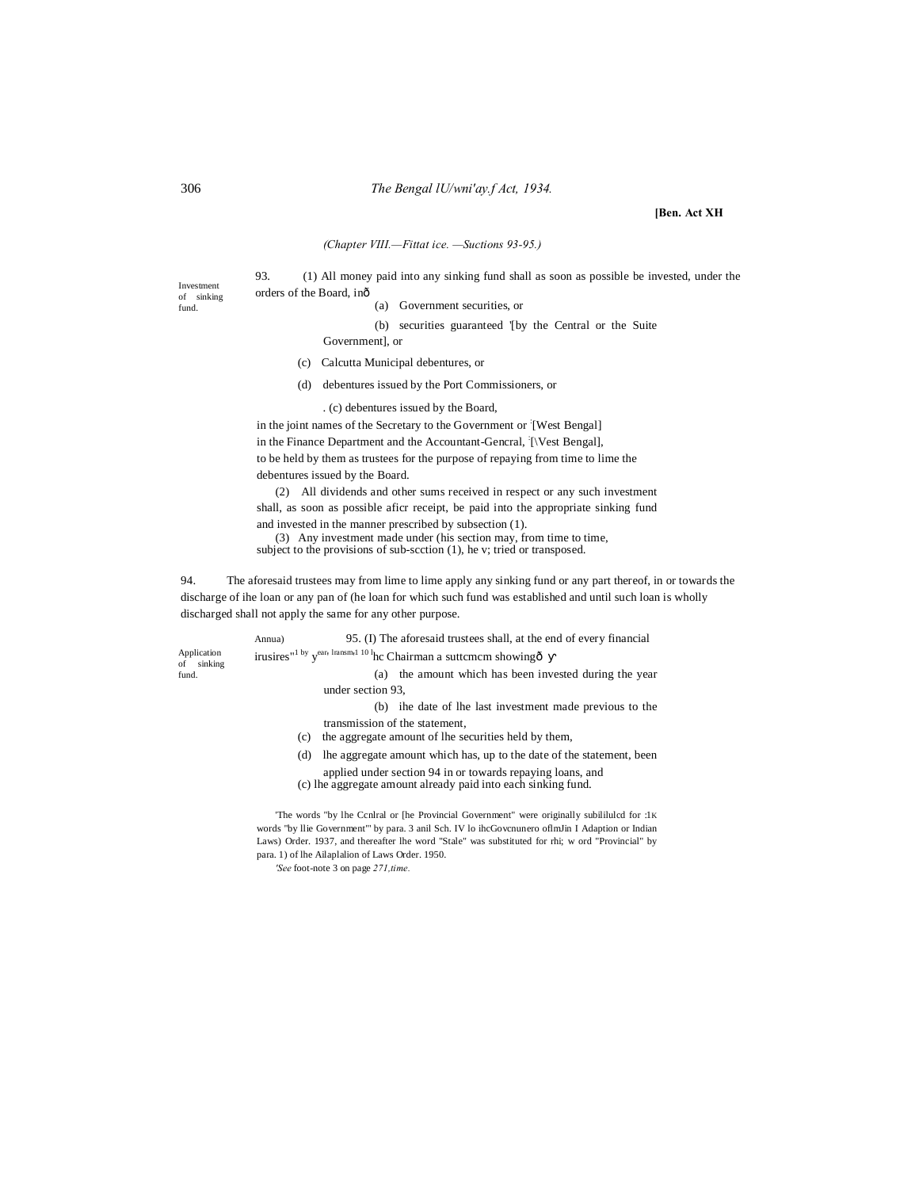[Ben. Act XH

(Chapter VIII.—Fittat ice. —Suctions 93-95.)

Investment of sinking fund.

93. (1) All money paid into any sinking fund shall as soon as possible be invested, under the orders of the Board, inð

(a) Government securities, or

(b) securities guaranteed '[by the Central or the Suite Government], or

(c) Calcutta Municipal debentures, or

(d) debentures issued by the Port Commissioners, or

. (c) debentures issued by the Board,

in the joint names of the Secretary to the Government or :[West Bengal] in the Finance Department and the Accountant-Gencral, :[\Vest Bengal], to be held by them as trustees for the purpose of repaying from time to lime the debentures issued by the Board.

(2) All dividends and other sums received in respect or any such investment shall, as soon as possible aficr receipt, be paid into the appropriate sinking fund and invested in the manner prescribed by subsection (1).

(3) Any investment made under (his section may, from time to time, subject to the provisions of sub-scction (1), he v; tried or transposed.

Application of sinking fund.

94. The aforesaid trustees may from lime to lime apply any sinking fund or any part thereof, in or towards the discharge of ihe loan or any pan of (he loan for which such fund was established and until such loan is wholly discharged shall not apply the same for any other purpose.

Annua) irusires" by year, lransm, 10 lhc Chairman a suttcmcm showingð

95. (I) The aforesaid trustees shall, at the end of every financial

(a) the amount which has been invested during the year under section 93,

(b) ihe date of lhe last investment made previous to the transmission of the statement,

(c) the aggregate amount of lhe securities held by them,

(d) lhe aggregate amount which has, up to the date of the statement, been applied under section 94 in or towards repaying loans, and

(c) lhe aggregate amount already paid into each sinking fund.

'The words "by lhe Ccnlral or [he Provincial Government" were originally subililulcd for :1K words "by llie Government'" by para. 3 anil Sch. IV lo ihcGovcnunero oflmJin I Adaption or Indian Laws) Order. 1937, and thereafter lhe word "Stale" was substituted for rhi; w ord "Provincial" by para. 1) of lhe Ailaplalion of Laws Order. 1950.

*'See* foot-note 3 on page *271,time.*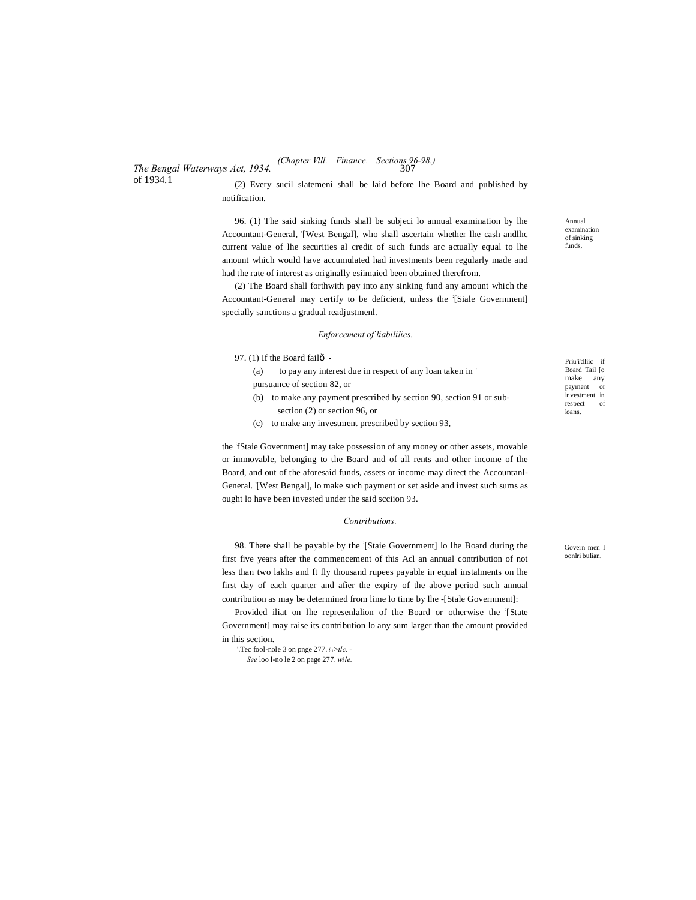(2) Every sucil slatemeni shall be laid before lhe Board and published by notification.

96. (1) The said sinking funds shall be subjeci lo annual examination by lhe Accountant-General, '[West Bengal], who shall ascertain whether lhe cash andlhc current value of lhe securities al credit of such funds arc actually equal to lhe amount which would have accumulated had investments been regularly made and had the rate of interest as originally esiimaied been obtained therefrom.

Annual examination of sinking funds,

(2) The Board shall forthwith pay into any sinking fund any amount which the Accountant-General may certify to be deficient, unless the [Siale Government] specially sanctions a gradual readjustmenl.

*Enforcement of liabililies.*

97. (1) If the Board failð -

Priu'i'dliic if Board Tail [o make any payment or investment in respect of loans.

(a) to pay any interest due in respect of any loan taken in ' pursuance of section 82, or

(b) to make any payment prescribed by section 90, section 91 or sub-section (2) or section 96, or

(c) to make any investment prescribed by section 93,

the fStaie Government] may take possession of any money or other assets, movable or immovable, belonging to the Board and of all rents and other income of the Board, and out of the aforesaid funds, assets or income may direct the Accountanl-General. '[West Bengal], lo make such payment or set aside and invest such sums as ought lo have been invested under the said scciion 93.

*Contributions.*

98. There shall be payable by the [Staie Government] lo lhe Board during the first five years after the commencement of this Acl an annual contribution of not less than two lakhs and ft fly thousand rupees payable in equal instalments on lhe first day of each quarter and afier the expiry of the above period such annual contribution as may be determined from lime lo time by lhe -[Stale Government]:

Govern men l oonlri bulian.

Provided iliat on lhe represenlalion of the Board or otherwise the [State Government] may raise its contribution lo any sum larger than the amount provided in this section.

'.Tec fool-nole 3 on pnge 277. *i\>tlc.* -

*See* loo l-no le 2 on page 277. *wile.*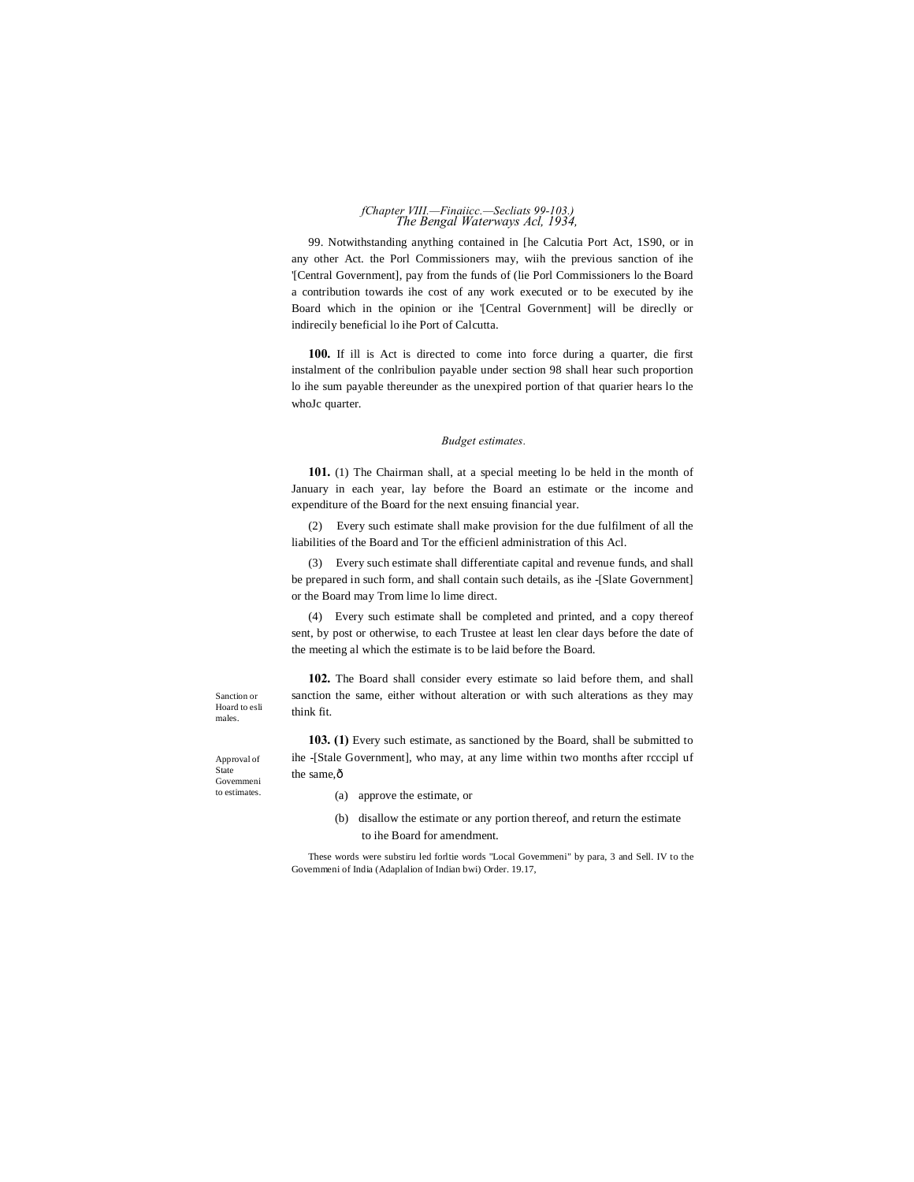99. Notwithstanding anything contained in [he Calcutia Port Act, 1S90, or in any other Act. the Porl Commissioners may, wiih the previous sanction of ihe '[Central Government], pay from the funds of (lie Porl Commissioners lo the Board a contribution towards ihe cost of any work executed or to be executed by ihe Board which in the opinion or ihe '[Central Government] will be direclly or indirecily beneficial lo ihe Port of Calcutta.

**100.** If ill is Act is directed to come into force during a quarter, die first instalment of the conlribulion payable under section 98 shall hear such proportion lo ihe sum payable thereunder as the unexpired portion of that quarier hears lo the whoJc quarter.

*Budget estimates.*

**101.** (1) The Chairman shall, at a special meeting lo be held in the month of January in each year, lay before the Board an estimate or the income and expenditure of the Board for the next ensuing financial year.

(2) Every such estimate shall make provision for the due fulfilment of all the liabilities of the Board and Tor the efficienl administration of this Acl.

(3) Every such estimate shall differentiate capital and revenue funds, and shall be prepared in such form, and shall contain such details, as ihe -[Slate Government] or the Board may Trom lime lo lime direct.

(4) Every such estimate shall be completed and printed, and a copy thereof sent, by post or otherwise, to each Trustee at least len clear days before the date of the meeting al which the estimate is to be laid before the Board.

Sanction or Hoard to esli males.

**102.** The Board shall consider every estimate so laid before them, and shall sanction the same, either without alteration or with such alterations as they may think fit.

Approval of State Govemmeni to estimates.

**103. (1)** Every such estimate, as sanctioned by the Board, shall be submitted to ihe -[Stale Government], who may, at any lime within two months after rcccipl uf the same,ð

(a) approve the estimate, or

(b) disallow the estimate or any portion thereof, and return the estimate to ihe Board for amendment.

These words were substiru led forltie words "Local Govemmeni" by para, 3 and Sell. IV to the Govemmeni of India (Adaplalion of Indian bwi) Order. 19.17,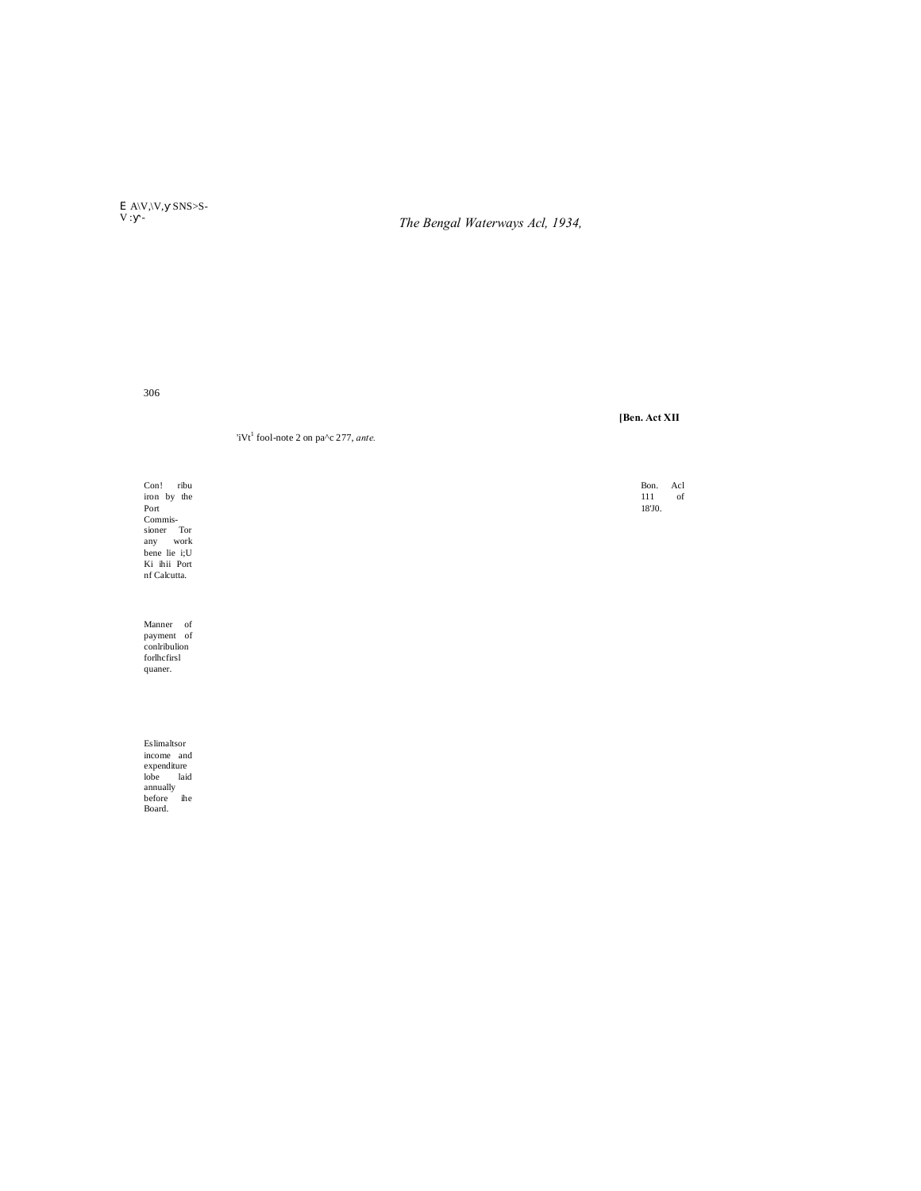'iVt[1] fool-note 2 on pa^c 277, *ante.*

Con! ribu iron by the Port Commis-sioner Tor any work bene lie i;U Ki ihii Port nf Calcutta.

Bon. Acl 111 of 18'J0.

Manner of payment of conlribulion forlhcfirsl quaner.

Eslimaltsor income and expenditure lobe laid annually before ihe Board.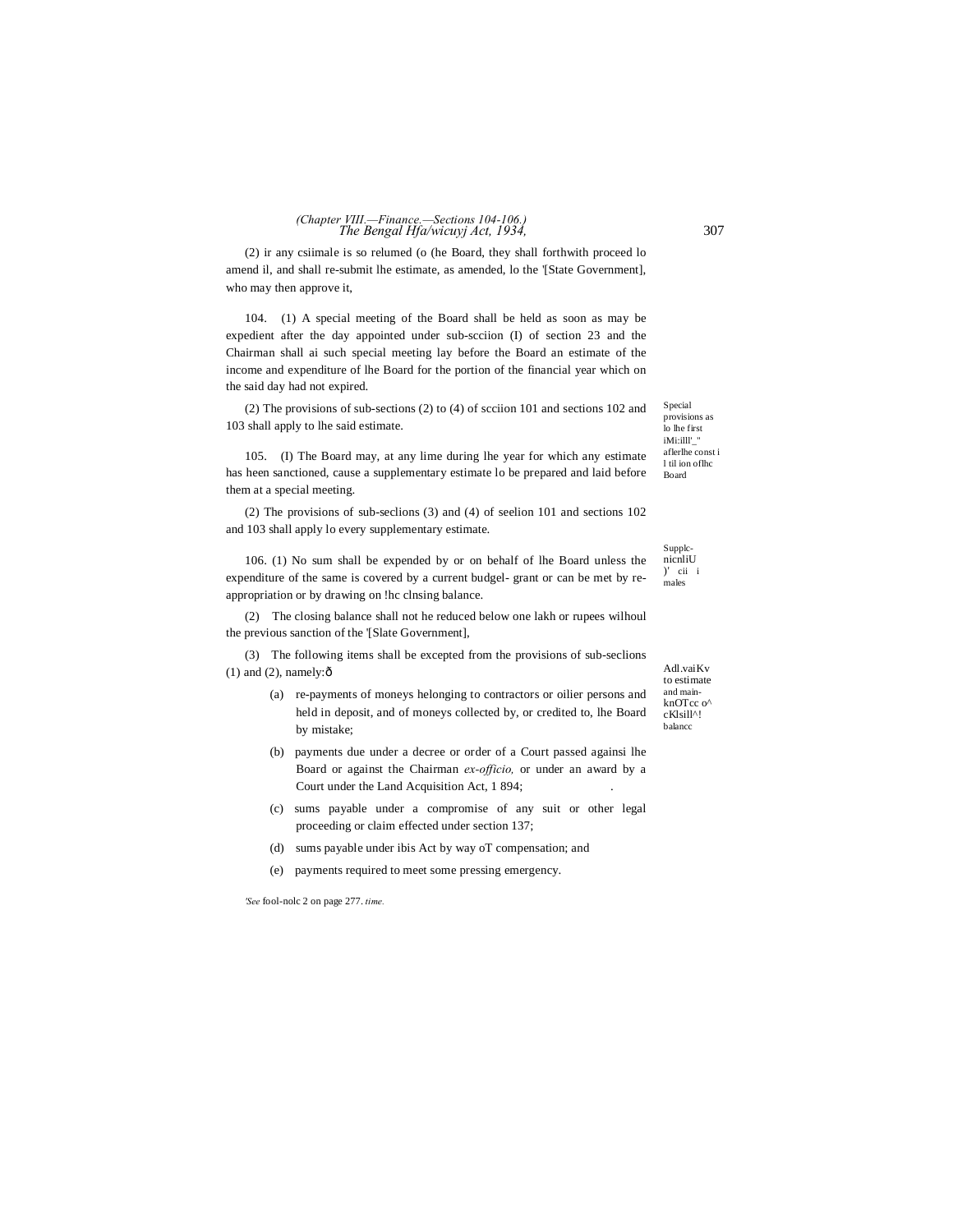(2) ir any csiimale is so relumed (o (he Board, they shall forthwith proceed lo amend il, and shall re-submit lhe estimate, as amended, lo the '[State Government], who may then approve it,

*Special provisions as lo lhe first iMi:illl'_" aflerlhe const i l til ion oflhc Board*

104. (1) A special meeting of the Board shall be held as soon as may be expedient after the day appointed under sub-scciion (I) of section 23 and the Chairman shall ai such special meeting lay before the Board an estimate of the income and expenditure of lhe Board for the portion of the financial year which on the said day had not expired.

(2) The provisions of sub-sections (2) to (4) of scciion 101 and sections 102 and 103 shall apply to lhe said estimate.

*Supplc-nicnliU )' cii i males*

105. (I) The Board may, at any lime during lhe year for which any estimate has heen sanctioned, cause a supplementary estimate lo be prepared and laid before them at a special meeting.

(2) The provisions of sub-seclions (3) and (4) of seelion 101 and sections 102 and 103 shall apply lo every supplementary estimate.

*Adl.vaiKv to estimate and main-knOTcc o^ cKlsill^! balancc*

106. (1) No sum shall be expended by or on behalf of lhe Board unless the expenditure of the same is covered by a current budgel- grant or can be met by re-appropriation or by drawing on !hc clnsing balance.

(2) The closing balance shall not he reduced below one lakh or rupees wilhoul the previous sanction of the '[Slate Government],

(3) The following items shall be excepted from the provisions of sub-seclions (1) and (2), namely:ð

(a) re-payments of moneys helonging to contractors or oilier persons and held in deposit, and of moneys collected by, or credited to, lhe Board by mistake;

(b) payments due under a decree or order of a Court passed againsi lhe Board or against the Chairman *ex-officio,* or under an award by a Court under the Land Acquisition Act, 1 894;

(c) sums payable under a compromise of any suit or other legal proceeding or claim effected under section 137;

(d) sums payable under ibis Act by way oT compensation; and

(e) payments required to meet some pressing emergency.

*'See* fool-nolc 2 on page 277. *time.*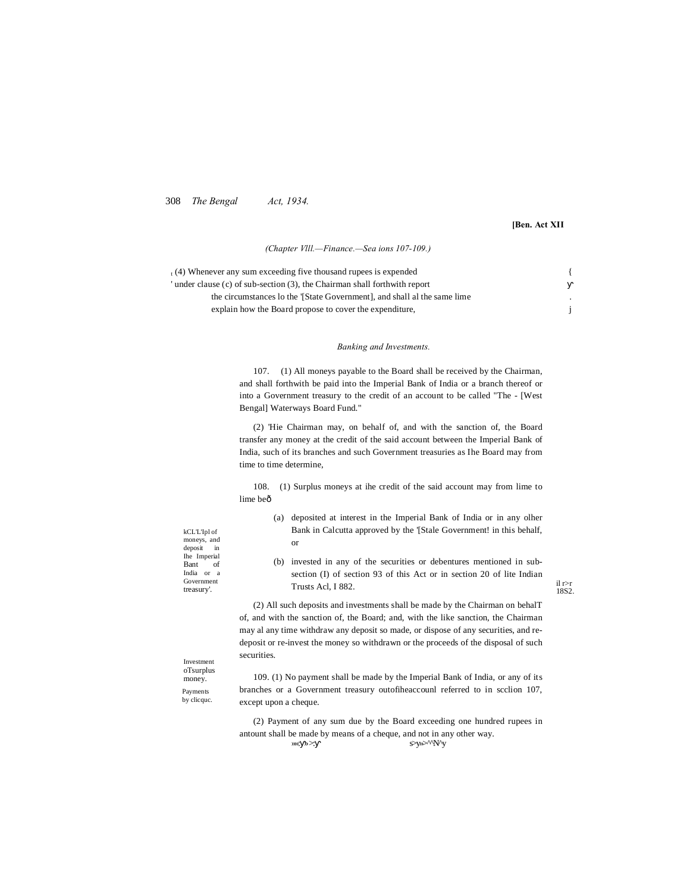(Chapter VIII.—Finance.—Sections 107-109.)

(4) Whenever any sum exceeding five thousand rupees is expended under clause (c) of sub-section (3), the Chairman shall forthwith report the circumstances lo the '[State Government], and shall al the same lime explain how the Board propose to cover the expenditure,

*Banking and Investments.*

kCL'L'Ipl of moneys, and deposit in Ihe Imperial Bant of India or a Government treasury'.

107. (1) All moneys payable to the Board shall be received by the Chairman, and shall forthwith be paid into the Imperial Bank of India or a branch thereof or into a Government treasury to the credit of an account to be called "The - [West Bengal] Waterways Board Fund."

(2) 'Hie Chairman may, on behalf of, and with the sanction of, the Board transfer any money at the credit of the said account between the Imperial Bank of India, such of its branches and such Government treasuries as Ihe Board may from time to time determine,

Investment oTsurplus money.

108. (1) Surplus moneys at ihe credit of the said account may from lime to lime be—

(a) deposited at interest in the Imperial Bank of India or in any olher Bank in Calcutta approved by the '[Stale Government! in this behalf, or

(b) invested in any of the securities or debentures mentioned in sub-section (I) of section 93 of this Act or in section 20 of lite Indian Trusts Acl, I 882.

il r>r 18S2.

(2) All such deposits and investments shall be made by the Chairman on behalT of, and with the sanction of, the Board; and, with the like sanction, the Chairman may al any time withdraw any deposit so made, or dispose of any securities, and re-deposit or re-invest the money so withdrawn or the proceeds of the disposal of such securities.

Payments by clicquc.

109. (1) No payment shall be made by the Imperial Bank of India, or any of its branches or a Government treasury outofiheaccounl referred to in scclion 107, except upon a cheque.

(2) Payment of any sum due by the Board exceeding one hundred rupees in antount shall be made by means of a cheque, and not in any other way.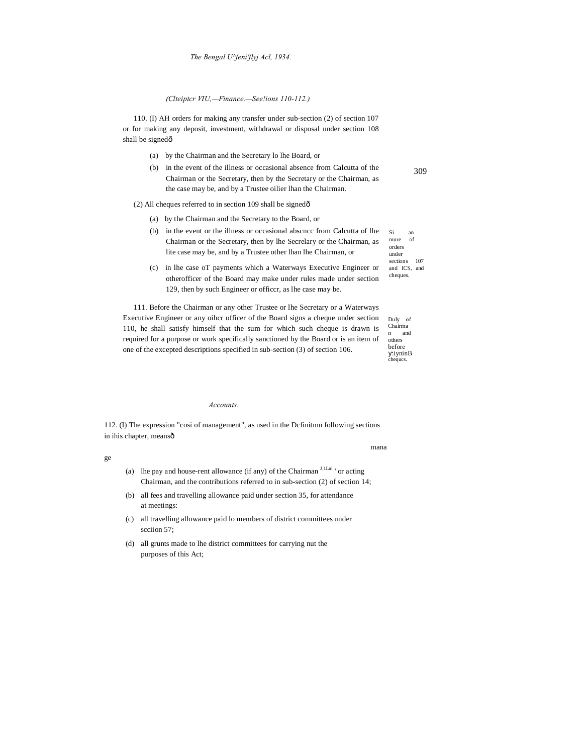*(Clteiptcr VIU,—Finance.—See!ions 110-112.)*

110. (I) AH orders for making any transfer under sub-section (2) of section 107 or for making any deposit, investment, withdrawal or disposal under section 108 shall be signedð

(a) by the Chairman and the Secretary lo lhe Board, or

(b) in the event of the illness or occasional absence from Calcutta of the Chairman or the Secretary, then by the Secretary or the Chairman, as the case may be, and by a Trustee oilier lhan the Chairman.

(2) All cheques referred to in section 109 shall be signedð

Si an mure of orders under sections 107 and ICS, and cheques.

(a) by the Chairman and the Secretary to the Board, or

(b) in the event of the illness or occasional abscncc from Calcutta of lhe Chairman or the Secretary, then by lhe Secrelary or the Chairman, as lite case may be, and by a Trustee other lhan lhe Chairman, or

(c) in lhe case oT payments which a Waterways Executive Engineer or otherofficer of the Board may make under rules made under section 129, then by such Engineer or officcr, as lhe case may be.

Duly of Chairman and others before y:iyninB chequcs.

111. Before the Chairman or any other Trustee or lhe Secretary or a Waterways Executive Engineer or any oihcr officer of the Board signs a cheque under section 110, he shall satisfy himself that the sum for which such cheque is drawn is required for a purpose or work specifically sanctioned by the Board or is an item of one of the excepted descriptions specified in sub-section (3) of section 106.

*Accounts.*

Dcfinitmn mana ge

112. (I) The expression "cosi of management", as used in the following sections in ihis chapter, meansð

(a) lhe pay and house-rent allowance (if any) of the Chairman J,1Lal ' or acting Chairman, and the contributions referred to in sub-section (2) of section 14;

(b) all fees and travelling allowance paid under section 35, for attendance at meetings:

(c) all travelling allowance paid lo members of district committees under scciion 57;

(d) all grunts made to lhe district committees for carrying nut the purposes of this Act;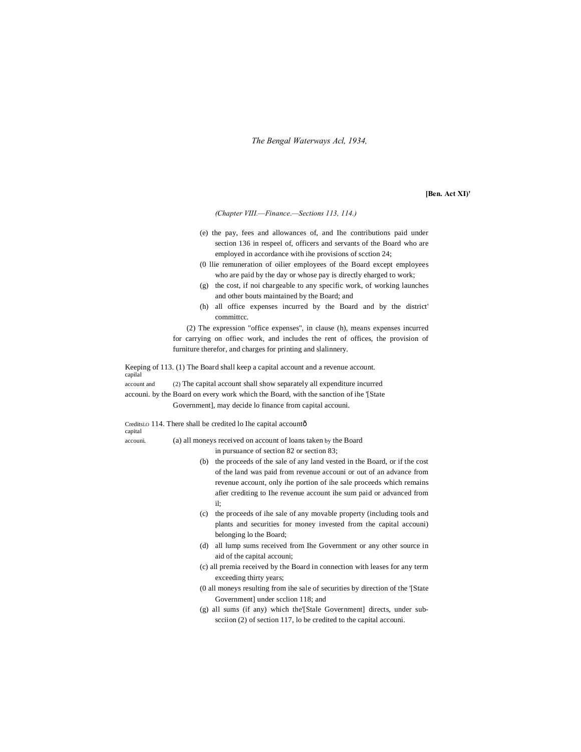*(Chapter VIII.—Finance.—Sections 113, 114.)*

(e) the pay, fees and allowances of, and Ihe contributions paid under section 136 in respeel of, officers and servants of the Board who are employed in accordance with ihe provisions of scction 24;

(0 llie remuneration of oilier employees of the Board except employees who are paid by the day or whose pay is directly eharged to work;

(g) the cost, if noi chargeable to any specific work, of working launches and other bouts maintained by the Board; and

(h) all office expenses incurred by the Board and by the district' committcc.

(2) The expression "office expenses", in clause (h), means expenses incurred for carrying on offiec work, and includes the rent of offices, the provision of furniture therefor, and charges for printing and slalinnery.

Keeping of capilal account and accouni.

113. (1) The Board shall keep a capital account and a revenue account.

(2) The capital account shall show separately all expenditure incurred by the Board on every work which the Board, with the sanction of ihe '[State Government], may decide lo finance from capital accouni.

CreditsLO capital accouni.

114. There shall be credited lo Ihe capital account—

(a) all moneys received on account of loans taken by the Board in pursuance of section 82 or section 83;

(b) the proceeds of the sale of any land vested in the Board, or if the cost of the land was paid from revenue accouni or out of an advance from revenue account, only ihe portion of ihe sale proceeds which remains afier crediting to Ihe revenue account ihe sum paid or advanced from il;

(c) the proceeds of ihe sale of any movable property (including tools and plants and securities for money invested from the capital accouni) belonging lo the Board;

(d) all lump sums received from Ihe Government or any other source in aid of the capital accouni;

(c) all premia received by the Board in connection with leases for any term exceeding thirty years;

(0 all moneys resulting from ihe sale of securities by direction of the '[State Government] under scclion 118; and

(g) all sums (if any) which the'[Stale Government] directs, under sub-scciion (2) of section 117, lo be credited to the capital accouni.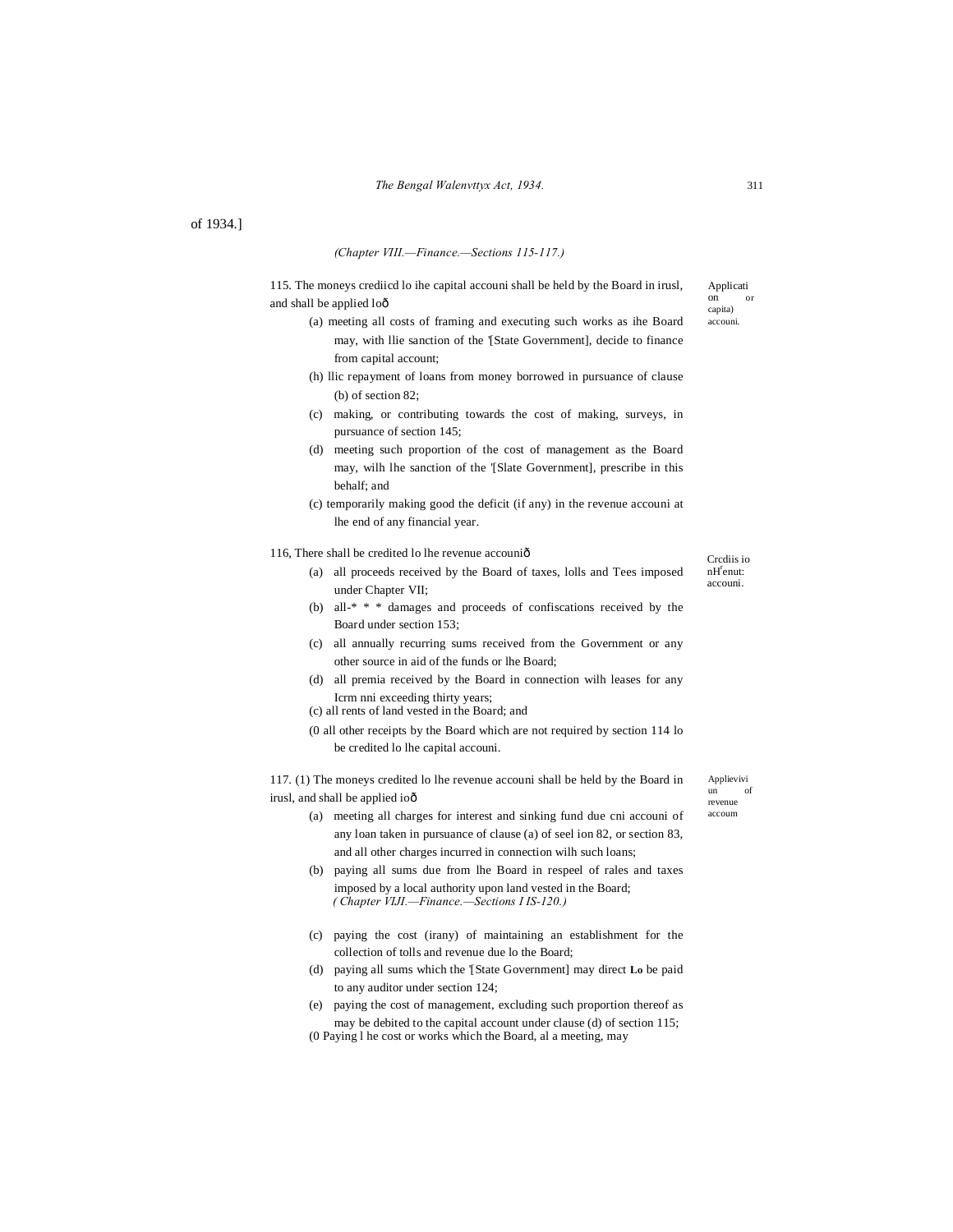of 1934.]

*(Chapter VIII.—Finance.—Sections 115-117.)*

Application or capita) accouni.

115. The moneys crediicd lo ihe capital accouni shall be held by the Board in irusl, and shall be applied loô

(a) meeting all costs of framing and executing such works as ihe Board may, with llie sanction of the '[State Government], decide to finance from capital account;

(h) llic repayment of loans from money borrowed in pursuance of clause (b) of section 82;

(c) making, or contributing towards the cost of making, surveys, in pursuance of section 145;

(d) meeting such proportion of the cost of management as the Board may, wilh lhe sanction of the '[Slate Government], prescribe in this behalf; and

(c) temporarily making good the deficit (if any) in the revenue accouni at lhe end of any financial year.

Crcdiis io nH'enut: accouni.

116, There shall be credited lo lhe revenue accouniô

(a) all proceeds received by the Board of taxes, lolls and Tees imposed under Chapter VII;

(b) all-* * * damages and proceeds of confiscations received by the Board under section 153;

(c) all annually recurring sums received from the Government or any other source in aid of the funds or lhe Board;

(d) all premia received by the Board in connection wilh leases for any Icrm nni exceeding thirty years;

(c) all rents of land vested in the Board; and

(0 all other receipts by the Board which are not required by section 114 lo be credited lo lhe capital accouni.

Applievivi un of revenue accoum

117. (1) The moneys credited lo lhe revenue accouni shall be held by the Board in irusl, and shall be applied ioô

(a) meeting all charges for interest and sinking fund due cni accouni of any loan taken in pursuance of clause (a) of seel ion 82, or section 83, and all other charges incurred in connection wilh such loans;

(b) paying all sums due from lhe Board in respeel of rales and taxes imposed by a local authority upon land vested in the Board;

*( Chapter VIJI.—Finance.—Sections I IS-120.)*

(c) paying the cost (irany) of maintaining an establishment for the collection of tolls and revenue due lo the Board;

(d) paying all sums which the '[State Government] may direct **Lo** be paid to any auditor under section 124;

(e) paying the cost of management, excluding such proportion thereof as may be debited to the capital account under clause (d) of section 115;

(0 Paying l he cost or works which the Board, al a meeting, may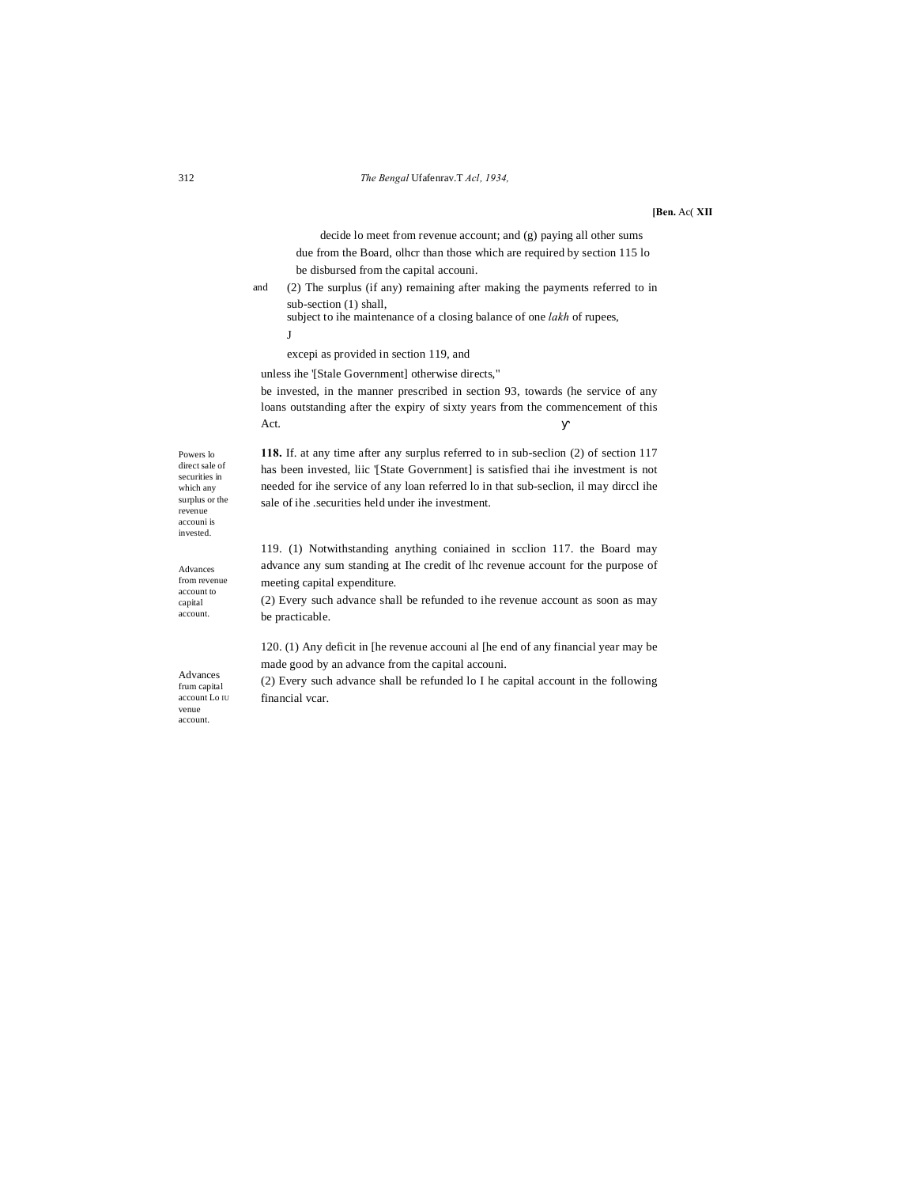decide lo meet from revenue account; and (g) paying all other sums due from the Board, olhcr than those which are required by section 115 lo be disbursed from the capital accouni.

and (2) The surplus (if any) remaining after making the payments referred to in sub-section (1) shall,
subject to ihe maintenance of a closing balance of one *lakh* of rupees,

J

excepi as provided in section 119, and

unless ihe '[Stale Government] otherwise directs,"

be invested, in the manner prescribed in section 93, towards (he service of any loans outstanding after the expiry of sixty years from the commencement of this Act.

Powers lo direct sale of securities in which any surplus or the revenue accouni is invested.

**118.** If. at any time after any surplus referred to in sub-seclion (2) of section 117 has been invested, liic '[State Government] is satisfied thai ihe investment is not needed for ihe service of any loan referred lo in that sub-seclion, il may dirccl ihe sale of ihe .securities held under ihe investment.

Advances from revenue account to capital account.

119. (1) Notwithstanding anything coniained in scclion 117. the Board may advance any sum standing at Ihe credit of lhc revenue account for the purpose of meeting capital expenditure.

(2) Every such advance shall be refunded to ihe revenue account as soon as may be practicable.

Advances frum capital account Lo IU venue account.

120. (1) Any deficit in [he revenue accouni al [he end of any financial year may be made good by an advance from the capital accouni.

(2) Every such advance shall be refunded lo I he capital account in the following financial vcar.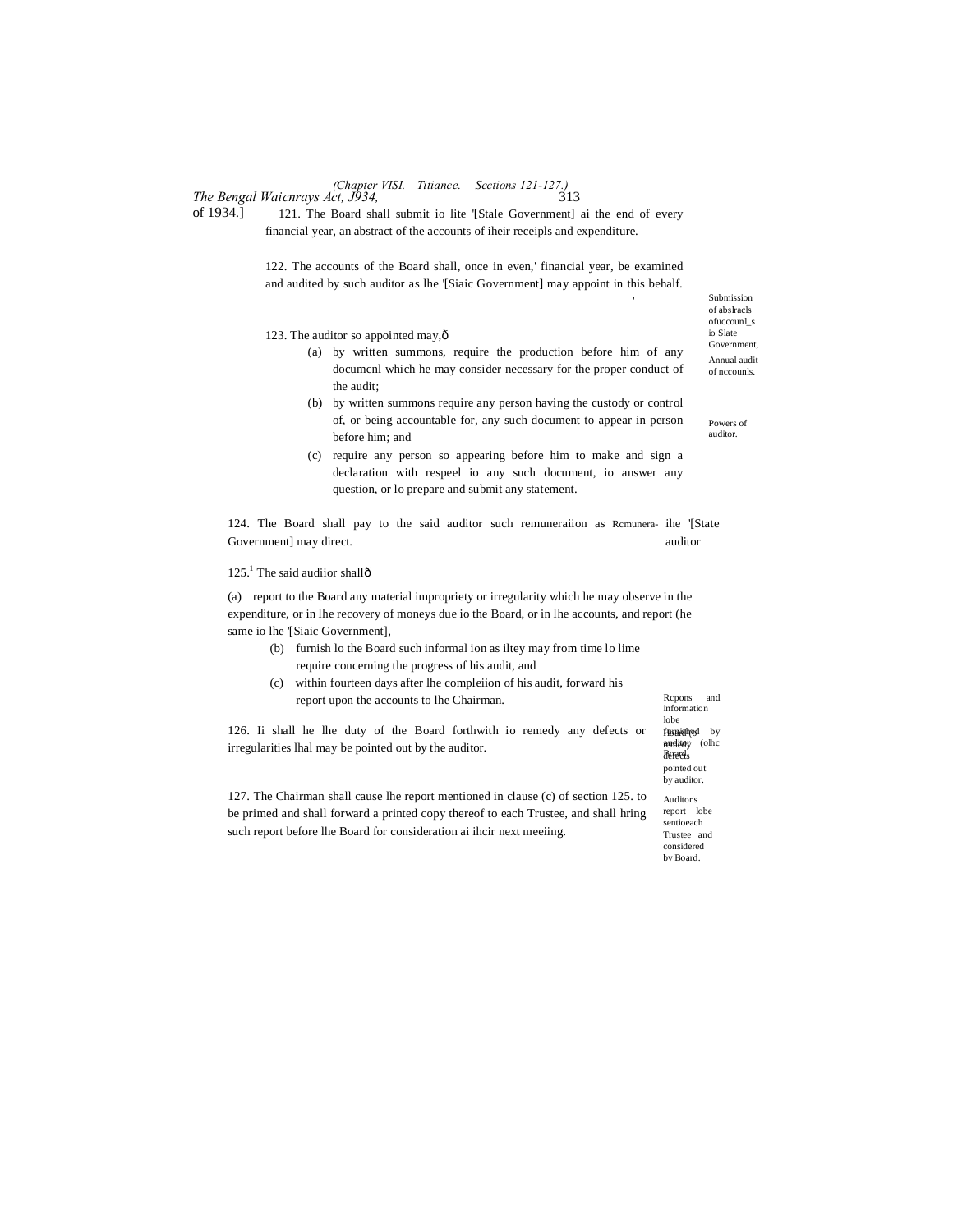(Chapter VISI.—Titiance. —Sections 121-127.)

121. The Board shall submit io lite '[Stale Government] ai the end of every financial year, an abstract of the accounts of iheir receipls and expenditure.

Submission of abslracls ofuccounl_s io Slate Government,

122. The accounts of the Board shall, once in even,' financial year, be examined and audited by such auditor as lhe '[Siaic Government] may appoint in this behalf.

Annual audit of nccounls.

123. The auditor so appointed may,ð

Powers of auditor.

(a) by written summons, require the production before him of any documcnl which he may consider necessary for the proper conduct of the audit;

(b) by written summons require any person having the custody or control of, or being accountable for, any such document to appear in person before him; and

(c) require any person so appearing before him to make and sign a declaration with respeel io any such document, io answer any question, or lo prepare and submit any statement.

124. The Board shall pay to the said auditor such remuneraiion as ihe '[State Government] may direct.

Rcmunera- auditor

125.[1] The said audiior shallð

(a) report to the Board any material impropriety or irregularity which he may observe in the expenditure, or in lhe recovery of moneys due io the Board, or in lhe accounts, and report (he same io lhe '[Siaic Government],

(b) furnish lo the Board such informal ion as iltey may from time lo lime require concerning the progress of his audit, and

(c) within fourteen days after lhe compleiion of his audit, forward his report upon the accounts to lhe Chairman.

Rcpons and information lobe furnished by auditor (olhc Board.

126. Ii shall he lhe duty of the Board forthwith io remedy any defects or irregularities lhal may be pointed out by the auditor.

Board to remedy defects pointed out by auditor.

127. The Chairman shall cause lhe report mentioned in clause (c) of section 125. to be primed and shall forward a printed copy thereof to each Trustee, and shall hring such report before lhe Board for consideration ai ihcir next meeiing.

Auditor's report lobe sentioeach Trustee and considered bv Board.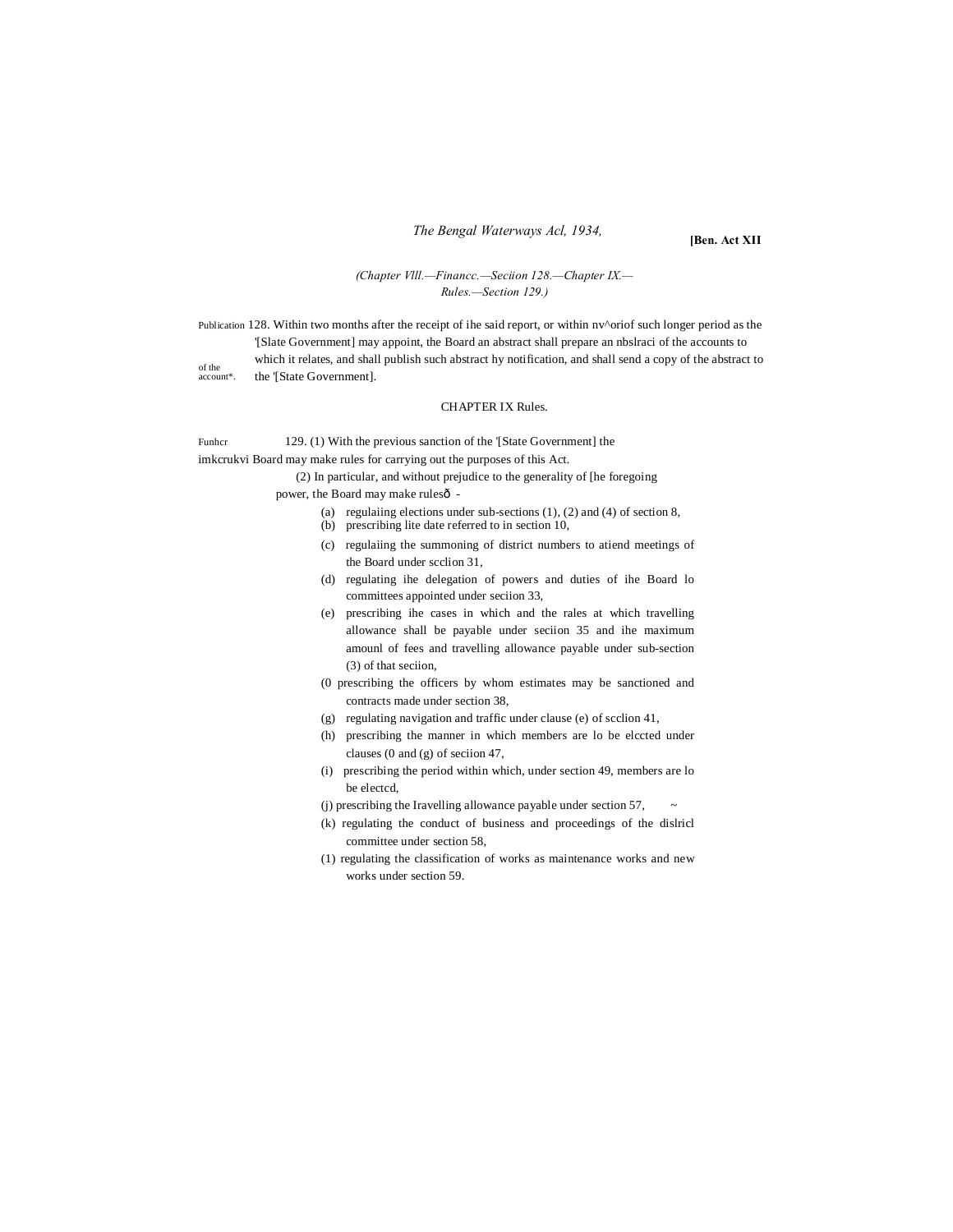(*Chapter Vlll.—Financc.—Seciion 128.—Chapter IX.—Rules.—Section 129.)*

Publication of the account*. 128. Within two months after the receipt of ihe said report, or within nv^oriof such longer period as the '[Slate Government] may appoint, the Board an abstract shall prepare an nbslraci of the accounts to which it relates, and shall publish such abstract hy notification, and shall send a copy of the abstract to the '[State Government].

## CHAPTER IX Rules.

Funhcr imkcrukvi 129. (1) With the previous sanction of the '[State Government] the Board may make rules for carrying out the purposes of this Act.

(2) In particular, and without prejudice to the generality of [he foregoing power, the Board may make rulesð -

(a) regulaiing elections under sub-sections (1), (2) and (4) of section 8,

(b) prescribing lite date referred to in section 10,

(c) regulaiing the summoning of district numbers to atiend meetings of the Board under scclion 31,

(d) regulating ihe delegation of powers and duties of ihe Board lo committees appointed under seciion 33,

(e) prescribing ihe cases in which and the rales at which travelling allowance shall be payable under seciion 35 and ihe maximum amounl of fees and travelling allowance payable under sub-section (3) of that seciion,

(0 prescribing the officers by whom estimates may be sanctioned and contracts made under section 38,

(g) regulating navigation and traffic under clause (e) of scclion 41,

(h) prescribing the manner in which members are lo be elccted under clauses (0 and (g) of seciion 47,

(i) prescribing the period within which, under section 49, members are lo be electcd,

(j) prescribing the Iravelling allowance payable under section 57, ~

(k) regulating the conduct of business and proceedings of the dislricl committee under section 58,

(1) regulating the classification of works as maintenance works and new works under section 59.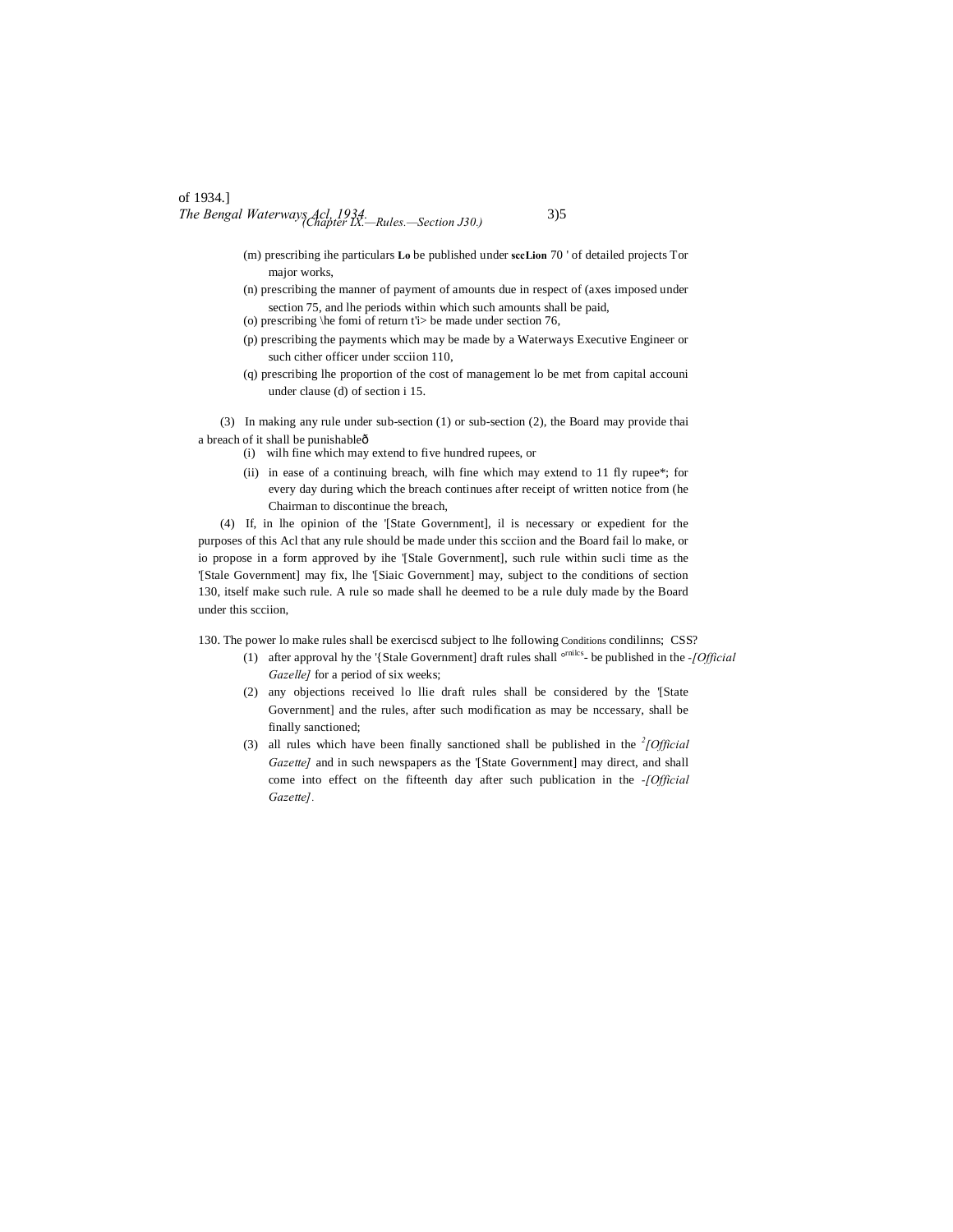(m) prescribing ihe particulars **Lo** be published under **sccLion** 70 ' of detailed projects Tor major works,

(n) prescribing the manner of payment of amounts due in respect of (axes imposed under section 75, and lhe periods within which such amounts shall be paid,

(o) prescribing \he fomi of return t'i> be made under section 76,

(p) prescribing the payments which may be made by a Waterways Executive Engineer or such cither officer under scciion 110,

(q) prescribing lhe proportion of the cost of management lo be met from capital accouni under clause (d) of section i 15.

(3) In making any rule under sub-section (1) or sub-section (2), the Board may provide thai a breach of it shall be punishableð

(i) wilh fine which may extend to five hundred rupees, or

(ii) in ease of a continuing breach, wilh fine which may extend to 11 fly rupee*; for every day during which the breach continues after receipt of written notice from (he Chairman to discontinue the breach,

(4) If, in lhe opinion of the '[State Government], il is necessary or expedient for the purposes of this Acl that any rule should be made under this scciion and the Board fail lo make, or io propose in a form approved by ihe '[Stale Government], such rule within sucli time as the '[Stale Government] may fix, lhe '[Siaic Government] may, subject to the conditions of section 130, itself make such rule. A rule so made shall he deemed to be a rule duly made by the Board under this scciion,

130. The power lo make rules shall be exerciscd subject to lhe following Conditions condilinns; CSS?

(1) after approval hy the '{Stale Government] draft rules shall °rnilcs- be published in the -*[Official Gazelle]* for a period of six weeks;

(2) any objections received lo llie draft rules shall be considered by the '[State Government] and the rules, after such modification as may be nccessary, shall be finally sanctioned;

(3) all rules which have been finally sanctioned shall be published in the [2]*[Official Gazette]* and in such newspapers as the '[State Government] may direct, and shall come into effect on the fifteenth day after such publication in the -*[Official Gazette]*.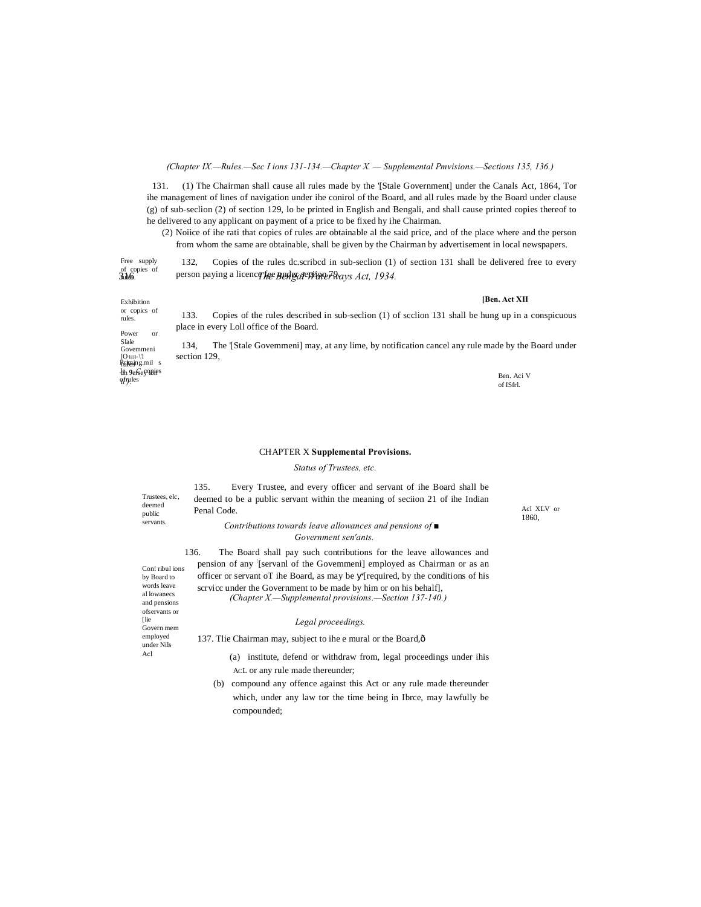(Chapter IX.—Rules.—Sec I ions 131-134.—Chapter X. — Supplemental Pmvisions.—Sections 135, 136.)

131. (1) The Chairman shall cause all rules made by the '[Stale Government] under the Canals Act, 1864, Tor ihe management of lines of navigation under ihe conirol of the Board, and all rules made by the Board under clause (g) of sub-seclion (2) of section 129, lo be printed in English and Bengali, and shall cause printed copies thereof to he delivered to any applicant on payment of a price to be fixed hy ihe Chairman.

(2) Noiice of ihe rati that copics of rules are obtainable al the said price, and of the place where and the person from whom the same are obtainable, shall be given by the Chairman by advertisement in local newspapers.

Free supply of copies of rules.

132, Copies of the rules dc.scribcd in sub-seclion (1) of section 131 shall be delivered free to every person paying a licence fee under section 79.

Exhibition or copics of rules.

133. Copies of the rules described in sub-seclion (1) of scclion 131 shall be hung up in a conspicuous place in every Loll office of the Board.

Power or Slale Govemmeni to cancel rules.

134, The '[Stale Govemmeni] may, at any lime, by notification cancel any rule made by the Board under section 129,

Ben. Aci V of ISfrl.

CHAPTER X **Supplemental Provisions.**

*Status of Trustees, etc.*

Trustees, elc, deemed public servants.

135. Every Trustee, and every officer and servant of ihe Board shall be deemed to be a public servant within the meaning of seciion 21 of ihe Indian Penal Code.

Acl XLV or 1860,

*Contributions towards leave allowances and pensions of Government sen'ants.*

Con! ribul ions by Board to words leave al lowanecs and pensions ofservants or [lie Govern mem employed under Nils Acl

136. The Board shall pay such contributions for the leave allowances and pension of any '[servanl of the Govemmeni] employed as Chairman or as an officer or servant oT ihe Board, as may be '[required, by the conditions of his scrvicc under the Government to be made by him or on his behalf],

(Chapter X.—Supplemental provisions.—Section 137-140.)

*Legal proceedings.*

137. Tlie Chairman may, subject to ihe e mural or the Board,—

(a) institute, defend or withdraw from, legal proceedings under ihis AcL or any rule made thereunder;

(b) compound any offence against this Act or any rule made thereunder which, under any law tor the time being in Ibrce, may lawfully be compounded;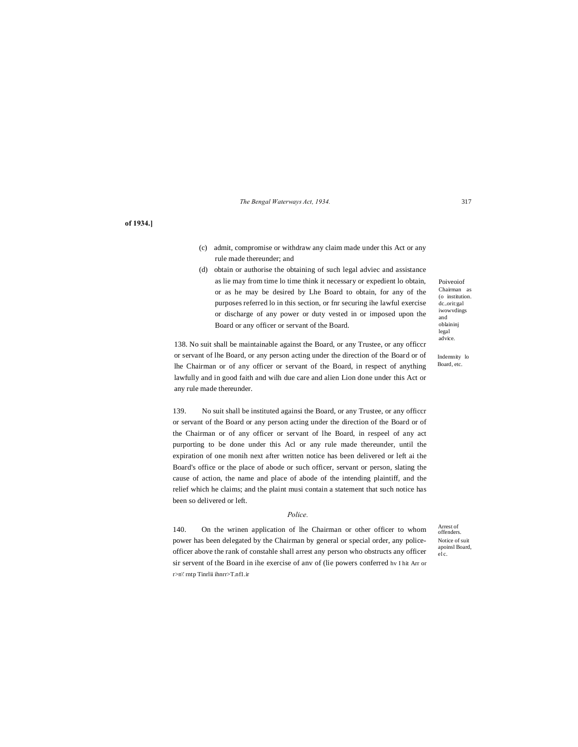of 1934.]

(c) admit, compromise or withdraw any claim made under this Act or any rule made thereunder; and

(d) obtain or authorise the obtaining of such legal adviec and assistance as lie may from time lo time think it necessary or expedient lo obtain, or as he may be desired by Lhe Board to obtain, for any of the purposes referred lo in this section, or fnr securing ihe lawful exercise or discharge of any power or duty vested in or imposed upon the Board or any officer or servant of the Board.

Poiveoiof Chairman as (o institution. dc..orit:gal iwowvdings and oblaininj legal advice.

Indemnity lo Board, etc.

138. No suit shall be maintainable against the Board, or any Trustee, or any officcr or servant of lhe Board, or any person acting under the direction of the Board or of lhe Chairman or of any officer or servant of the Board, in respect of anything lawfully and in good faith and wilh due care and alien Lion done under this Act or any rule made thereunder.

Notice of suit apoinsl Board, el c.

139. No suit shall be instituted againsi the Board, or any Trustee, or any officcr or servant of the Board or any person acting under the direction of the Board or of the Chairman or of any officer or servant of lhe Board, in respeel of any act purporting to be done under this Acl or any rule made thereunder, until the expiration of one monih next after written notice has been delivered or left ai the Board's office or the place of abode or such officer, servant or person, slating the cause of action, the name and place of abode of the intending plaintiff, and the relief which he claims; and the plaint musi contain a statement that such notice has been so delivered or left.

*Police.*

Arrest of offenders.

140. On the wrinen application of lhe Chairman or other officer to whom power has been delegated by the Chairman by general or special order, any police-officer above the rank of constahle shall arrest any person who obstructs any officer sir servent of the Board in ihe exercise of anv of (lie powers conferred hv I hit Arr or r>n\' rntp Tinrlii ihnrr>T.nf1.ir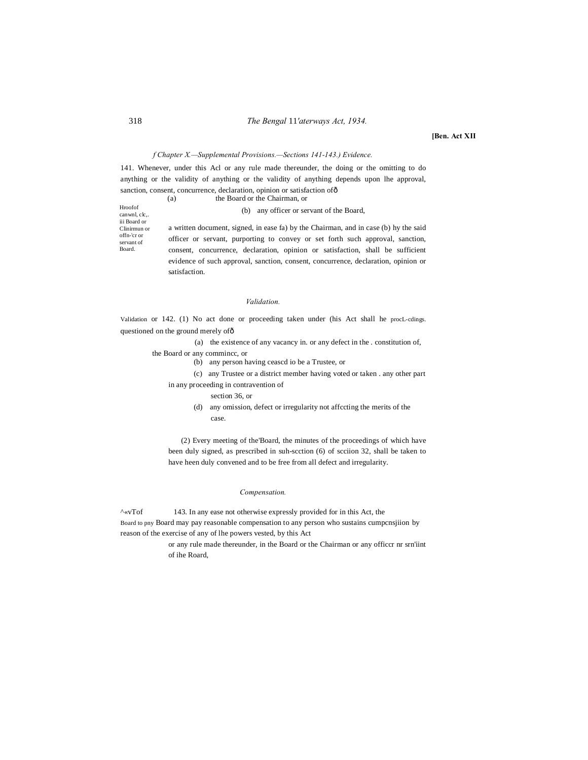[Ben. Act XII

*(Chapter X.—Supplemental Provisions.—Sections 141-143.) Evidence.*

141. Whenever, under this Acl or any rule made thereunder, the doing or the omitting to do anything or the validity of anything or the validity of anything depends upon lhe approval, sanction, consent, concurrence, declaration, opinion or satisfaction ofð

Hroofof canwnl, clc,. iii Board or Clinirmun or offn-'cr or servant of Board.

(a) the Board or the Chairman, or

(b) any officer or servant of the Board,

a written document, signed, in ease fa) by the Chairman, and in case (b) hy the said officer or servant, purporting to convey or set forth such approval, sanction, consent, concurrence, declaration, opinion or satisfaction, shall be sufficient evidence of such approval, sanction, consent, concurrence, declaration, opinion or satisfaction.

*Validation.*

Validation or procL-cdings.

142. (1) No act done or proceeding taken under (his Act shall he questioned on the ground merely ofð

(a) the existence of any vacancy in. or any defect in the . constitution of, the Board or any commincc, or

(b) any person having ceascd io be a Trustee, or

(c) any Trustee or a district member having voted or taken . any other part in any proceeding in contravention of section 36, or

(d) any omission, defect or irregularity not affccting the merits of the case.

(2) Every meeting of the'Board, the minutes of the proceedings of which have been duly signed, as prescribed in suh-scction (6) of scciion 32, shall be taken to have heen duly convened and to be free from all defect and irregularity.

*Compensation.*

^«vTof Board to pny

143. In any ease not otherwise expressly provided for in this Act, the Board may pay reasonable compensation to any person who sustains cumpcnsjiion by reason of the exercise of any of lhe powers vested, by this Act or any rule made thereunder, in the Board or the Chairman or any officcr nr srn'iint of ihe Roard,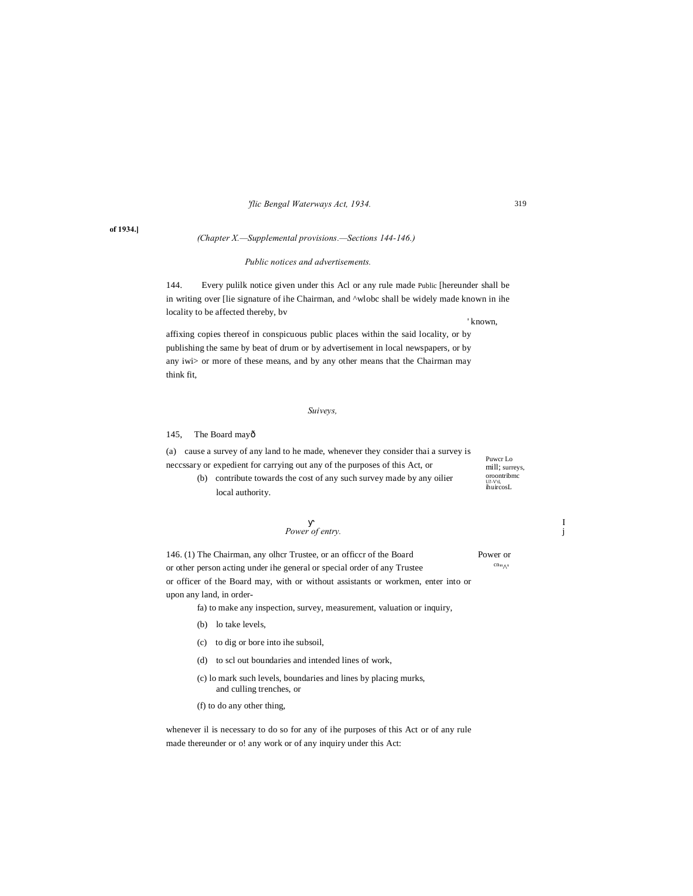*(Chapter X.—Supplemental provisions.—Sections 144-146.)*

*Public notices and advertisements.*

144. Every pulilk notice given under this Acl or any rule made Public [hereunder shall be in writing over [lie signature of ihe Chairman, and ^wlobc shall be widely made known in ihe locality to be affected thereby, bv ' known, affixing copies thereof in conspicuous public places within the said locality, or by publishing the same by beat of drum or by advertisement in local newspapers, or by any iwi> or more of these means, and by any other means that the Chairman may think fit,

*Suiveys,*

145, The Board mayð

Puwcr Lo mill; surreys, oroontribmc U7-V'tl, ihuircosL

(a) cause a survey of any land to he made, whenever they consider thai a survey is neccssary or expedient for carrying out any of the purposes of this Act, or

(b) contribute towards the cost of any such survey made by any oilier local authority.

*Power of entry.*

Power or cn"^'

146. (1) The Chairman, any olhcr Trustee, or an officcr of the Board or other person acting under ihe general or special order of any Trustee or officer of the Board may, with or without assistants or workmen, enter into or upon any land, in order-

fa) to make any inspection, survey, measurement, valuation or inquiry,

(b) lo take levels,

(c) to dig or bore into ihe subsoil,

(d) to scl out boundaries and intended lines of work,

(c) lo mark such levels, boundaries and lines by placing murks, and culling trenches, or

(f) to do any other thing,

whenever il is necessary to do so for any of ihe purposes of this Act or of any rule made thereunder or o! any work or of any inquiry under this Act: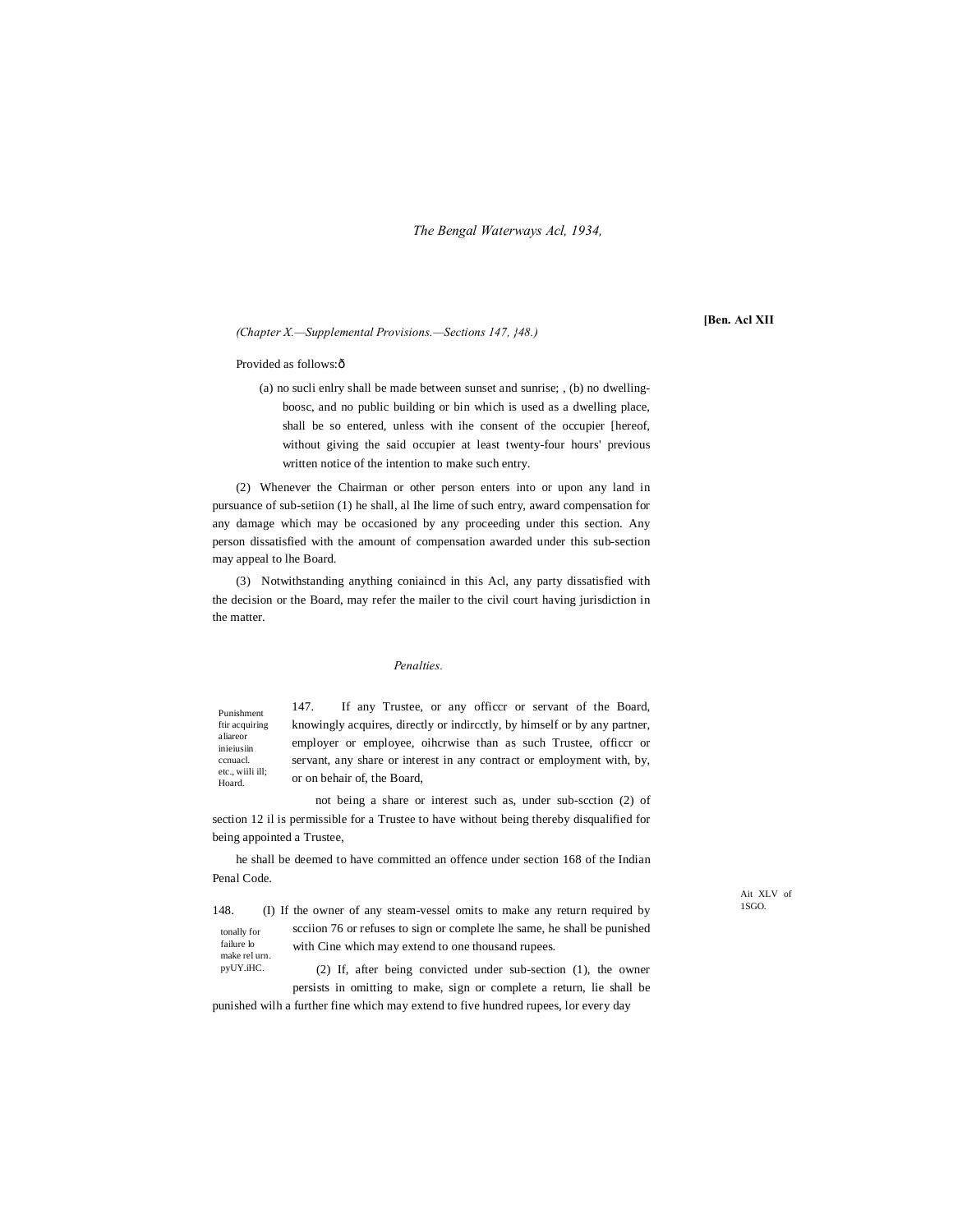(Chapter X.—Supplemental Provisions.—Sections 147, }48.)

Provided as follows:ð

(a) no sucli enlry shall be made between sunset and sunrise; , (b) no dwelling-boosc, and no public building or bin which is used as a dwelling place, shall be so entered, unless with ihe consent of the occupier [hereof, without giving the said occupier at least twenty-four hours' previous written notice of the intention to make such entry.

(2) Whenever the Chairman or other person enters into or upon any land in pursuance of sub-setiion (1) he shall, al Ihe lime of such entry, award compensation for any damage which may be occasioned by any proceeding under this section. Any person dissatisfied with the amount of compensation awarded under this sub-section may appeal to lhe Board.

(3) Notwithstanding anything coniaincd in this Acl, any party dissatisfied with the decision or the Board, may refer the mailer to the civil court having jurisdiction in the matter.

*Penalties.*

Punishment ftir acquiring aliareor inieiusiin ccnuacl. etc., wiili ill; Hoard.

147. If any Trustee, or any officcr or servant of the Board, knowingly acquires, directly or indircctly, by himself or by any partner, employer or employee, oihcrwise than as such Trustee, officcr or servant, any share or interest in any contract or employment with, by, or on behair of, the Board,

not being a share or interest such as, under sub-scction (2) of section 12 il is permissible for a Trustee to have without being thereby disqualified for being appointed a Trustee,

he shall be deemed to have committed an offence under section 168 of the Indian Penal Code.

Ait XLV of 1SGO.

tonally for failure lo make rel urn. pyUY.iHC.

148. (I) If the owner of any steam-vessel omits to make any return required by scciion 76 or refuses to sign or complete lhe same, he shall be punished with Cine which may extend to one thousand rupees.

(2) If, after being convicted under sub-section (1), the owner persists in omitting to make, sign or complete a return, lie shall be punished wilh a further fine which may extend to five hundred rupees, lor every day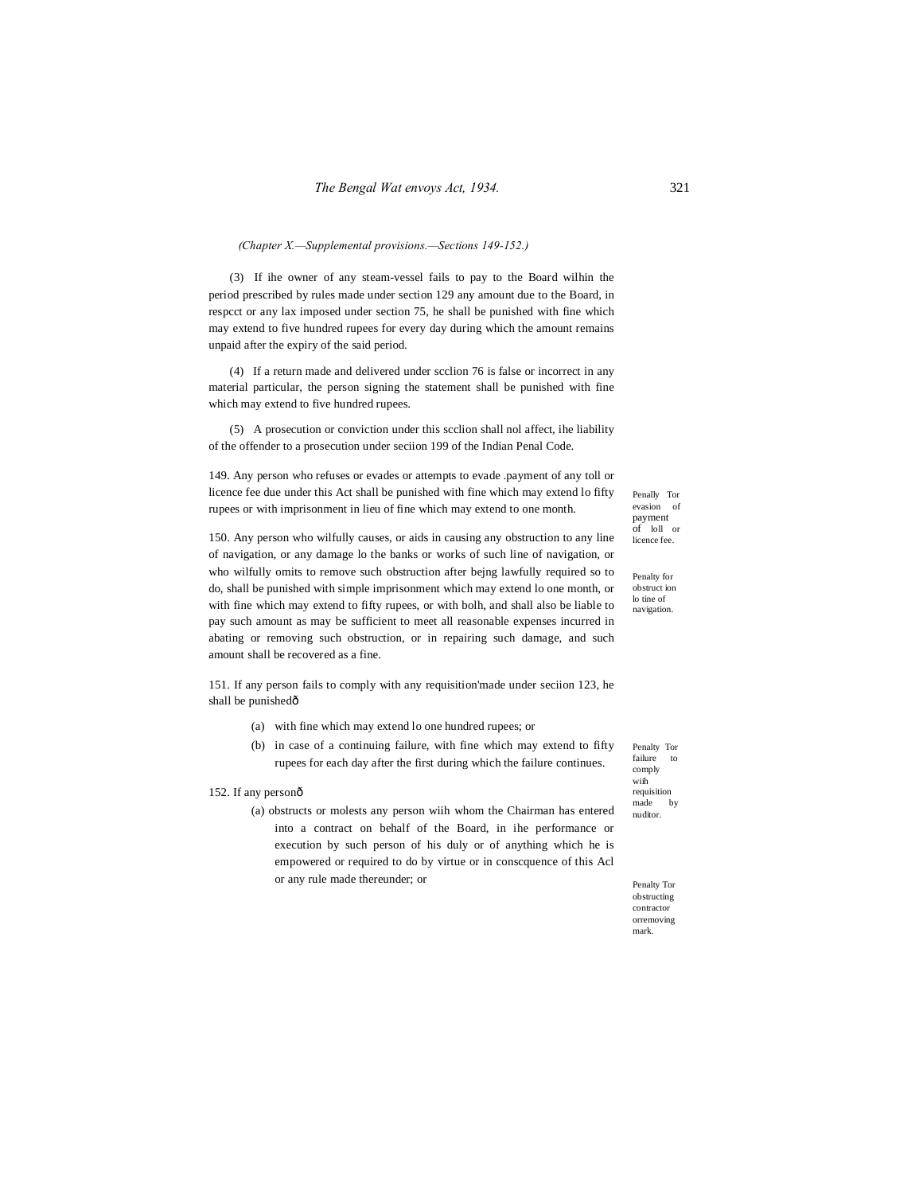*(Chapter X.—Supplemental provisions.—Sections 149-152.)*

(3) If ihe owner of any steam-vessel fails to pay to the Board wilhin the period prescribed by rules made under section 129 any amount due to the Board, in respcct or any lax imposed under section 75, he shall be punished with fine which may extend to five hundred rupees for every day during which the amount remains unpaid after the expiry of the said period.

(4) If a return made and delivered under scclion 76 is false or incorrect in any material particular, the person signing the statement shall be punished with fine which may extend to five hundred rupees.

(5) A prosecution or conviction under this scclion shall nol affect, ihe liability of the offender to a prosecution under seciion 199 of the Indian Penal Code.

Penally Tor evasion of payment of loll or licence fee.

149. Any person who refuses or evades or attempts to evade .payment of any toll or licence fee due under this Act shall be punished with fine which may extend lo fifty rupees or with imprisonment in lieu of fine which may extend to one month.

Penalty for obstruct ion lo tine of navigation.

150. Any person who wilfully causes, or aids in causing any obstruction to any line of navigation, or any damage lo the banks or works of such line of navigation, or who wilfully omits to remove such obstruction after bejng lawfully required so to do, shall be punished with simple imprisonment which may extend lo one month, or with fine which may extend to fifty rupees, or with bolh, and shall also be liable to pay such amount as may be sufficient to meet all reasonable expenses incurred in abating or removing such obstruction, or in repairing such damage, and such amount shall be recovered as a fine.

Penalty Tor failure to comply wiih requisition made by nuditor.

151. If any person fails to comply with any requisition'made under seciion 123, he shall be punishedð

(a) with fine which may extend lo one hundred rupees; or

(b) in case of a continuing failure, with fine which may extend to fifty rupees for each day after the first during which the failure continues.

Penalty Tor obstructing contractor orremoving mark.

152. If any personð

(a) obstructs or molests any person wiih whom the Chairman has entered into a contract on behalf of the Board, in ihe performance or execution by such person of his duly or of anything which he is empowered or required to do by virtue or in conscquence of this Acl or any rule made thereunder; or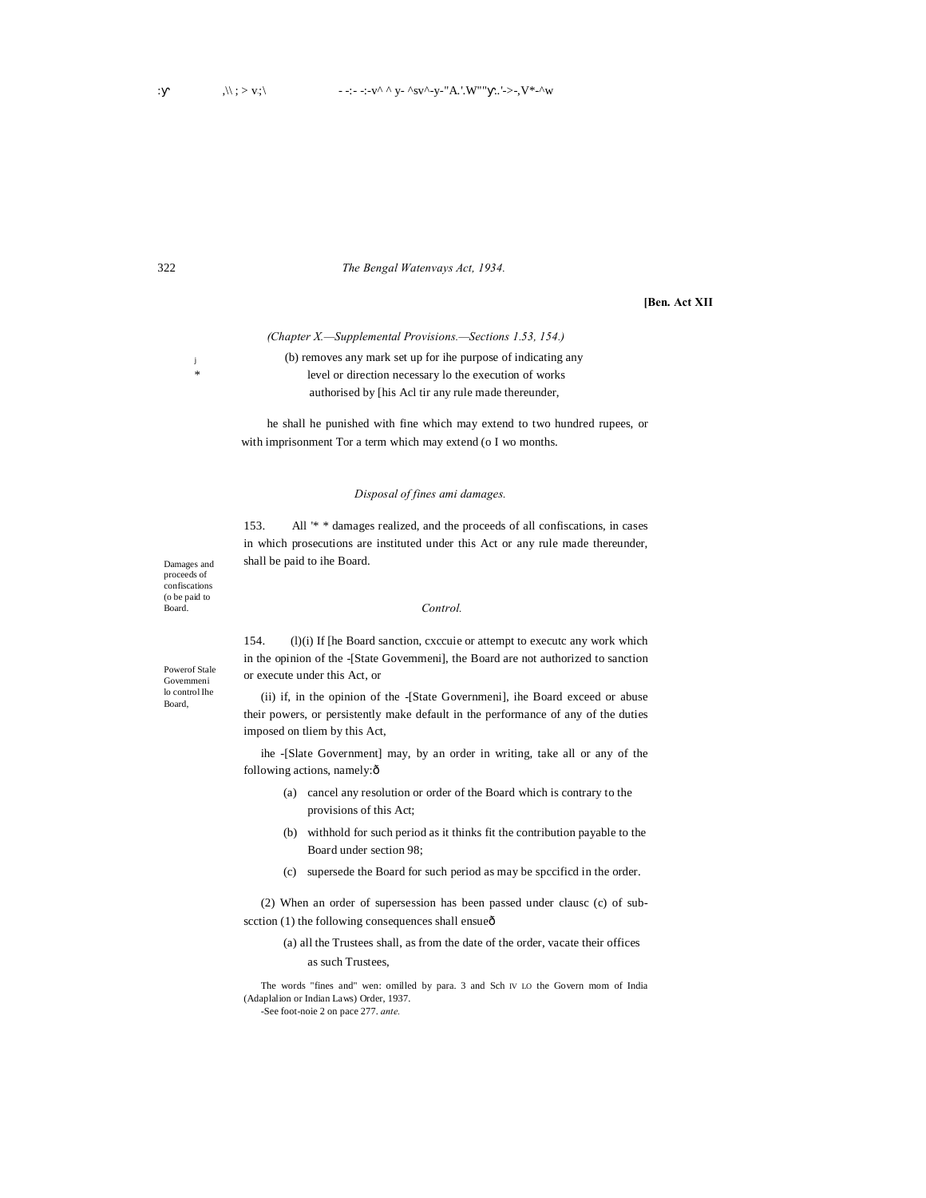[Ben. Act XII

*(Chapter X.—Supplemental Provisions.—Sections 1.53, 154.)*

(b) removes any mark set up for ihe purpose of indicating any level or direction necessary lo the execution of works authorised by [his Acl tir any rule made thereunder,

he shall he punished with fine which may extend to two hundred rupees, or with imprisonment Tor a term which may extend (o I wo months.

*Disposal of fines ami damages.*

Damages and proceeds of confiscations (o be paid to Board.

153. All '* * damages realized, and the proceeds of all confiscations, in cases in which prosecutions are instituted under this Act or any rule made thereunder, shall be paid to ihe Board.

*Control.*

Powerof Stale Govemmeni lo control Ihe Board,

154. (l)(i) If [he Board sanction, cxccuie or attempt to executc any work which in the opinion of the -[State Govemmeni], the Board are not authorized to sanction or execute under this Act, or

(ii) if, in the opinion of the -[State Governmeni], ihe Board exceed or abuse their powers, or persistently make default in the performance of any of the duties imposed on tliem by this Act,

ihe -[Slate Government] may, by an order in writing, take all or any of the following actions, namely:ð

(a) cancel any resolution or order of the Board which is contrary to the provisions of this Act;

(b) withhold for such period as it thinks fit the contribution payable to the Board under section 98;

(c) supersede the Board for such period as may be spccificd in the order.

(2) When an order of supersession has been passed under clausc (c) of sub-scction (1) the following consequences shall ensueð

(a) all the Trustees shall, as from the date of the order, vacate their offices as such Trustees,

The words "fines and" wen: omilled by para. 3 and Sch IV LO the Govern mom of India (Adaplalion or Indian Laws) Order, 1937.

-See foot-noie 2 on pace 277. *ante.*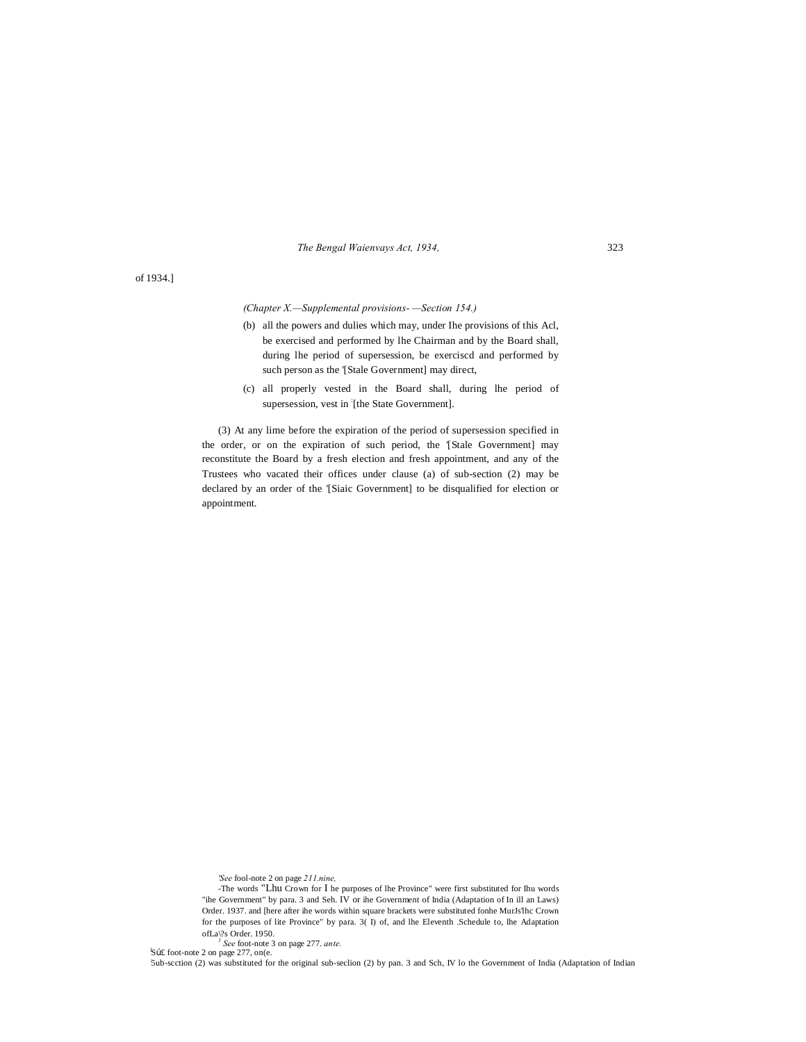of 1934.]

*(Chapter X.—Supplemental provisions- —Section 154.)*

(b) all the powers and dulies which may, under Ihe provisions of this Acl, be exercised and performed by lhe Chairman and by the Board shall, during lhe period of supersession, be exerciscd and performed by such person as the '[Stale Government] may direct,

(c) all properly vested in the Board shall, during lhe period of supersession, vest in :[the State Government].

(3) At any lime before the expiration of the period of supersession specified in the order, or on the expiration of such period, the '[Stale Government] may reconstitute the Board by a fresh election and fresh appointment, and any of the Trustees who vacated their offices under clause (a) of sub-section (2) may be declared by an order of the '[Siaic Government] to be disqualified for election or appointment.

'*See* fool-note 2 on page *211.nine,*

-The words "Lhu Crown for I he purposes of lhe Province" were first substituted for Ihu words "ihe Government" by para. 3 and Seh. IV or ihe Government of India (Adaptation of In ill an Laws) Order. 1937. and [here after ihe words within square brackets were substituted fonhe MurJs'lhc Crown for the purposes of lite Province" by para. 3( I) of, and lhe Eleventh .Schedule to, lhe Adaptation ofLa\?s Order. 1950.

[J] *See* foot-note 3 on page 277. *ante.*

'Sú£ foot-note 2 on page 277, on(e.

'Sub-scction (2) was substituted for the original sub-seclion (2) by pan. 3 and Sch, IV lo the Government of India (Adaptation of Indian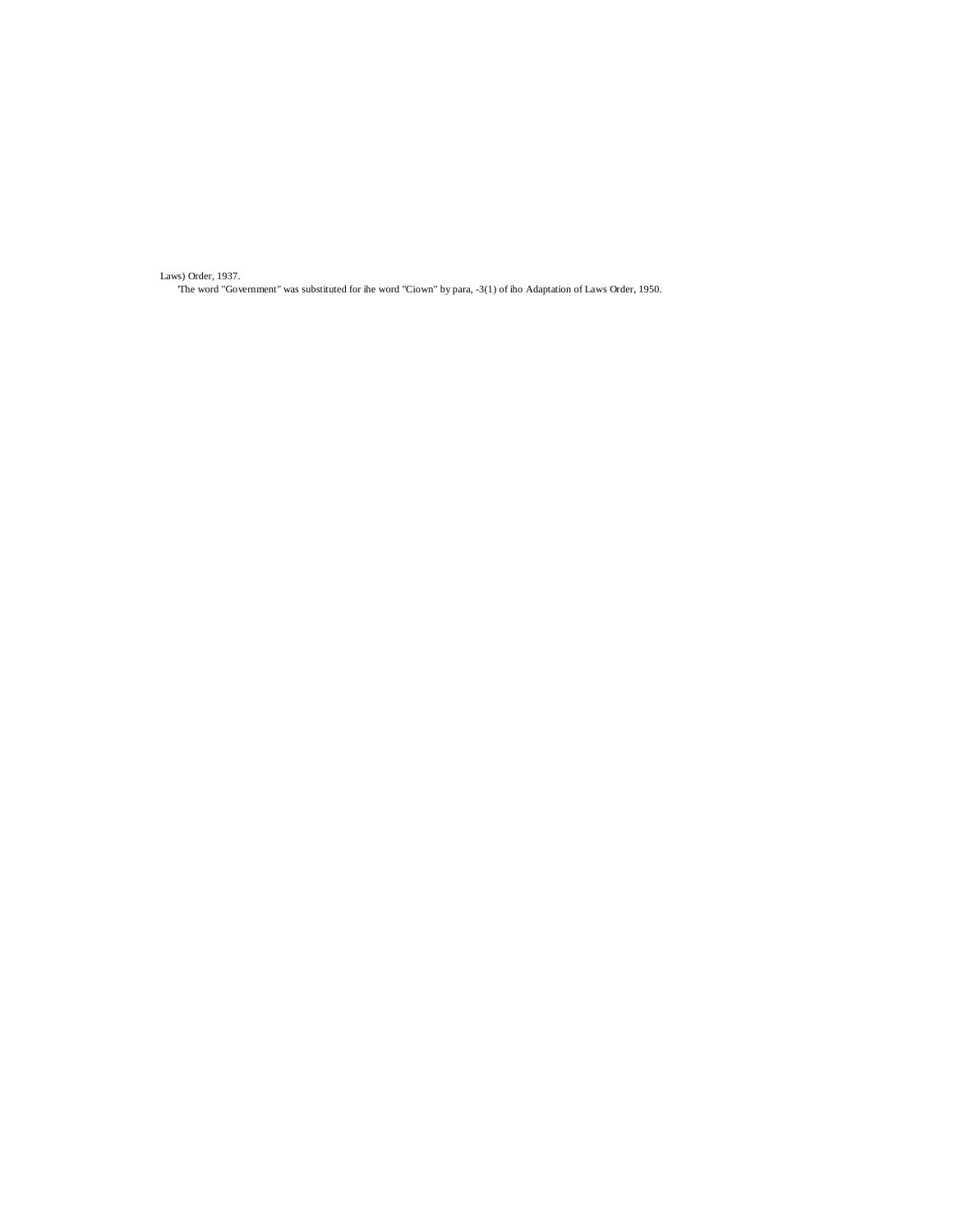Laws) Order, 1937.

'The word "Government" was substituted for ihe word "Ciown" by para, -3(1) of iho Adaptation of Laws Order, 1950.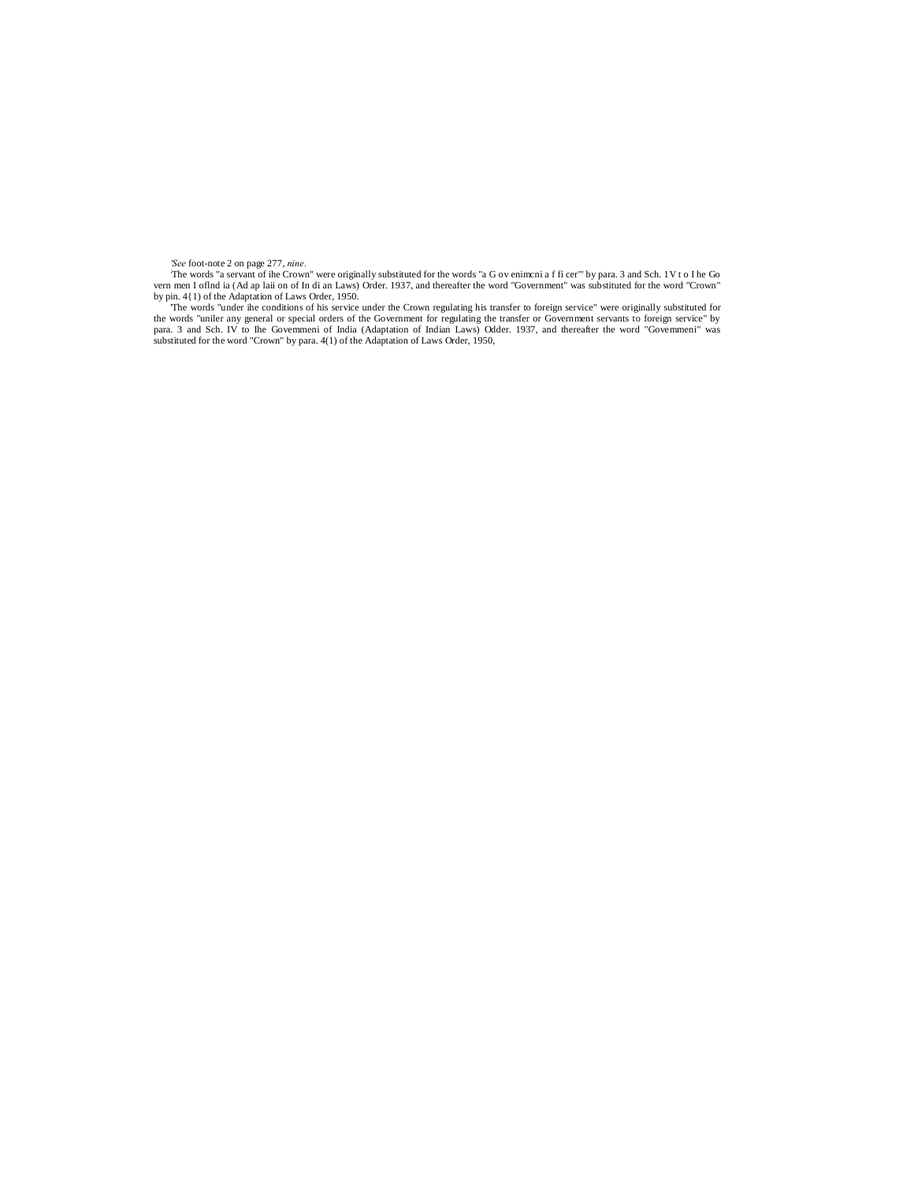[1]*See* foot-note 2 on page 277, *nine*.

[2]The words "a servant of ihe Crown" were originally substituted for the words "a G ov enimcni a f fi cer"' by para. 3 and Sch. 1V t o I he Go vern men I oflnd ia (Ad ap laii on of In di an Laws) Order. 1937, and thereafter the word "Government" was substituted for the word "Crown" by pin. 4{1) of the Adaptation of Laws Order, 1950.

[3]The words "under ihe conditions of his service under the Crown regulating his transfer to foreign service" were originally substituted for the words "uniler any general or special orders of the Government for regulating the transfer or Government servants to foreign service" by para. 3 and Sch. IV to Ihe Govemmeni of India (Adaptation of Indian Laws) Odder. 1937, and thereafter the word "Govemmeni" was substituted for the word "Crown" by para. 4(1) of the Adaptation of Laws Order, 1950,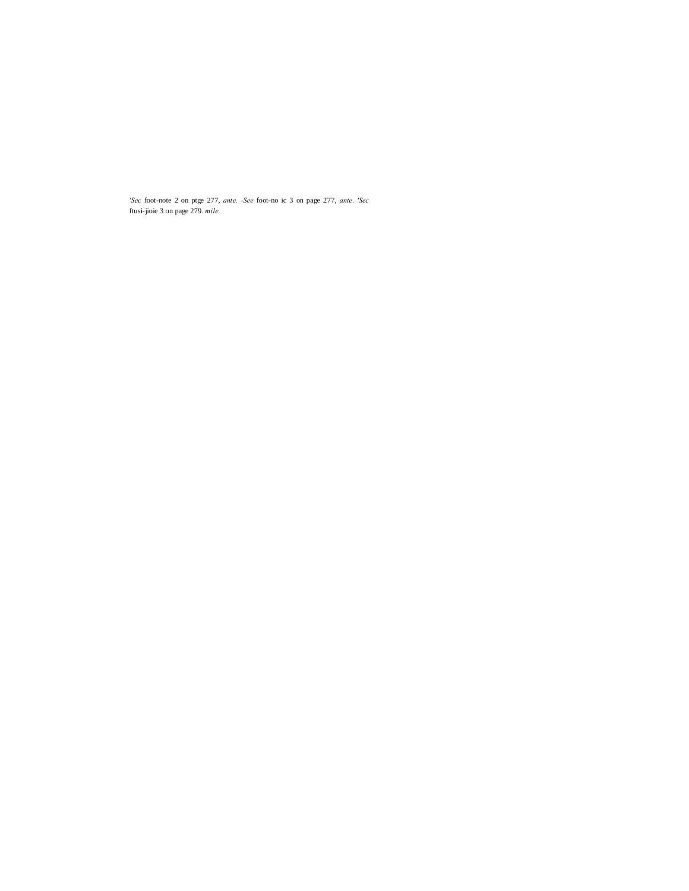*'Sec* foot-note 2 on ptge 277, *ante.* *-See* foot-no ic 3 on page 277, *ante.* *'Sec* ftusi-jioie 3 on page 279. *mile.*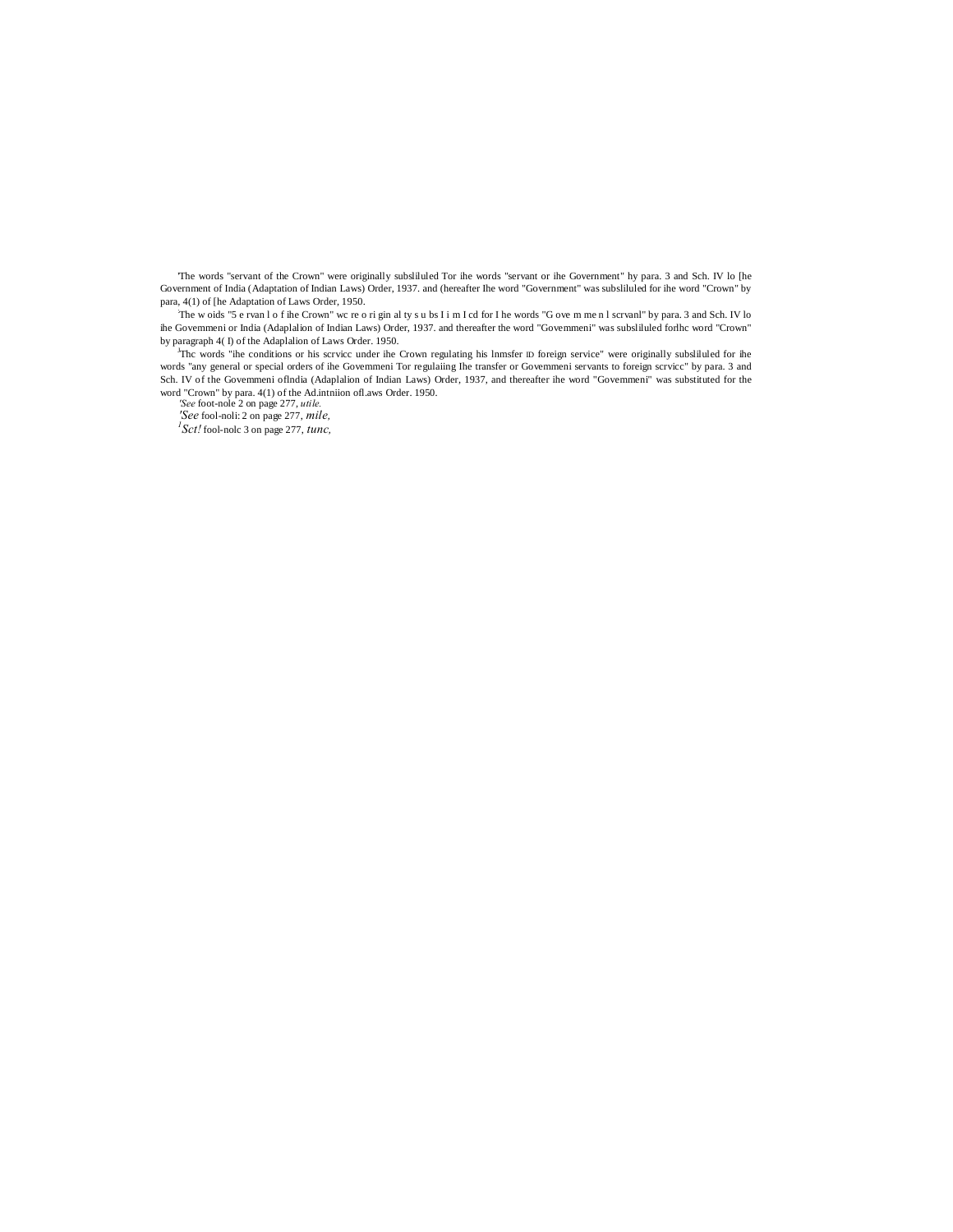[1]The words "servant of the Crown" were originally subsliluled Tor ihe words "servant or ihe Government" hy para. 3 and Sch. IV lo [he Government of India (Adaptation of Indian Laws) Order, 1937. and (hereafter Ihe word "Government" was subsliluled for ihe word "Crown" by para, 4(1) of [he Adaptation of Laws Order, 1950.

[2]The w oids "5 e rvan l o f ihe Crown" wc re o ri gin al ty s u bs I i m I cd for I he words "G ove m me n l scrvanl" by para. 3 and Sch. IV lo ihe Govemmeni or India (Adaplalion of Indian Laws) Order, 1937. and thereafter the word "Govemmeni" was subsliluled forlhc word "Crown" by paragraph 4( I) of the Adaplalion of Laws Order. 1950.

[3]Thc words "ihe conditions or his scrvicc under ihe Crown regulating his lnmsfer ID foreign service" were originally subsliluled for ihe words "any general or special orders of ihe Govemmeni Tor regulaiing Ihe transfer or Govemmeni servants to foreign scrvicc" by para. 3 and Sch. IV of the Govemmeni oflndia (Adaplalion of Indian Laws) Order, 1937, and thereafter ihe word "Govemmeni" was substituted for the word "Crown" by para. 4(1) of the Ad.intniion ofl.aws Order. 1950.

'*See* foot-nole 2 on page 277, *utile.*

'*See* fool-noli: 2 on page 277, *mile,*

[1]*Sct!* fool-nolc 3 on page 277, *tunc,*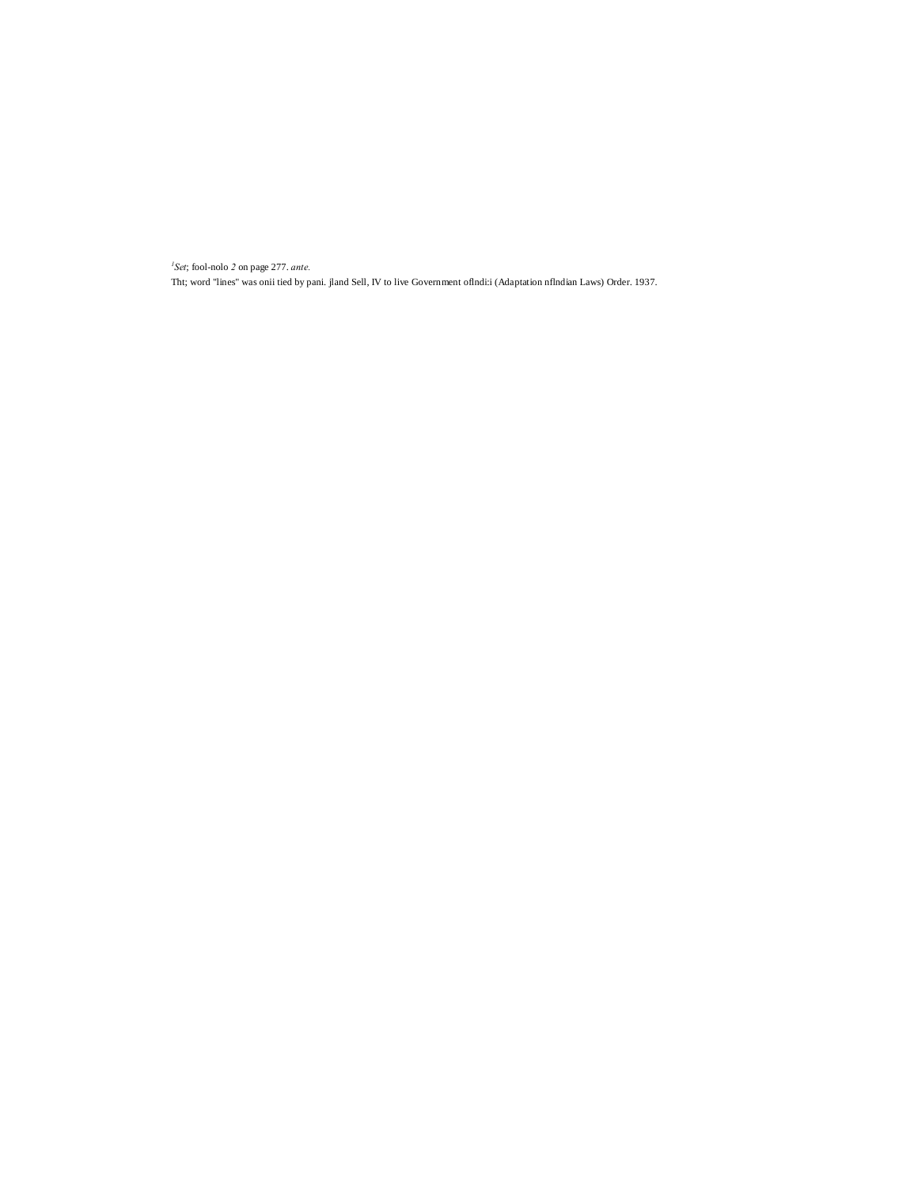[1]*Set*; fool-nolo *2* on page 277. *ante.*

Tht; word "lines" was onii tied by pani. jland Sell, IV to live Government oflndi:i (Adaptation nflndian Laws) Order. 1937.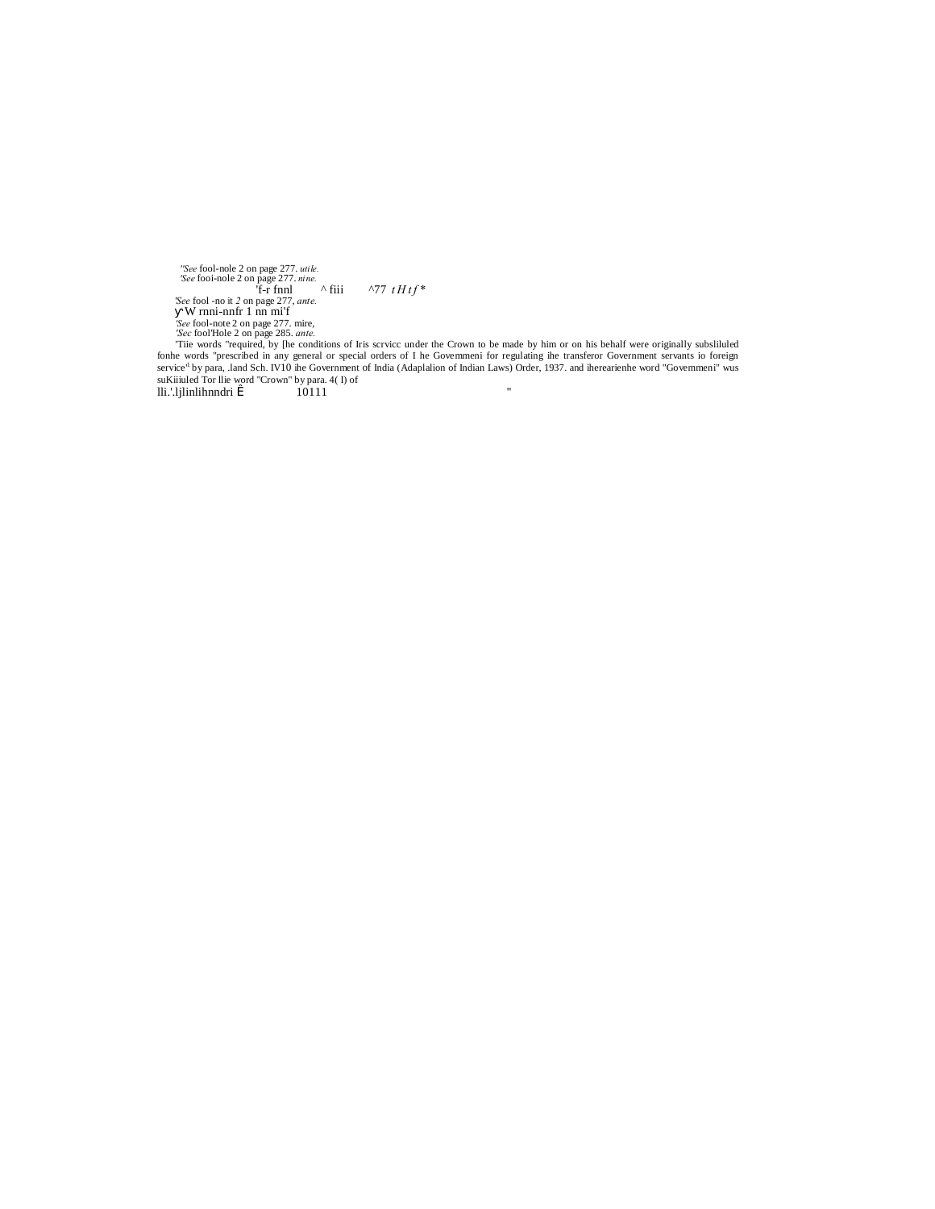"*See* fool-nole 2 on page 277. *utile.*
'*See* fooi-nole 2 on page 277. *nine.*
'f-r fnnl ^ fiii ^77 *tHtf\**
'*See* fool -no it *2* on page 277, *ante.*
ƴW rnni-nnfr 1 nn mi'f
'*See* fool-note 2 on page 277. mire,
'*Sec* fool'Hole 2 on page 285. *ante.*

'Tiie words "required, by [he conditions of Iris scrvicc under the Crown to be made by him or on his behalf were originally subsliluled fonhe words "prescribed in any general or special orders of I he Govemmeni for regulating ihe transferor Government servants io foreign service" by para, .land Sch. IV10 ihe Government of India (Adaplalion of Indian Laws) Order, 1937. and iherearienhe word "Govemmeni" wus suKiiiuled Tor llie word "Crown" by para. 4( I) of
lli.'.ljlinlihnndri Ê 10111 "